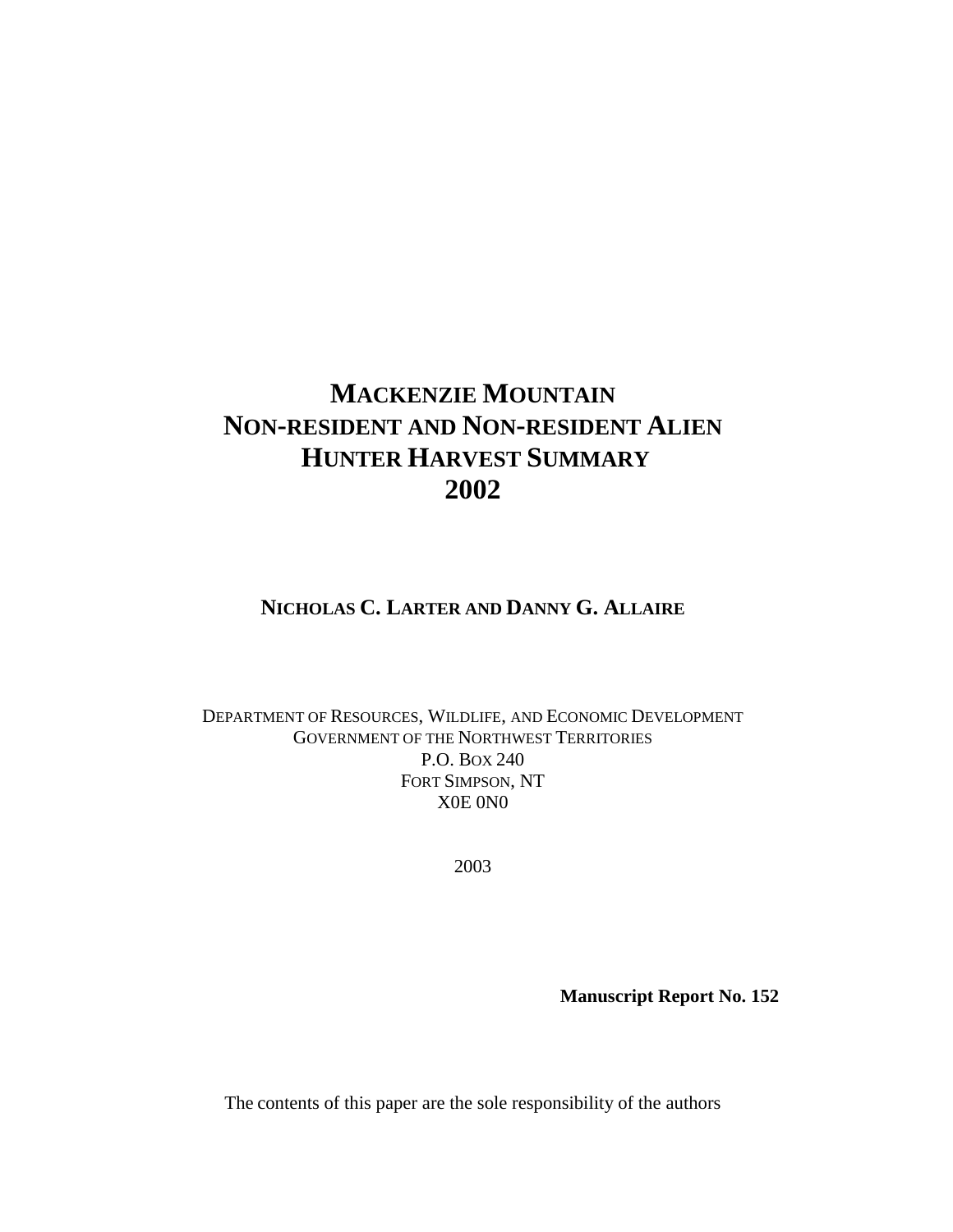# MACKENZIE MOUNTAIN NON-RESIDENT AND NON-RESIDENT ALIEN HUNTER HARVEST SUMMARY 2002

**NICHOLAS C. LARTER AND DANNY G. ALLAIRE**

DEPARTMENT OF RESOURCES, WILDLIFE, AND ECONOMIC DEVELOPMENT
GOVERNMENT OF THE NORTHWEST TERRITORIES
P.O. BOX 240
FORT SIMPSON, NT
X0E 0N0

2003

**Manuscript Report No. 152**

The contents of this paper are the sole responsibility of the authors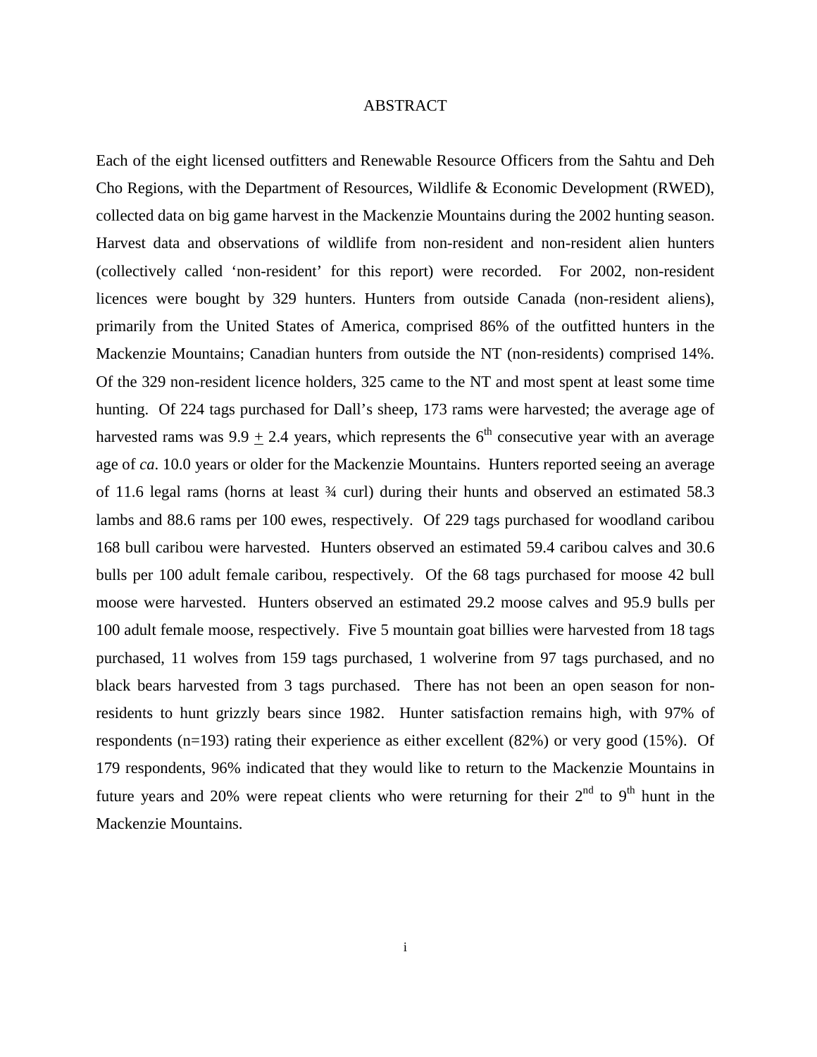# ABSTRACT

Each of the eight licensed outfitters and Renewable Resource Officers from the Sahtu and Deh Cho Regions, with the Department of Resources, Wildlife & Economic Development (RWED), collected data on big game harvest in the Mackenzie Mountains during the 2002 hunting season. Harvest data and observations of wildlife from non-resident and non-resident alien hunters (collectively called 'non-resident' for this report) were recorded. For 2002, non-resident licences were bought by 329 hunters. Hunters from outside Canada (non-resident aliens), primarily from the United States of America, comprised 86% of the outfitted hunters in the Mackenzie Mountains; Canadian hunters from outside the NT (non-residents) comprised 14%. Of the 329 non-resident licence holders, 325 came to the NT and most spent at least some time hunting. Of 224 tags purchased for Dall's sheep, 173 rams were harvested; the average age of harvested rams was $9.9 \pm 2.4$ years, which represents the 6th consecutive year with an average age of *ca*. 10.0 years or older for the Mackenzie Mountains. Hunters reported seeing an average of 11.6 legal rams (horns at least ¾ curl) during their hunts and observed an estimated 58.3 lambs and 88.6 rams per 100 ewes, respectively. Of 229 tags purchased for woodland caribou 168 bull caribou were harvested. Hunters observed an estimated 59.4 caribou calves and 30.6 bulls per 100 adult female caribou, respectively. Of the 68 tags purchased for moose 42 bull moose were harvested. Hunters observed an estimated 29.2 moose calves and 95.9 bulls per 100 adult female moose, respectively. Five 5 mountain goat billies were harvested from 18 tags purchased, 11 wolves from 159 tags purchased, 1 wolverine from 97 tags purchased, and no black bears harvested from 3 tags purchased. There has not been an open season for non-residents to hunt grizzly bears since 1982. Hunter satisfaction remains high, with 97% of respondents (n=193) rating their experience as either excellent (82%) or very good (15%). Of 179 respondents, 96% indicated that they would like to return to the Mackenzie Mountains in future years and 20% were repeat clients who were returning for their 2nd to 9th hunt in the Mackenzie Mountains.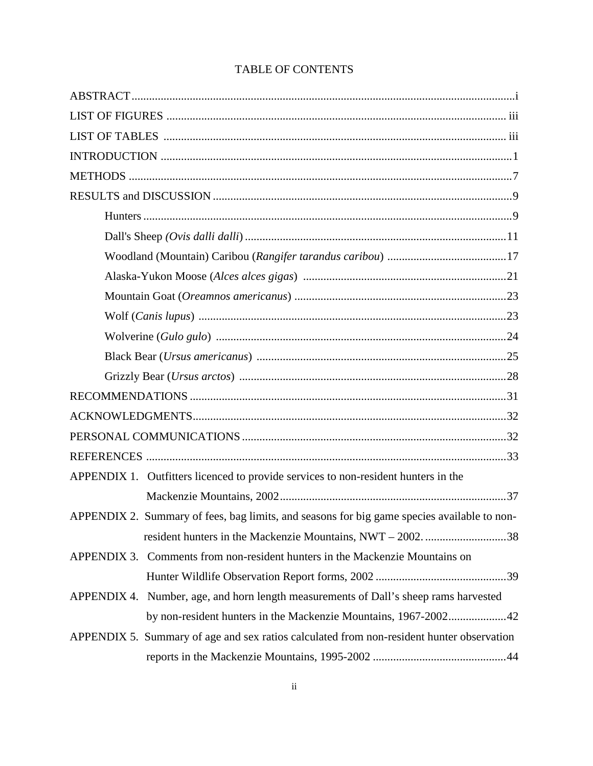# TABLE OF CONTENTS

ABSTRACT ................................................................................................................................i

LIST OF FIGURES ................................................................................................................ iii

LIST OF TABLES .................................................................................................................. iii

INTRODUCTION ......................................................................................................................1

METHODS ..................................................................................................................................7

RESULTS and DISCUSSION ......................................................................................................9

- Hunters ..............................................................................................................................9
- Dall's Sheep *(Ovis dalli dalli)* .........................................................................................11
- Woodland (Mountain) Caribou (*Rangifer tarandus caribou*) .........................................17
- Alaska-Yukon Moose (*Alces alces gigas*) ......................................................................21
- Mountain Goat (*Oreamnos americanus*) .........................................................................23
- Wolf (*Canis lupus*) ..........................................................................................................23
- Wolverine (*Gulo gulo*) ....................................................................................................24
- Black Bear (*Ursus americanus*) ......................................................................................25
- Grizzly Bear (*Ursus arctos*) ............................................................................................28

RECOMMENDATIONS ...........................................................................................................31

ACKNOWLEDGMENTS..........................................................................................................32

PERSONAL COMMUNICATIONS .........................................................................................32

REFERENCES ..........................................................................................................................33

APPENDIX 1. Outfitters licenced to provide services to non-resident hunters in the Mackenzie Mountains, 2002..............................................................................37

APPENDIX 2. Summary of fees, bag limits, and seasons for big game species available to non-resident hunters in the Mackenzie Mountains, NWT – 2002. ............................38

APPENDIX 3. Comments from non-resident hunters in the Mackenzie Mountains on Hunter Wildlife Observation Report forms, 2002 .............................................39

APPENDIX 4. Number, age, and horn length measurements of Dall's sheep rams harvested by non-resident hunters in the Mackenzie Mountains, 1967-2002....................42

APPENDIX 5. Summary of age and sex ratios calculated from non-resident hunter observation reports in the Mackenzie Mountains, 1995-2002 ..............................................44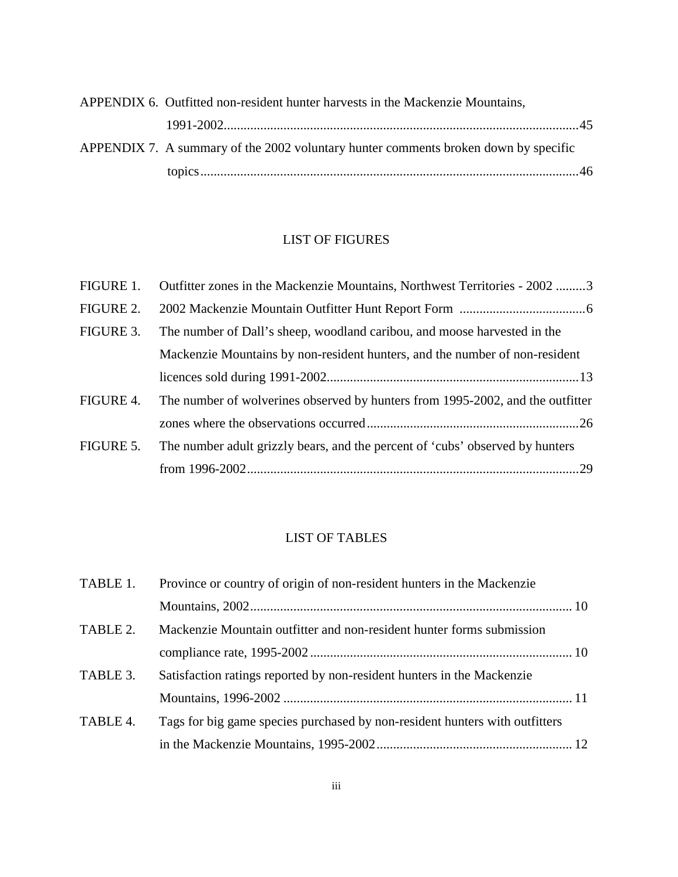APPENDIX 6. Outfitted non-resident hunter harvests in the Mackenzie Mountains, 1991-2002..........................................................................................................45

APPENDIX 7. A summary of the 2002 voluntary hunter comments broken down by specific topics.................................................................................................................46

## LIST OF FIGURES

FIGURE 1. Outfitter zones in the Mackenzie Mountains, Northwest Territories - 2002 .........3

FIGURE 2. 2002 Mackenzie Mountain Outfitter Hunt Report Form ......................................6

FIGURE 3. The number of Dall's sheep, woodland caribou, and moose harvested in the Mackenzie Mountains by non-resident hunters, and the number of non-resident licences sold during 1991-2002...........................................................................13

FIGURE 4. The number of wolverines observed by hunters from 1995-2002, and the outfitter zones where the observations occurred................................................................26

FIGURE 5. The number adult grizzly bears, and the percent of 'cubs' observed by hunters from 1996-2002....................................................................................................29

## LIST OF TABLES

TABLE 1. Province or country of origin of non-resident hunters in the Mackenzie Mountains, 2002................................................................................................ 10

TABLE 2. Mackenzie Mountain outfitter and non-resident hunter forms submission compliance rate, 1995-2002............................................................................... 10

TABLE 3. Satisfaction ratings reported by non-resident hunters in the Mackenzie Mountains, 1996-2002 ....................................................................................... 11

TABLE 4. Tags for big game species purchased by non-resident hunters with outfitters in the Mackenzie Mountains, 1995-2002........................................................... 12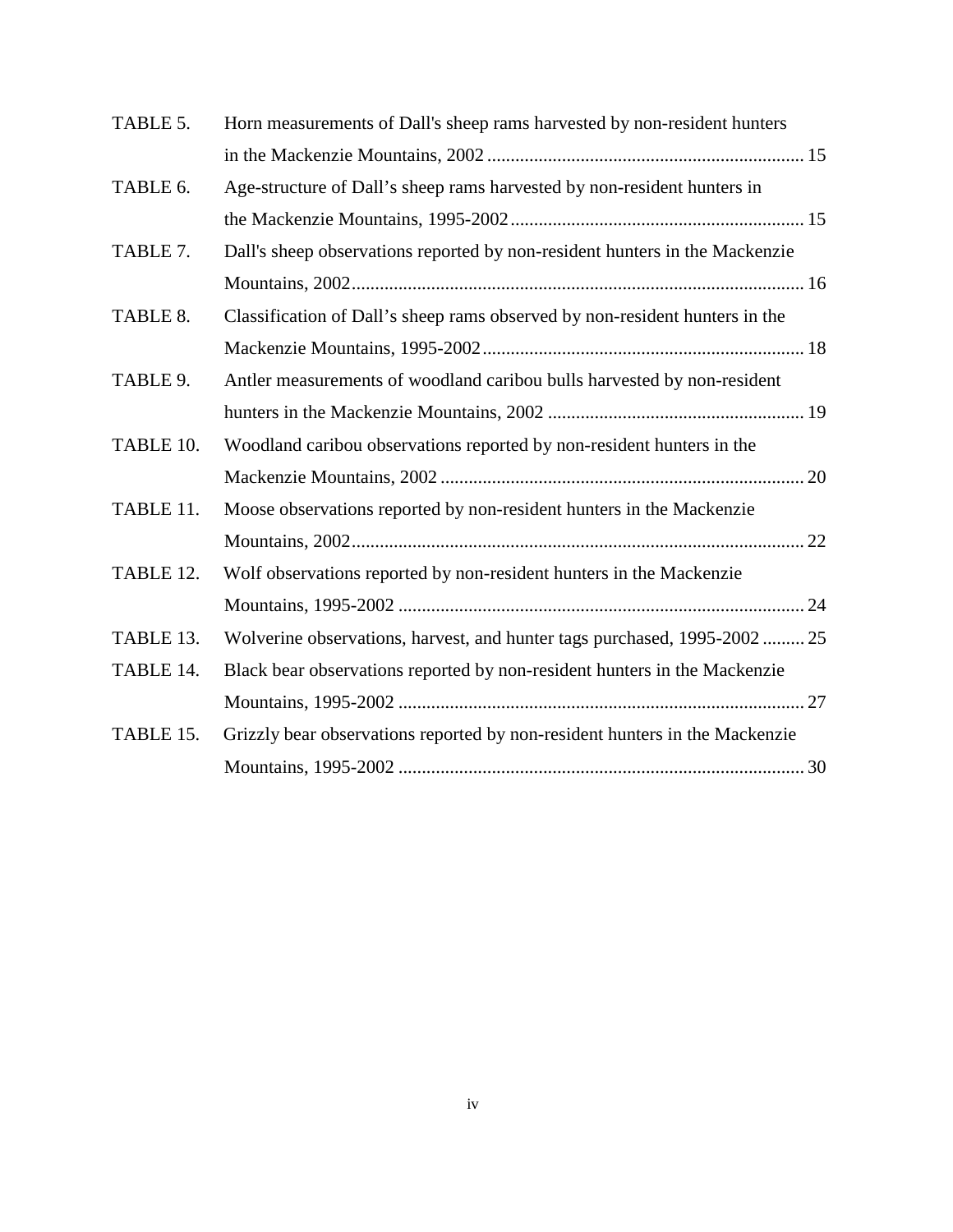| | | |
|---|---|---|
| TABLE 5. | Horn measurements of Dall's sheep rams harvested by non-resident hunters in the Mackenzie Mountains, 2002 | 15 |
| TABLE 6. | Age-structure of Dall's sheep rams harvested by non-resident hunters in the Mackenzie Mountains, 1995-2002 | 15 |
| TABLE 7. | Dall's sheep observations reported by non-resident hunters in the Mackenzie Mountains, 2002 | 16 |
| TABLE 8. | Classification of Dall's sheep rams observed by non-resident hunters in the Mackenzie Mountains, 1995-2002 | 18 |
| TABLE 9. | Antler measurements of woodland caribou bulls harvested by non-resident hunters in the Mackenzie Mountains, 2002 | 19 |
| TABLE 10. | Woodland caribou observations reported by non-resident hunters in the Mackenzie Mountains, 2002 | 20 |
| TABLE 11. | Moose observations reported by non-resident hunters in the Mackenzie Mountains, 2002 | 22 |
| TABLE 12. | Wolf observations reported by non-resident hunters in the Mackenzie Mountains, 1995-2002 | 24 |
| TABLE 13. | Wolverine observations, harvest, and hunter tags purchased, 1995-2002 | 25 |
| TABLE 14. | Black bear observations reported by non-resident hunters in the Mackenzie Mountains, 1995-2002 | 27 |
| TABLE 15. | Grizzly bear observations reported by non-resident hunters in the Mackenzie Mountains, 1995-2002 | 30 |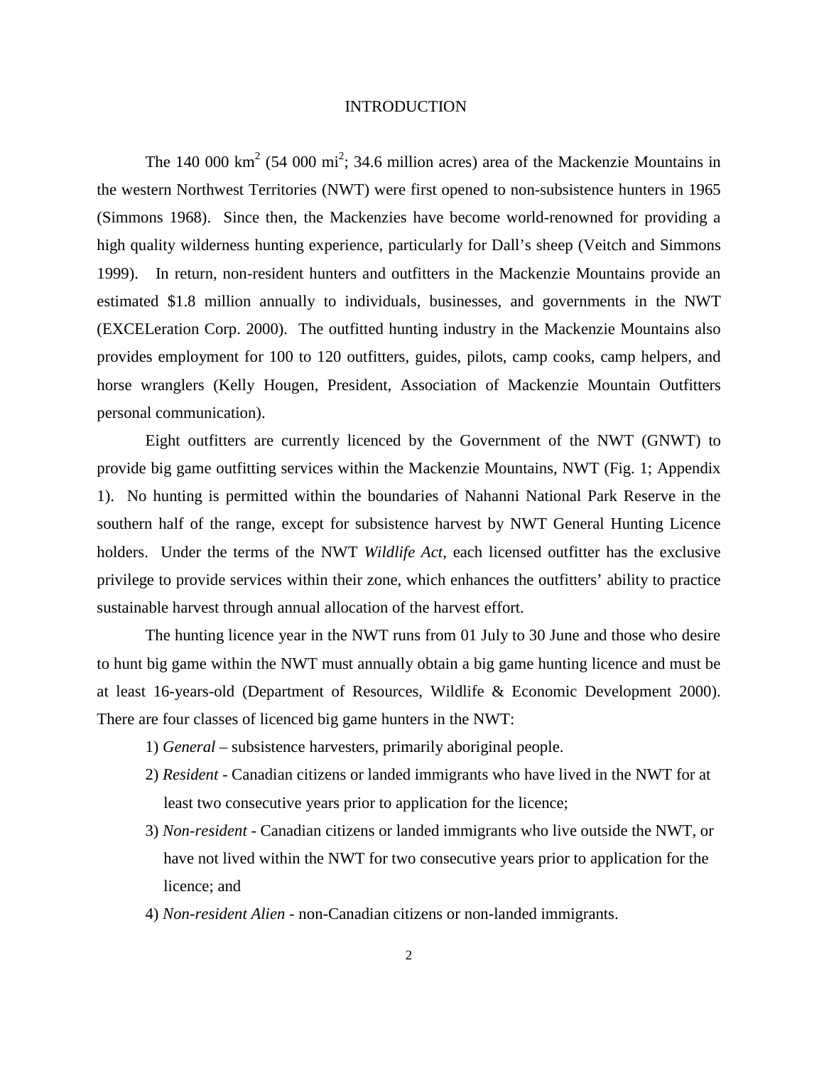# INTRODUCTION

The 140 000 km$^2$ (54 000 mi$^2$; 34.6 million acres) area of the Mackenzie Mountains in the western Northwest Territories (NWT) were first opened to non-subsistence hunters in 1965 (Simmons 1968). Since then, the Mackenzies have become world-renowned for providing a high quality wilderness hunting experience, particularly for Dall's sheep (Veitch and Simmons 1999). In return, non-resident hunters and outfitters in the Mackenzie Mountains provide an estimated $1.8 million annually to individuals, businesses, and governments in the NWT (EXCELeration Corp. 2000). The outfitted hunting industry in the Mackenzie Mountains also provides employment for 100 to 120 outfitters, guides, pilots, camp cooks, camp helpers, and horse wranglers (Kelly Hougen, President, Association of Mackenzie Mountain Outfitters personal communication).

Eight outfitters are currently licenced by the Government of the NWT (GNWT) to provide big game outfitting services within the Mackenzie Mountains, NWT (Fig. 1; Appendix 1). No hunting is permitted within the boundaries of Nahanni National Park Reserve in the southern half of the range, except for subsistence harvest by NWT General Hunting Licence holders. Under the terms of the NWT *Wildlife Act*, each licensed outfitter has the exclusive privilege to provide services within their zone, which enhances the outfitters' ability to practice sustainable harvest through annual allocation of the harvest effort.

The hunting licence year in the NWT runs from 01 July to 30 June and those who desire to hunt big game within the NWT must annually obtain a big game hunting licence and must be at least 16-years-old (Department of Resources, Wildlife & Economic Development 2000). There are four classes of licenced big game hunters in the NWT:

1) *General* – subsistence harvesters, primarily aboriginal people.
2) *Resident* - Canadian citizens or landed immigrants who have lived in the NWT for at least two consecutive years prior to application for the licence;
3) *Non-resident* - Canadian citizens or landed immigrants who live outside the NWT, or have not lived within the NWT for two consecutive years prior to application for the licence; and
4) *Non-resident Alien* - non-Canadian citizens or non-landed immigrants.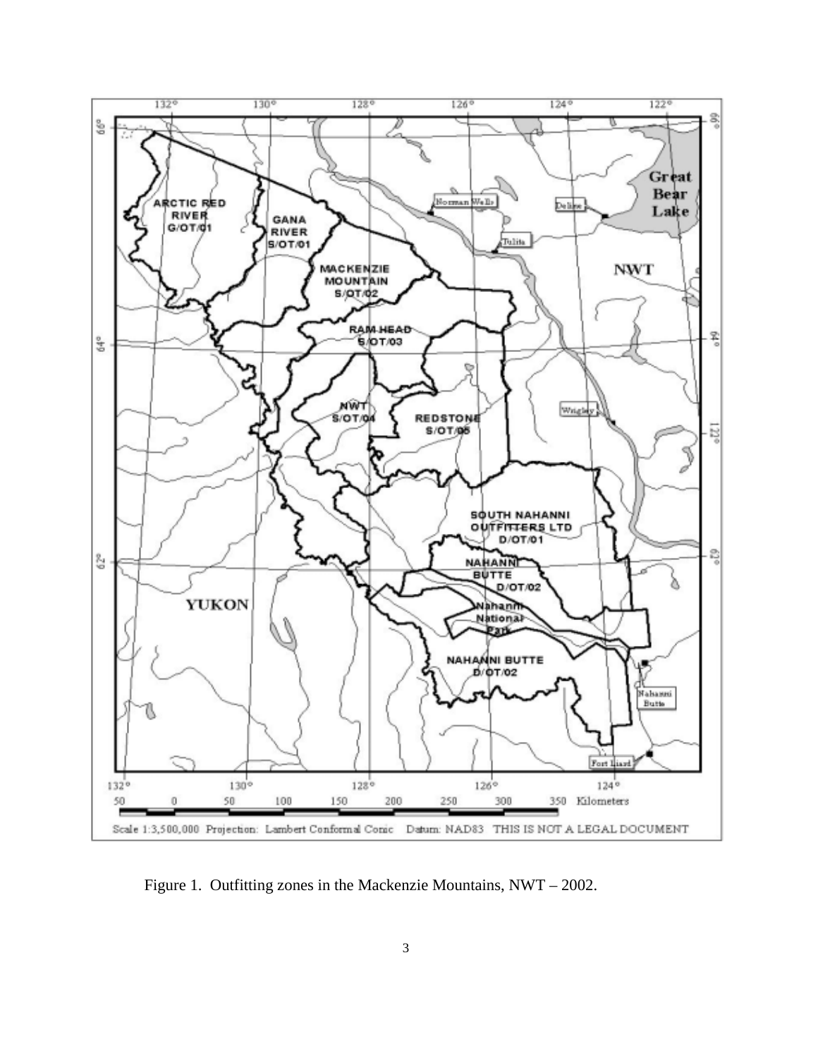Figure 1. Outfitting zones in the Mackenzie Mountains, NWT – 2002.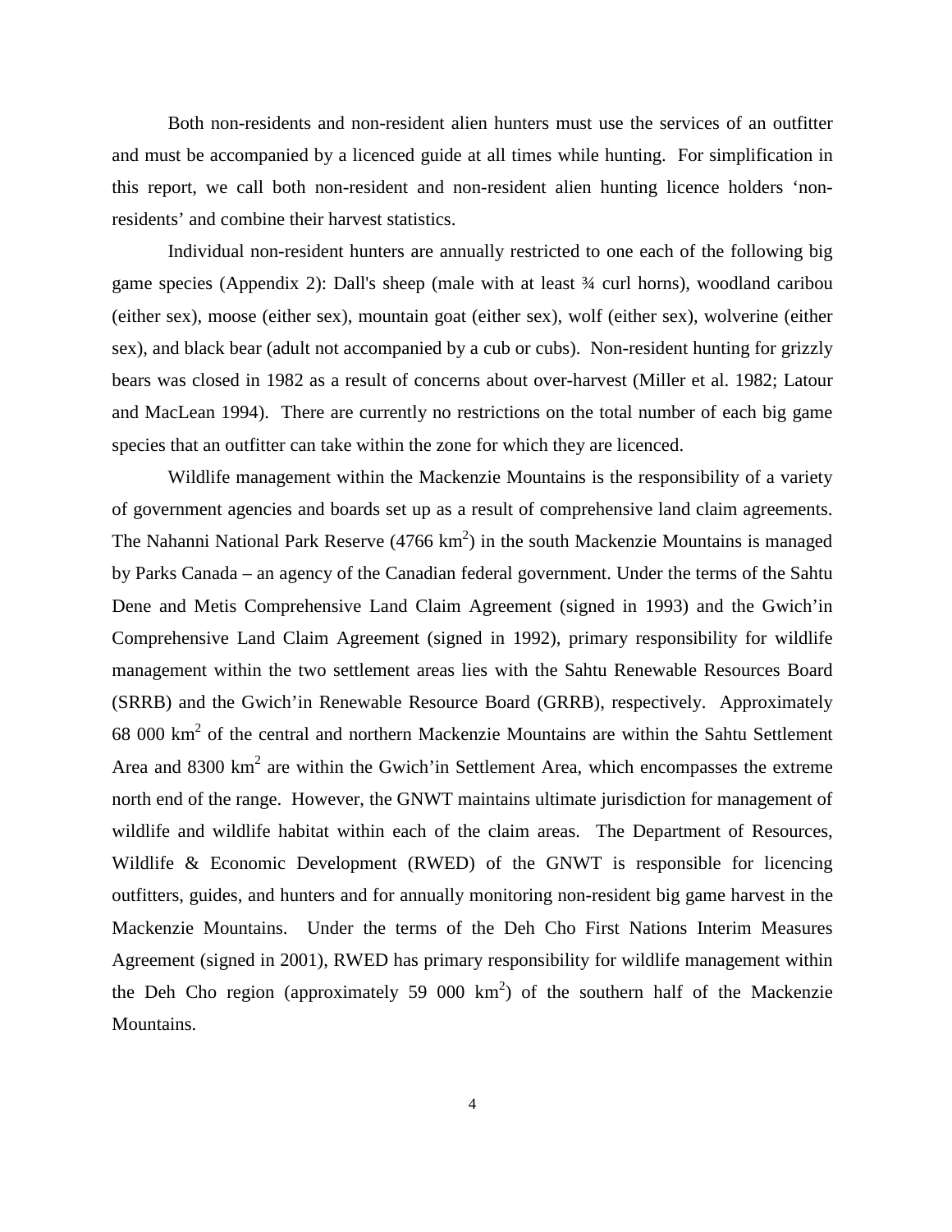Both non-residents and non-resident alien hunters must use the services of an outfitter and must be accompanied by a licenced guide at all times while hunting. For simplification in this report, we call both non-resident and non-resident alien hunting licence holders 'non-residents' and combine their harvest statistics.

Individual non-resident hunters are annually restricted to one each of the following big game species (Appendix 2): Dall's sheep (male with at least ¾ curl horns), woodland caribou (either sex), moose (either sex), mountain goat (either sex), wolf (either sex), wolverine (either sex), and black bear (adult not accompanied by a cub or cubs). Non-resident hunting for grizzly bears was closed in 1982 as a result of concerns about over-harvest (Miller et al. 1982; Latour and MacLean 1994). There are currently no restrictions on the total number of each big game species that an outfitter can take within the zone for which they are licenced.

Wildlife management within the Mackenzie Mountains is the responsibility of a variety of government agencies and boards set up as a result of comprehensive land claim agreements. The Nahanni National Park Reserve (4766 $km^2$) in the south Mackenzie Mountains is managed by Parks Canada – an agency of the Canadian federal government. Under the terms of the Sahtu Dene and Metis Comprehensive Land Claim Agreement (signed in 1993) and the Gwich'in Comprehensive Land Claim Agreement (signed in 1992), primary responsibility for wildlife management within the two settlement areas lies with the Sahtu Renewable Resources Board (SRRB) and the Gwich'in Renewable Resource Board (GRRB), respectively. Approximately 68 000 $km^2$ of the central and northern Mackenzie Mountains are within the Sahtu Settlement Area and 8300 $km^2$ are within the Gwich'in Settlement Area, which encompasses the extreme north end of the range. However, the GNWT maintains ultimate jurisdiction for management of wildlife and wildlife habitat within each of the claim areas. The Department of Resources, Wildlife & Economic Development (RWED) of the GNWT is responsible for licencing outfitters, guides, and hunters and for annually monitoring non-resident big game harvest in the Mackenzie Mountains. Under the terms of the Deh Cho First Nations Interim Measures Agreement (signed in 2001), RWED has primary responsibility for wildlife management within the Deh Cho region (approximately 59 000 $km^2$) of the southern half of the Mackenzie Mountains.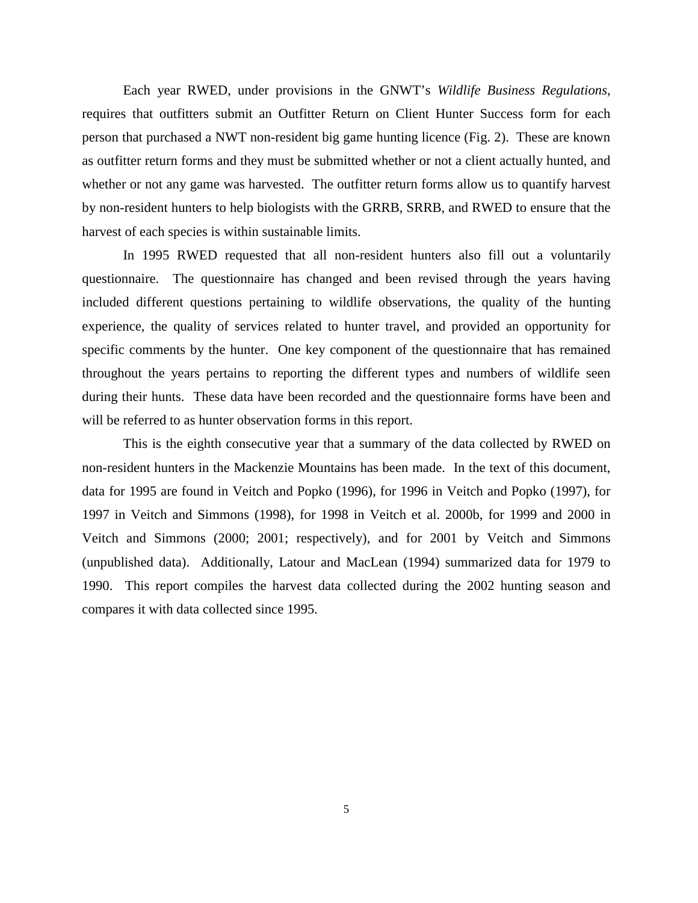Each year RWED, under provisions in the GNWT's *Wildlife Business Regulations*, requires that outfitters submit an Outfitter Return on Client Hunter Success form for each person that purchased a NWT non-resident big game hunting licence (Fig. 2). These are known as outfitter return forms and they must be submitted whether or not a client actually hunted, and whether or not any game was harvested. The outfitter return forms allow us to quantify harvest by non-resident hunters to help biologists with the GRRB, SRRB, and RWED to ensure that the harvest of each species is within sustainable limits.

In 1995 RWED requested that all non-resident hunters also fill out a voluntarily questionnaire. The questionnaire has changed and been revised through the years having included different questions pertaining to wildlife observations, the quality of the hunting experience, the quality of services related to hunter travel, and provided an opportunity for specific comments by the hunter. One key component of the questionnaire that has remained throughout the years pertains to reporting the different types and numbers of wildlife seen during their hunts. These data have been recorded and the questionnaire forms have been and will be referred to as hunter observation forms in this report.

This is the eighth consecutive year that a summary of the data collected by RWED on non-resident hunters in the Mackenzie Mountains has been made. In the text of this document, data for 1995 are found in Veitch and Popko (1996), for 1996 in Veitch and Popko (1997), for 1997 in Veitch and Simmons (1998), for 1998 in Veitch et al. 2000b, for 1999 and 2000 in Veitch and Simmons (2000; 2001; respectively), and for 2001 by Veitch and Simmons (unpublished data). Additionally, Latour and MacLean (1994) summarized data for 1979 to 1990. This report compiles the harvest data collected during the 2002 hunting season and compares it with data collected since 1995.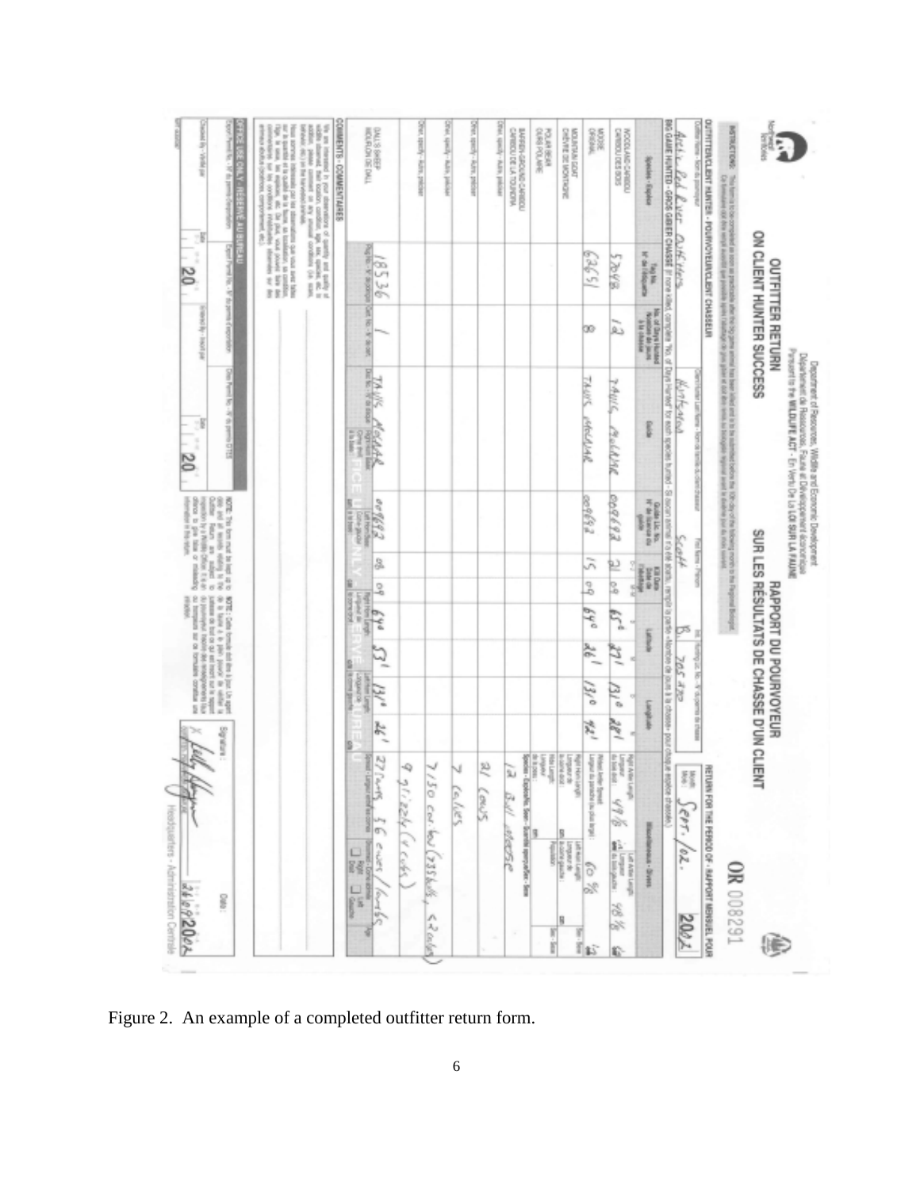Figure 2. An example of a completed outfitter return form.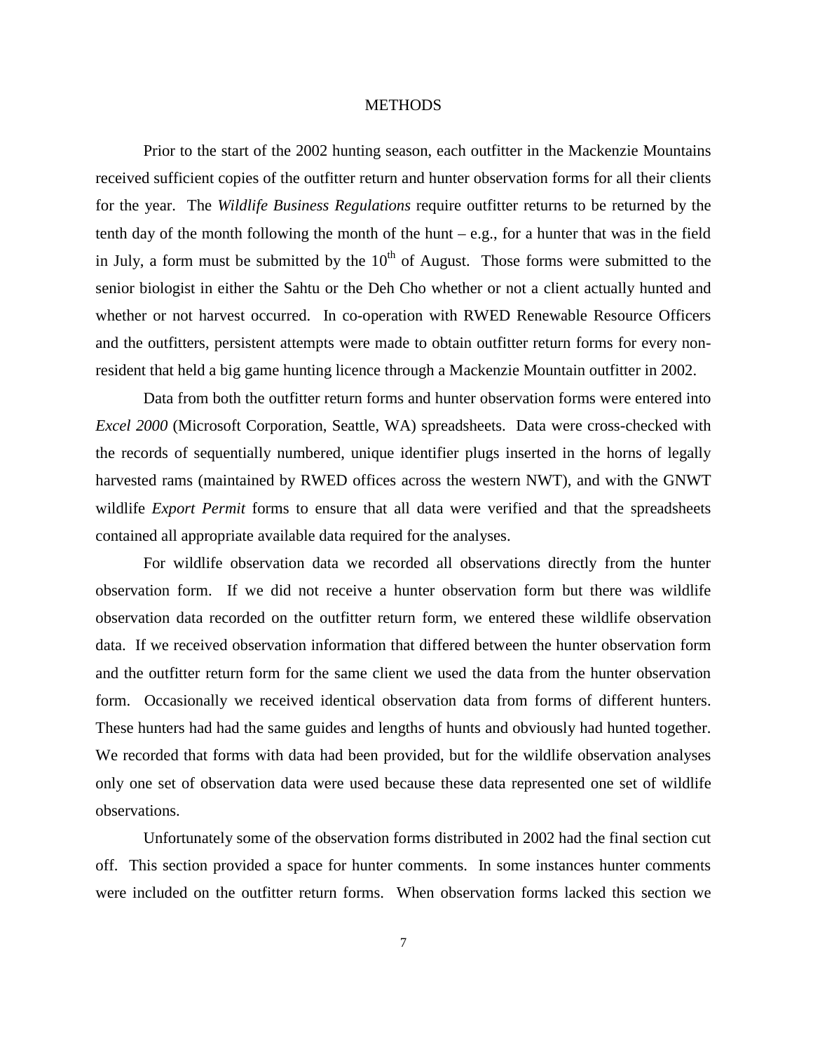## METHODS

Prior to the start of the 2002 hunting season, each outfitter in the Mackenzie Mountains received sufficient copies of the outfitter return and hunter observation forms for all their clients for the year. The *Wildlife Business Regulations* require outfitter returns to be returned by the tenth day of the month following the month of the hunt – e.g., for a hunter that was in the field in July, a form must be submitted by the 10th of August. Those forms were submitted to the senior biologist in either the Sahtu or the Deh Cho whether or not a client actually hunted and whether or not harvest occurred. In co-operation with RWED Renewable Resource Officers and the outfitters, persistent attempts were made to obtain outfitter return forms for every non-resident that held a big game hunting licence through a Mackenzie Mountain outfitter in 2002.

Data from both the outfitter return forms and hunter observation forms were entered into *Excel 2000* (Microsoft Corporation, Seattle, WA) spreadsheets. Data were cross-checked with the records of sequentially numbered, unique identifier plugs inserted in the horns of legally harvested rams (maintained by RWED offices across the western NWT), and with the GNWT wildlife *Export Permit* forms to ensure that all data were verified and that the spreadsheets contained all appropriate available data required for the analyses.

For wildlife observation data we recorded all observations directly from the hunter observation form. If we did not receive a hunter observation form but there was wildlife observation data recorded on the outfitter return form, we entered these wildlife observation data. If we received observation information that differed between the hunter observation form and the outfitter return form for the same client we used the data from the hunter observation form. Occasionally we received identical observation data from forms of different hunters. These hunters had had the same guides and lengths of hunts and obviously had hunted together. We recorded that forms with data had been provided, but for the wildlife observation analyses only one set of observation data were used because these data represented one set of wildlife observations.

Unfortunately some of the observation forms distributed in 2002 had the final section cut off. This section provided a space for hunter comments. In some instances hunter comments were included on the outfitter return forms. When observation forms lacked this section we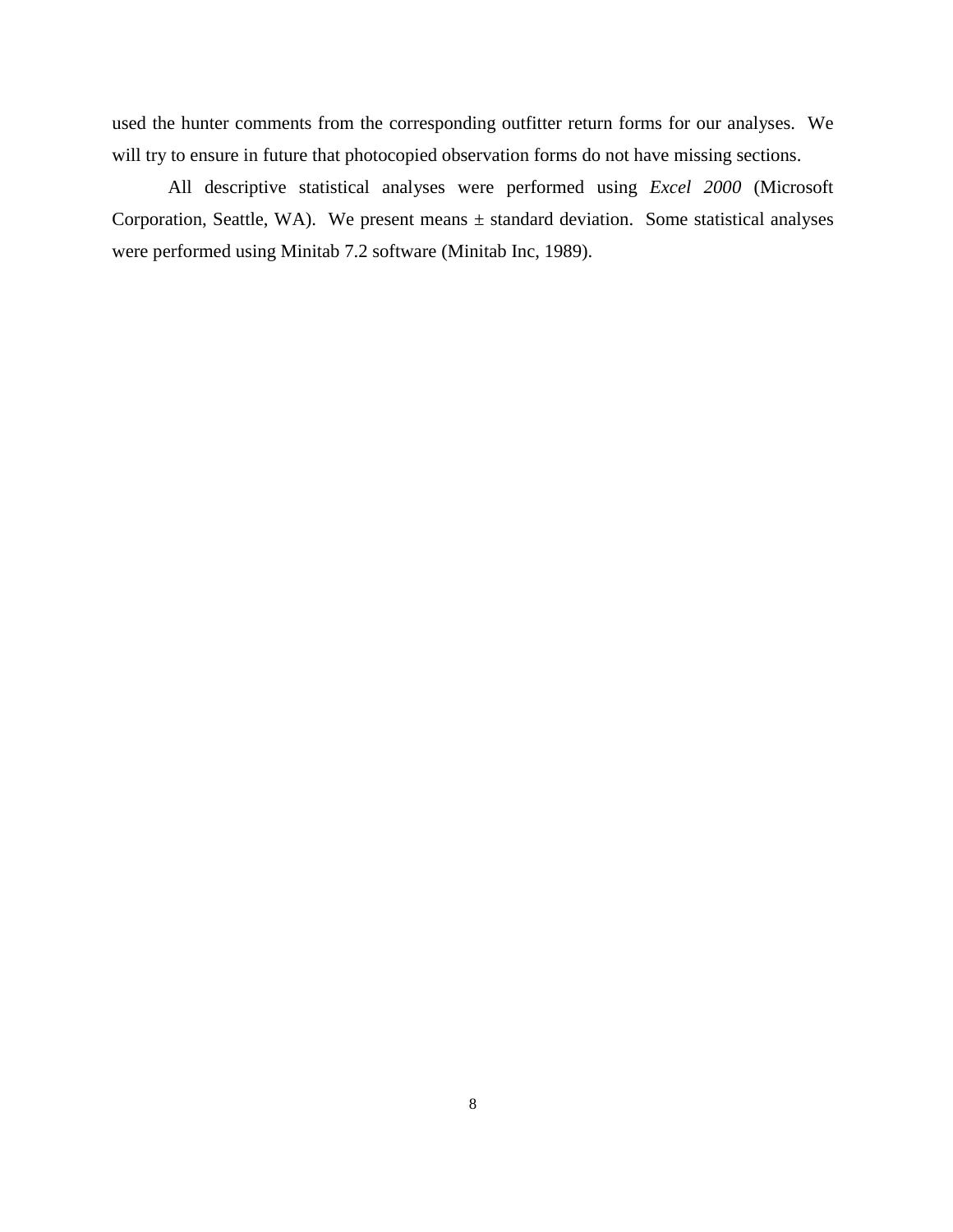used the hunter comments from the corresponding outfitter return forms for our analyses. We will try to ensure in future that photocopied observation forms do not have missing sections.

All descriptive statistical analyses were performed using *Excel 2000* (Microsoft Corporation, Seattle, WA). We present means ± standard deviation. Some statistical analyses were performed using Minitab 7.2 software (Minitab Inc, 1989).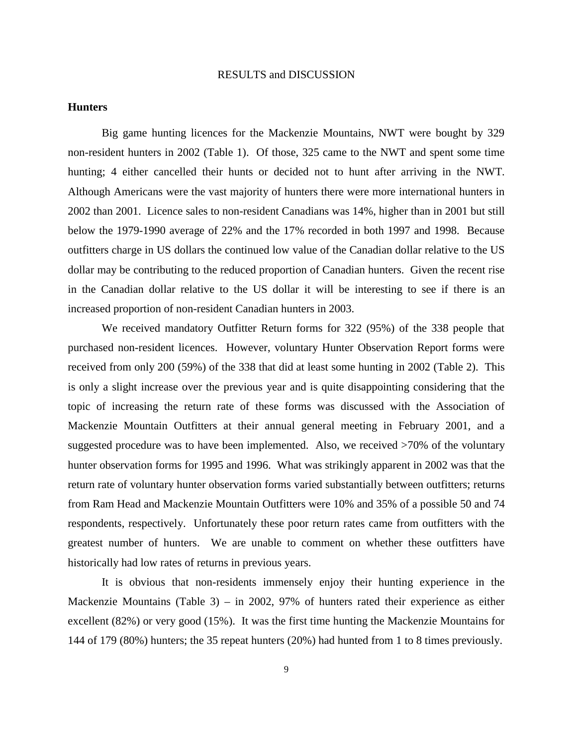# RESULTS and DISCUSSION

## Hunters

Big game hunting licences for the Mackenzie Mountains, NWT were bought by 329 non-resident hunters in 2002 (Table 1). Of those, 325 came to the NWT and spent some time hunting; 4 either cancelled their hunts or decided not to hunt after arriving in the NWT. Although Americans were the vast majority of hunters there were more international hunters in 2002 than 2001. Licence sales to non-resident Canadians was 14%, higher than in 2001 but still below the 1979-1990 average of 22% and the 17% recorded in both 1997 and 1998. Because outfitters charge in US dollars the continued low value of the Canadian dollar relative to the US dollar may be contributing to the reduced proportion of Canadian hunters. Given the recent rise in the Canadian dollar relative to the US dollar it will be interesting to see if there is an increased proportion of non-resident Canadian hunters in 2003.

We received mandatory Outfitter Return forms for 322 (95%) of the 338 people that purchased non-resident licences. However, voluntary Hunter Observation Report forms were received from only 200 (59%) of the 338 that did at least some hunting in 2002 (Table 2). This is only a slight increase over the previous year and is quite disappointing considering that the topic of increasing the return rate of these forms was discussed with the Association of Mackenzie Mountain Outfitters at their annual general meeting in February 2001, and a suggested procedure was to have been implemented. Also, we received >70% of the voluntary hunter observation forms for 1995 and 1996. What was strikingly apparent in 2002 was that the return rate of voluntary hunter observation forms varied substantially between outfitters; returns from Ram Head and Mackenzie Mountain Outfitters were 10% and 35% of a possible 50 and 74 respondents, respectively. Unfortunately these poor return rates came from outfitters with the greatest number of hunters. We are unable to comment on whether these outfitters have historically had low rates of returns in previous years.

It is obvious that non-residents immensely enjoy their hunting experience in the Mackenzie Mountains (Table 3) – in 2002, 97% of hunters rated their experience as either excellent (82%) or very good (15%). It was the first time hunting the Mackenzie Mountains for 144 of 179 (80%) hunters; the 35 repeat hunters (20%) had hunted from 1 to 8 times previously.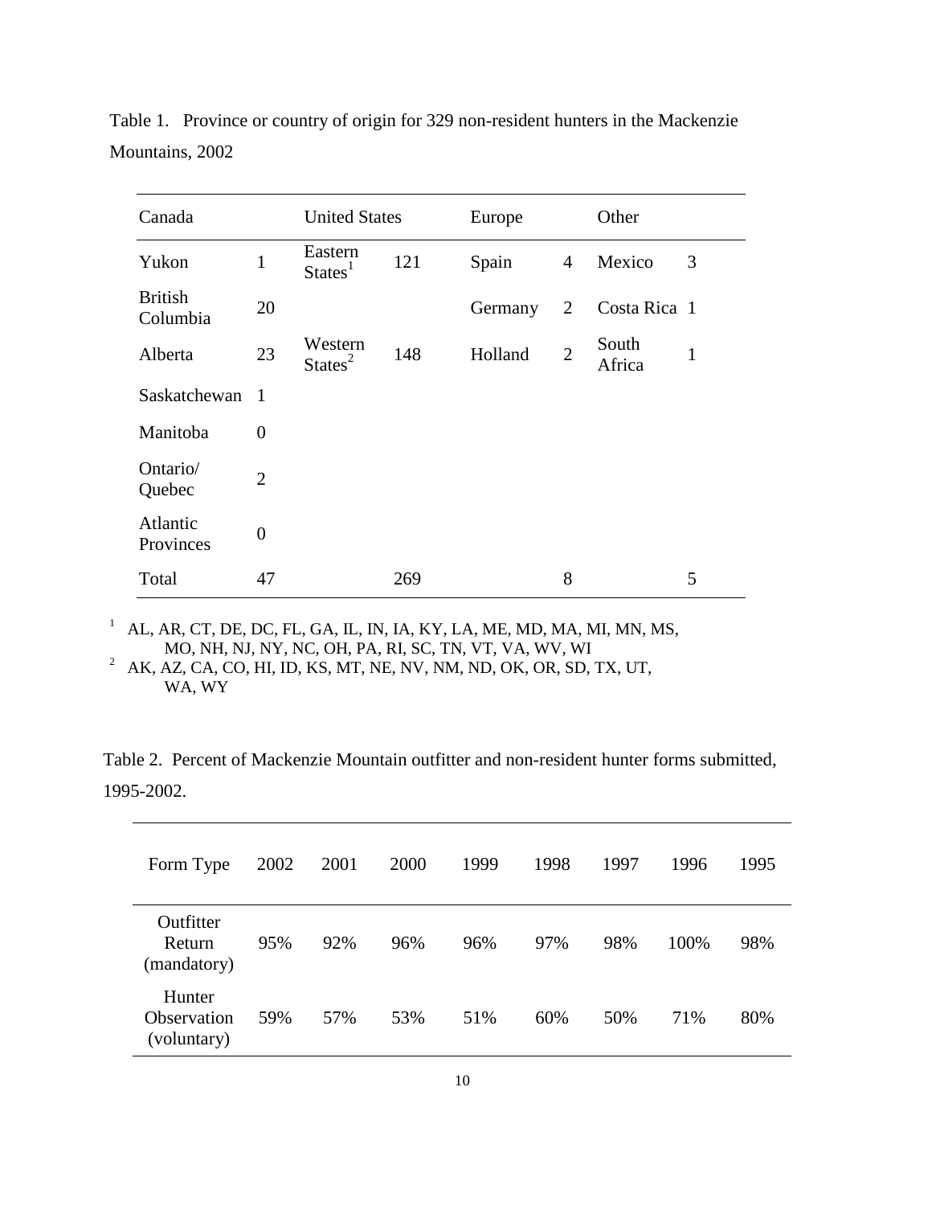Table 1. Province or country of origin for 329 non-resident hunters in the Mackenzie Mountains, 2002

| Canada | | United States | | Europe | | Other | |
|---|---|---|---|---|---|---|---|
| Yukon | 1 | Eastern States[1] | 121 | Spain | 4 | Mexico | 3 |
| British Columbia | 20 | | | Germany | 2 | Costa Rica | 1 |
| Alberta | 23 | Western States[2] | 148 | Holland | 2 | South Africa | 1 |
| Saskatchewan | 1 | | | | | | |
| Manitoba | 0 | | | | | | |
| Ontario/ Quebec | 2 | | | | | | |
| Atlantic Provinces | 0 | | | | | | |
| Total | 47 | | 269 | | 8 | | 5 |

[1] AL, AR, CT, DE, DC, FL, GA, IL, IN, IA, KY, LA, ME, MD, MA, MI, MN, MS, MO, NH, NJ, NY, NC, OH, PA, RI, SC, TN, VT, VA, WV, WI

[2] AK, AZ, CA, CO, HI, ID, KS, MT, NE, NV, NM, ND, OK, OR, SD, TX, UT, WA, WY

Table 2. Percent of Mackenzie Mountain outfitter and non-resident hunter forms submitted, 1995-2002.

| Form Type | 2002 | 2001 | 2000 | 1999 | 1998 | 1997 | 1996 | 1995 |
|---|---|---|---|---|---|---|---|---|
| Outfitter Return (mandatory) | 95% | 92% | 96% | 96% | 97% | 98% | 100% | 98% |
| Hunter Observation (voluntary) | 59% | 57% | 53% | 51% | 60% | 50% | 71% | 80% |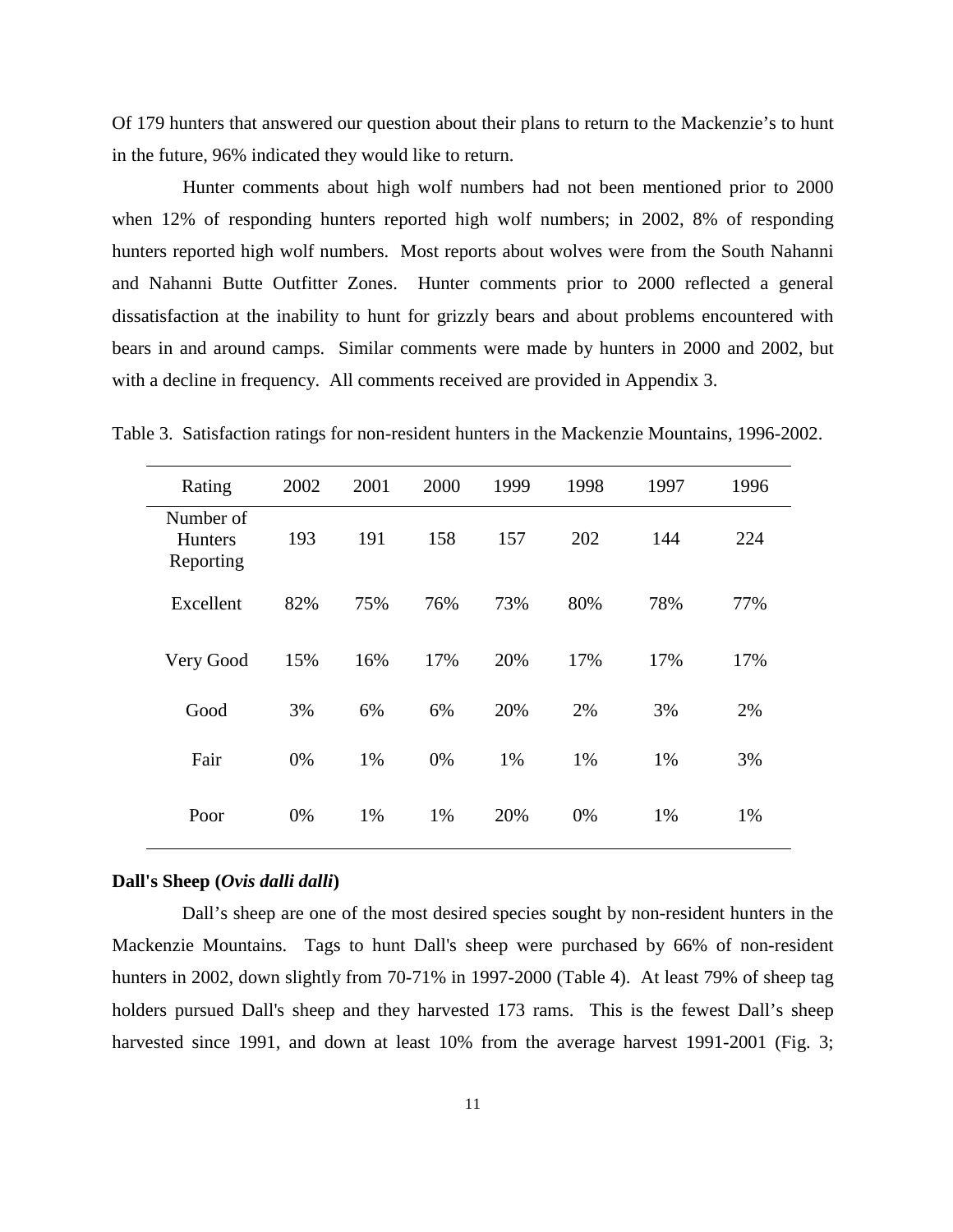Of 179 hunters that answered our question about their plans to return to the Mackenzie's to hunt in the future, 96% indicated they would like to return.

Hunter comments about high wolf numbers had not been mentioned prior to 2000 when 12% of responding hunters reported high wolf numbers; in 2002, 8% of responding hunters reported high wolf numbers. Most reports about wolves were from the South Nahanni and Nahanni Butte Outfitter Zones. Hunter comments prior to 2000 reflected a general dissatisfaction at the inability to hunt for grizzly bears and about problems encountered with bears in and around camps. Similar comments were made by hunters in 2000 and 2002, but with a decline in frequency. All comments received are provided in Appendix 3.

Table 3. Satisfaction ratings for non-resident hunters in the Mackenzie Mountains, 1996-2002.

| Rating | 2002 | 2001 | 2000 | 1999 | 1998 | 1997 | 1996 |
|---|---|---|---|---|---|---|---|
| Number of Hunters Reporting | 193 | 191 | 158 | 157 | 202 | 144 | 224 |
| Excellent | 82% | 75% | 76% | 73% | 80% | 78% | 77% |
| Very Good | 15% | 16% | 17% | 20% | 17% | 17% | 17% |
| Good | 3% | 6% | 6% | 20% | 2% | 3% | 2% |
| Fair | 0% | 1% | 0% | 1% | 1% | 1% | 3% |
| Poor | 0% | 1% | 1% | 20% | 0% | 1% | 1% |

**Dall's Sheep (*Ovis dalli dalli*)**

Dall's sheep are one of the most desired species sought by non-resident hunters in the Mackenzie Mountains. Tags to hunt Dall's sheep were purchased by 66% of non-resident hunters in 2002, down slightly from 70-71% in 1997-2000 (Table 4). At least 79% of sheep tag holders pursued Dall's sheep and they harvested 173 rams. This is the fewest Dall's sheep harvested since 1991, and down at least 10% from the average harvest 1991-2001 (Fig. 3;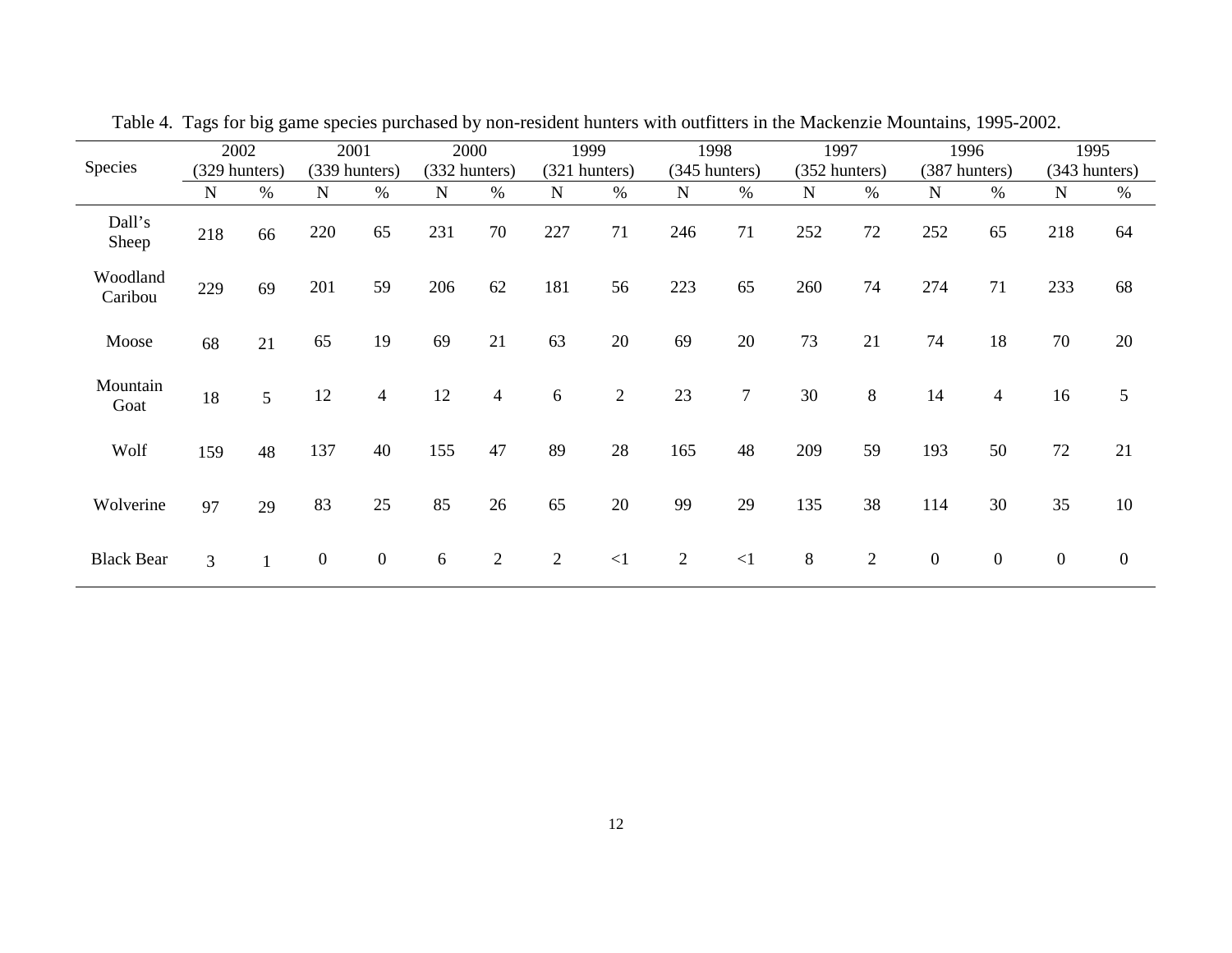Table 4. Tags for big game species purchased by non-resident hunters with outfitters in the Mackenzie Mountains, 1995-2002.

| Species | 2002 (329 hunters) | | 2001 (339 hunters) | | 2000 (332 hunters) | | 1999 (321 hunters) | | 1998 (345 hunters) | | 1997 (352 hunters) | | 1996 (387 hunters) | | 1995 (343 hunters) | |
|---|---|---|---|---|---|---|---|---|---|---|---|---|---|---|---|---|
| | N | % | N | % | N | % | N | % | N | % | N | % | N | % | N | % |
| Dall's Sheep | 218 | 66 | 220 | 65 | 231 | 70 | 227 | 71 | 246 | 71 | 252 | 72 | 252 | 65 | 218 | 64 |
| Woodland Caribou | 229 | 69 | 201 | 59 | 206 | 62 | 181 | 56 | 223 | 65 | 260 | 74 | 274 | 71 | 233 | 68 |
| Moose | 68 | 21 | 65 | 19 | 69 | 21 | 63 | 20 | 69 | 20 | 73 | 21 | 74 | 18 | 70 | 20 |
| Mountain Goat | 18 | 5 | 12 | 4 | 12 | 4 | 6 | 2 | 23 | 7 | 30 | 8 | 14 | 4 | 16 | 5 |
| Wolf | 159 | 48 | 137 | 40 | 155 | 47 | 89 | 28 | 165 | 48 | 209 | 59 | 193 | 50 | 72 | 21 |
| Wolverine | 97 | 29 | 83 | 25 | 85 | 26 | 65 | 20 | 99 | 29 | 135 | 38 | 114 | 30 | 35 | 10 |
| Black Bear | 3 | 1 | 0 | 0 | 6 | 2 | 2 | <1 | 2 | <1 | 8 | 2 | 0 | 0 | 0 | 0 |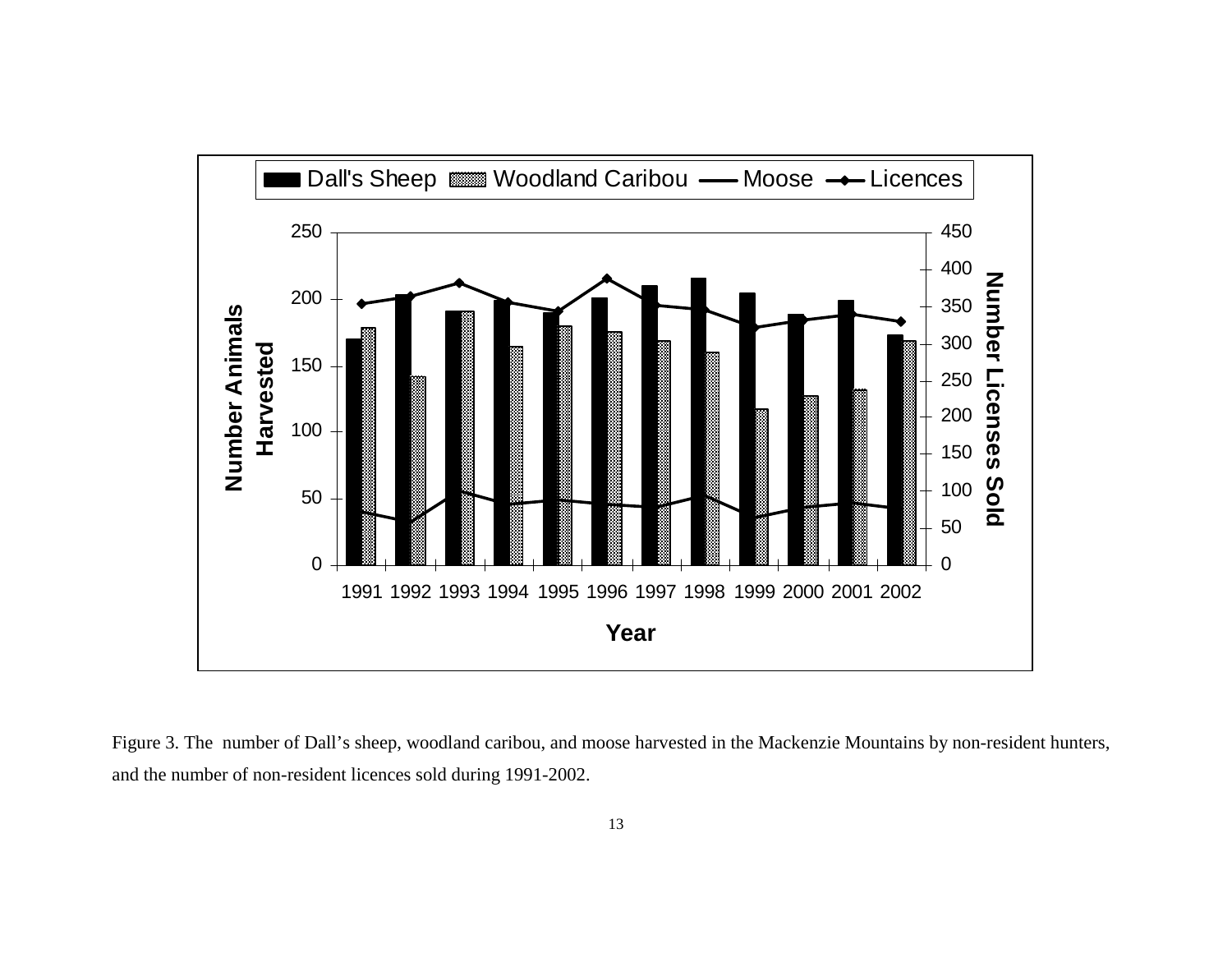Figure 3. The number of Dall's sheep, woodland caribou, and moose harvested in the Mackenzie Mountains by non-resident hunters, and the number of non-resident licences sold during 1991-2002.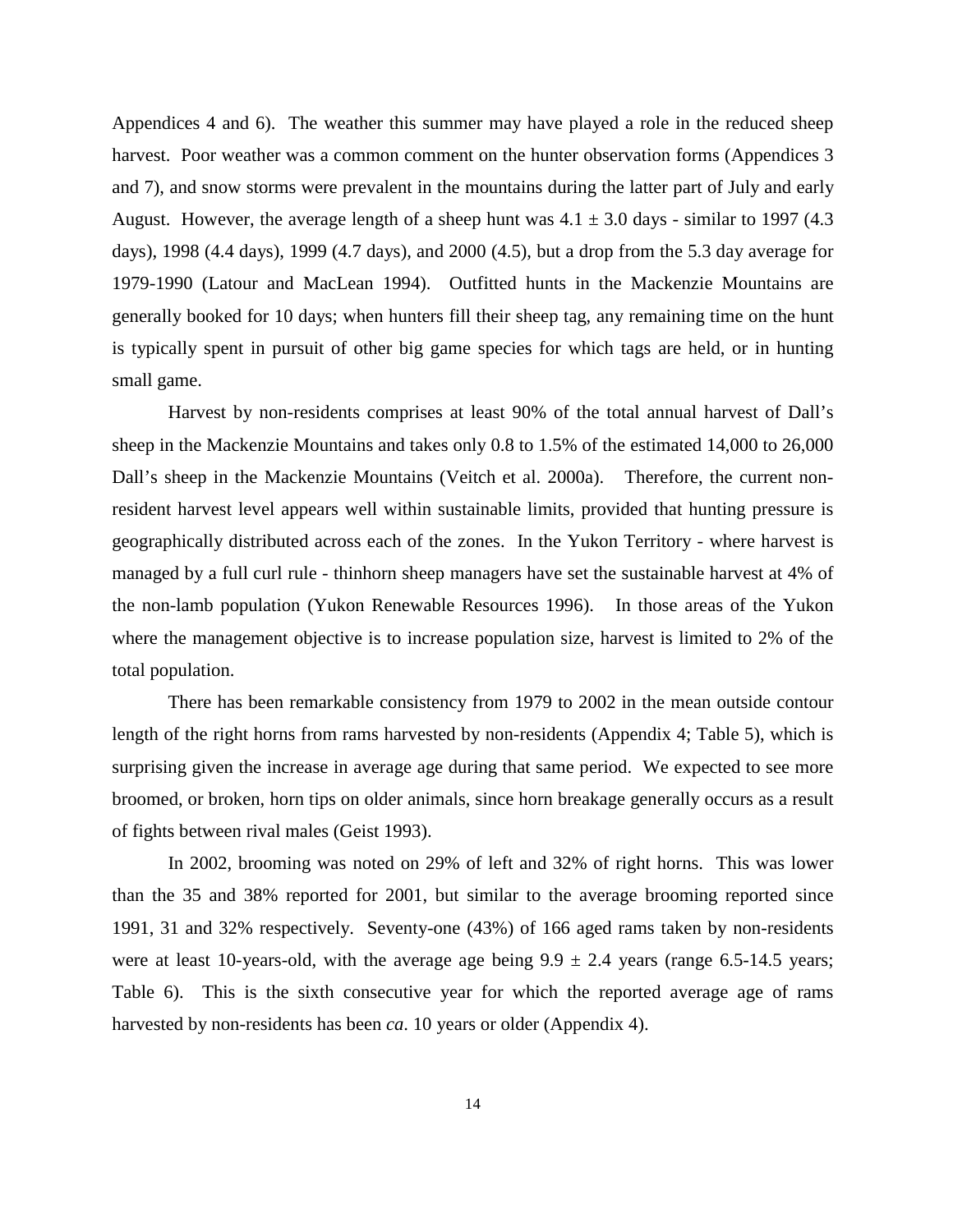Appendices 4 and 6). The weather this summer may have played a role in the reduced sheep harvest. Poor weather was a common comment on the hunter observation forms (Appendices 3 and 7), and snow storms were prevalent in the mountains during the latter part of July and early August. However, the average length of a sheep hunt was $4.1 \pm 3.0$ days - similar to 1997 (4.3 days), 1998 (4.4 days), 1999 (4.7 days), and 2000 (4.5), but a drop from the 5.3 day average for 1979-1990 (Latour and MacLean 1994). Outfitted hunts in the Mackenzie Mountains are generally booked for 10 days; when hunters fill their sheep tag, any remaining time on the hunt is typically spent in pursuit of other big game species for which tags are held, or in hunting small game.

Harvest by non-residents comprises at least 90% of the total annual harvest of Dall's sheep in the Mackenzie Mountains and takes only 0.8 to 1.5% of the estimated 14,000 to 26,000 Dall's sheep in the Mackenzie Mountains (Veitch et al. 2000a). Therefore, the current non-resident harvest level appears well within sustainable limits, provided that hunting pressure is geographically distributed across each of the zones. In the Yukon Territory - where harvest is managed by a full curl rule - thinhorn sheep managers have set the sustainable harvest at 4% of the non-lamb population (Yukon Renewable Resources 1996). In those areas of the Yukon where the management objective is to increase population size, harvest is limited to 2% of the total population.

There has been remarkable consistency from 1979 to 2002 in the mean outside contour length of the right horns from rams harvested by non-residents (Appendix 4; Table 5), which is surprising given the increase in average age during that same period. We expected to see more broomed, or broken, horn tips on older animals, since horn breakage generally occurs as a result of fights between rival males (Geist 1993).

In 2002, brooming was noted on 29% of left and 32% of right horns. This was lower than the 35 and 38% reported for 2001, but similar to the average brooming reported since 1991, 31 and 32% respectively. Seventy-one (43%) of 166 aged rams taken by non-residents were at least 10-years-old, with the average age being $9.9 \pm 2.4$ years (range 6.5-14.5 years; Table 6). This is the sixth consecutive year for which the reported average age of rams harvested by non-residents has been *ca.* 10 years or older (Appendix 4).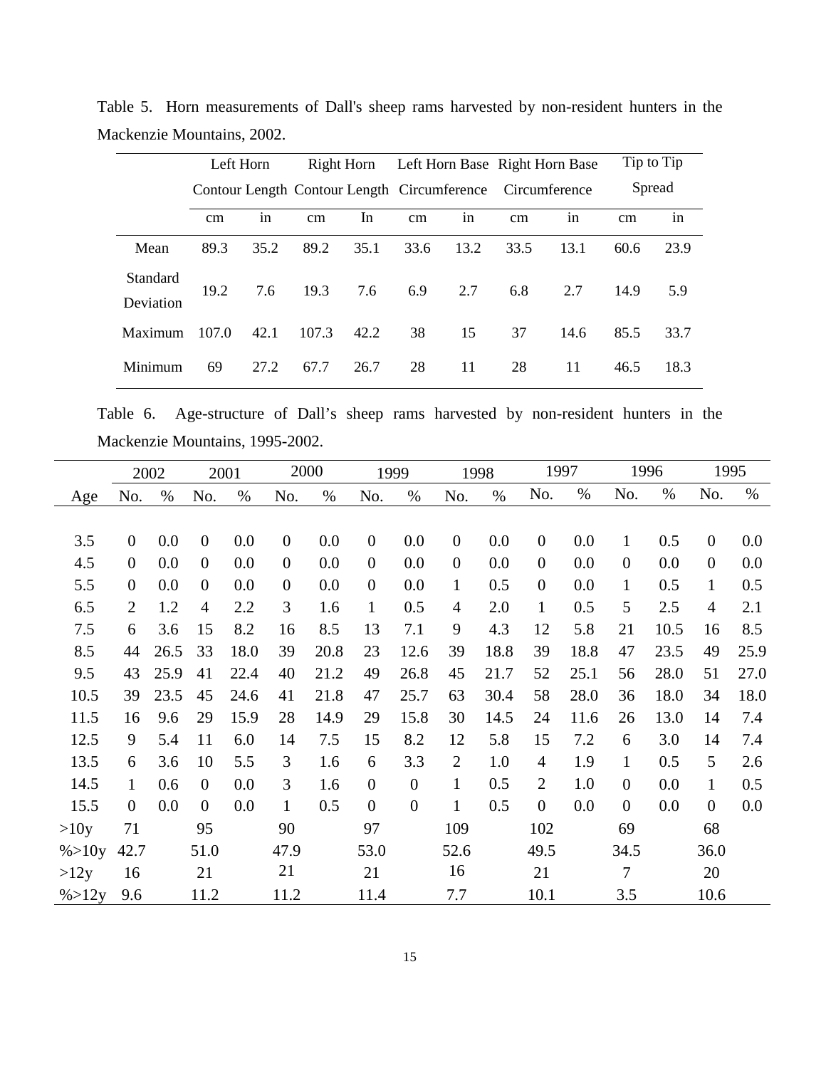Table 5. Horn measurements of Dall's sheep rams harvested by non-resident hunters in the Mackenzie Mountains, 2002.

| | Left Horn Contour Length | | Right Horn Contour Length | | Left Horn Base Circumference | | Right Horn Base Circumference | | Tip to Tip Spread | |
|---|---|---|---|---|---|---|---|---|---|---|
| | cm | in | cm | In | cm | in | cm | in | cm | in |
| Mean | 89.3 | 35.2 | 89.2 | 35.1 | 33.6 | 13.2 | 33.5 | 13.1 | 60.6 | 23.9 |
| Standard Deviation | 19.2 | 7.6 | 19.3 | 7.6 | 6.9 | 2.7 | 6.8 | 2.7 | 14.9 | 5.9 |
| Maximum | 107.0 | 42.1 | 107.3 | 42.2 | 38 | 15 | 37 | 14.6 | 85.5 | 33.7 |
| Minimum | 69 | 27.2 | 67.7 | 26.7 | 28 | 11 | 28 | 11 | 46.5 | 18.3 |

Table 6. Age-structure of Dall's sheep rams harvested by non-resident hunters in the Mackenzie Mountains, 1995-2002.

| | 2002 | | 2001 | | 2000 | | 1999 | | 1998 | | 1997 | | 1996 | | 1995 | |
|---|---|---|---|---|---|---|---|---|---|---|---|---|---|---|---|---|
| Age | No. | % | No. | % | No. | % | No. | % | No. | % | No. | % | No. | % | No. | % |
| 3.5 | 0 | 0.0 | 0 | 0.0 | 0 | 0.0 | 0 | 0.0 | 0 | 0.0 | 0 | 0.0 | 1 | 0.5 | 0 | 0.0 |
| 4.5 | 0 | 0.0 | 0 | 0.0 | 0 | 0.0 | 0 | 0.0 | 0 | 0.0 | 0 | 0.0 | 0 | 0.0 | 0 | 0.0 |
| 5.5 | 0 | 0.0 | 0 | 0.0 | 0 | 0.0 | 0 | 0.0 | 1 | 0.5 | 0 | 0.0 | 1 | 0.5 | 1 | 0.5 |
| 6.5 | 2 | 1.2 | 4 | 2.2 | 3 | 1.6 | 1 | 0.5 | 4 | 2.0 | 1 | 0.5 | 5 | 2.5 | 4 | 2.1 |
| 7.5 | 6 | 3.6 | 15 | 8.2 | 16 | 8.5 | 13 | 7.1 | 9 | 4.3 | 12 | 5.8 | 21 | 10.5 | 16 | 8.5 |
| 8.5 | 44 | 26.5 | 33 | 18.0 | 39 | 20.8 | 23 | 12.6 | 39 | 18.8 | 39 | 18.8 | 47 | 23.5 | 49 | 25.9 |
| 9.5 | 43 | 25.9 | 41 | 22.4 | 40 | 21.2 | 49 | 26.8 | 45 | 21.7 | 52 | 25.1 | 56 | 28.0 | 51 | 27.0 |
| 10.5 | 39 | 23.5 | 45 | 24.6 | 41 | 21.8 | 47 | 25.7 | 63 | 30.4 | 58 | 28.0 | 36 | 18.0 | 34 | 18.0 |
| 11.5 | 16 | 9.6 | 29 | 15.9 | 28 | 14.9 | 29 | 15.8 | 30 | 14.5 | 24 | 11.6 | 26 | 13.0 | 14 | 7.4 |
| 12.5 | 9 | 5.4 | 11 | 6.0 | 14 | 7.5 | 15 | 8.2 | 12 | 5.8 | 15 | 7.2 | 6 | 3.0 | 14 | 7.4 |
| 13.5 | 6 | 3.6 | 10 | 5.5 | 3 | 1.6 | 6 | 3.3 | 2 | 1.0 | 4 | 1.9 | 1 | 0.5 | 5 | 2.6 |
| 14.5 | 1 | 0.6 | 0 | 0.0 | 3 | 1.6 | 0 | 0 | 1 | 0.5 | 2 | 1.0 | 0 | 0.0 | 1 | 0.5 |
| 15.5 | 0 | 0.0 | 0 | 0.0 | 1 | 0.5 | 0 | 0 | 1 | 0.5 | 0 | 0.0 | 0 | 0.0 | 0 | 0.0 |
| >10y | 71 | | 95 | | 90 | | 97 | | 109 | | 102 | | 69 | | 68 | |
| %>10y | 42.7 | | 51.0 | | 47.9 | | 53.0 | | 52.6 | | 49.5 | | 34.5 | | 36.0 | |
| >12y | 16 | | 21 | | 21 | | 21 | | 16 | | 21 | | 7 | | 20 | |
| %>12y | 9.6 | | 11.2 | | 11.2 | | 11.4 | | 7.7 | | 10.1 | | 3.5 | | 10.6 | |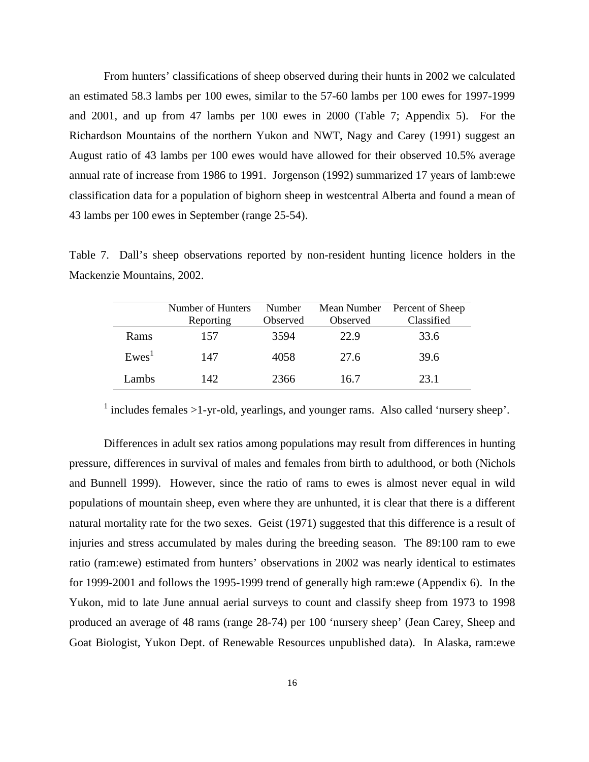From hunters' classifications of sheep observed during their hunts in 2002 we calculated an estimated 58.3 lambs per 100 ewes, similar to the 57-60 lambs per 100 ewes for 1997-1999 and 2001, and up from 47 lambs per 100 ewes in 2000 (Table 7; Appendix 5). For the Richardson Mountains of the northern Yukon and NWT, Nagy and Carey (1991) suggest an August ratio of 43 lambs per 100 ewes would have allowed for their observed 10.5% average annual rate of increase from 1986 to 1991. Jorgenson (1992) summarized 17 years of lamb:ewe classification data for a population of bighorn sheep in westcentral Alberta and found a mean of 43 lambs per 100 ewes in September (range 25-54).

Table 7. Dall's sheep observations reported by non-resident hunting licence holders in the Mackenzie Mountains, 2002.

| | Number of Hunters Reporting | Number Observed | Mean Number Observed | Percent of Sheep Classified |
|---|---|---|---|---|
| Rams | 157 | 3594 | 22.9 | 33.6 |
| Ewes[1] | 147 | 4058 | 27.6 | 39.6 |
| Lambs | 142 | 2366 | 16.7 | 23.1 |

[1] includes females >1-yr-old, yearlings, and younger rams. Also called 'nursery sheep'.

Differences in adult sex ratios among populations may result from differences in hunting pressure, differences in survival of males and females from birth to adulthood, or both (Nichols and Bunnell 1999). However, since the ratio of rams to ewes is almost never equal in wild populations of mountain sheep, even where they are unhunted, it is clear that there is a different natural mortality rate for the two sexes. Geist (1971) suggested that this difference is a result of injuries and stress accumulated by males during the breeding season. The 89:100 ram to ewe ratio (ram:ewe) estimated from hunters' observations in 2002 was nearly identical to estimates for 1999-2001 and follows the 1995-1999 trend of generally high ram:ewe (Appendix 6). In the Yukon, mid to late June annual aerial surveys to count and classify sheep from 1973 to 1998 produced an average of 48 rams (range 28-74) per 100 'nursery sheep' (Jean Carey, Sheep and Goat Biologist, Yukon Dept. of Renewable Resources unpublished data). In Alaska, ram:ewe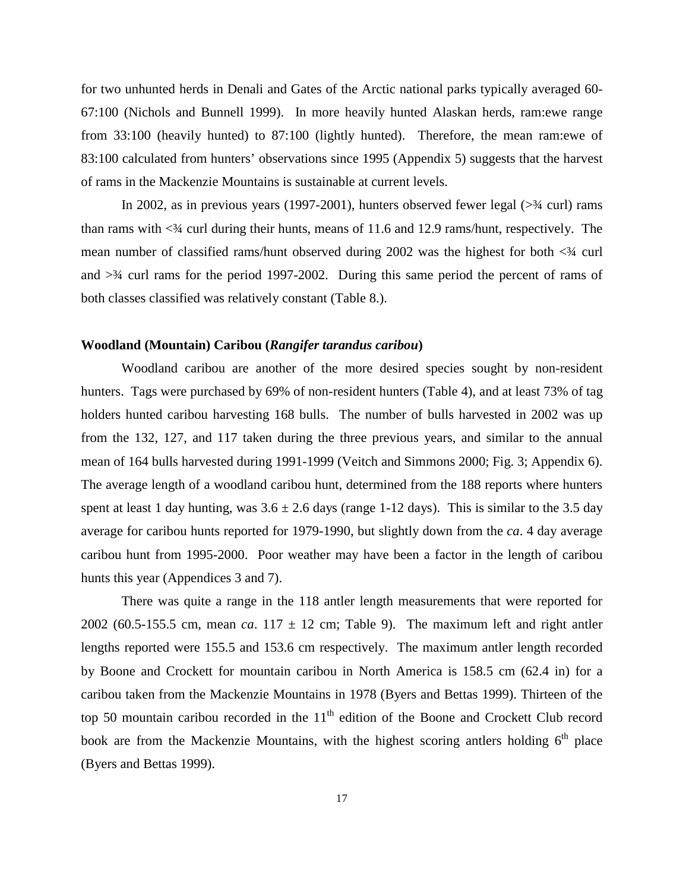for two unhunted herds in Denali and Gates of the Arctic national parks typically averaged 60-67:100 (Nichols and Bunnell 1999). In more heavily hunted Alaskan herds, ram:ewe range from 33:100 (heavily hunted) to 87:100 (lightly hunted). Therefore, the mean ram:ewe of 83:100 calculated from hunters' observations since 1995 (Appendix 5) suggests that the harvest of rams in the Mackenzie Mountains is sustainable at current levels.

In 2002, as in previous years (1997-2001), hunters observed fewer legal (>¾ curl) rams than rams with <¾ curl during their hunts, means of 11.6 and 12.9 rams/hunt, respectively. The mean number of classified rams/hunt observed during 2002 was the highest for both <¾ curl and >¾ curl rams for the period 1997-2002. During this same period the percent of rams of both classes classified was relatively constant (Table 8.).

### Woodland (Mountain) Caribou (*Rangifer tarandus caribou*)

Woodland caribou are another of the more desired species sought by non-resident hunters. Tags were purchased by 69% of non-resident hunters (Table 4), and at least 73% of tag holders hunted caribou harvesting 168 bulls. The number of bulls harvested in 2002 was up from the 132, 127, and 117 taken during the three previous years, and similar to the annual mean of 164 bulls harvested during 1991-1999 (Veitch and Simmons 2000; Fig. 3; Appendix 6). The average length of a woodland caribou hunt, determined from the 188 reports where hunters spent at least 1 day hunting, was $3.6 \pm 2.6$ days (range 1-12 days). This is similar to the 3.5 day average for caribou hunts reported for 1979-1990, but slightly down from the *ca*. 4 day average caribou hunt from 1995-2000. Poor weather may have been a factor in the length of caribou hunts this year (Appendices 3 and 7).

There was quite a range in the 118 antler length measurements that were reported for 2002 (60.5-155.5 cm, mean *ca*. $117 \pm 12$ cm; Table 9). The maximum left and right antler lengths reported were 155.5 and 153.6 cm respectively. The maximum antler length recorded by Boone and Crockett for mountain caribou in North America is 158.5 cm (62.4 in) for a caribou taken from the Mackenzie Mountains in 1978 (Byers and Bettas 1999). Thirteen of the top 50 mountain caribou recorded in the 11th edition of the Boone and Crockett Club record book are from the Mackenzie Mountains, with the highest scoring antlers holding 6th place (Byers and Bettas 1999).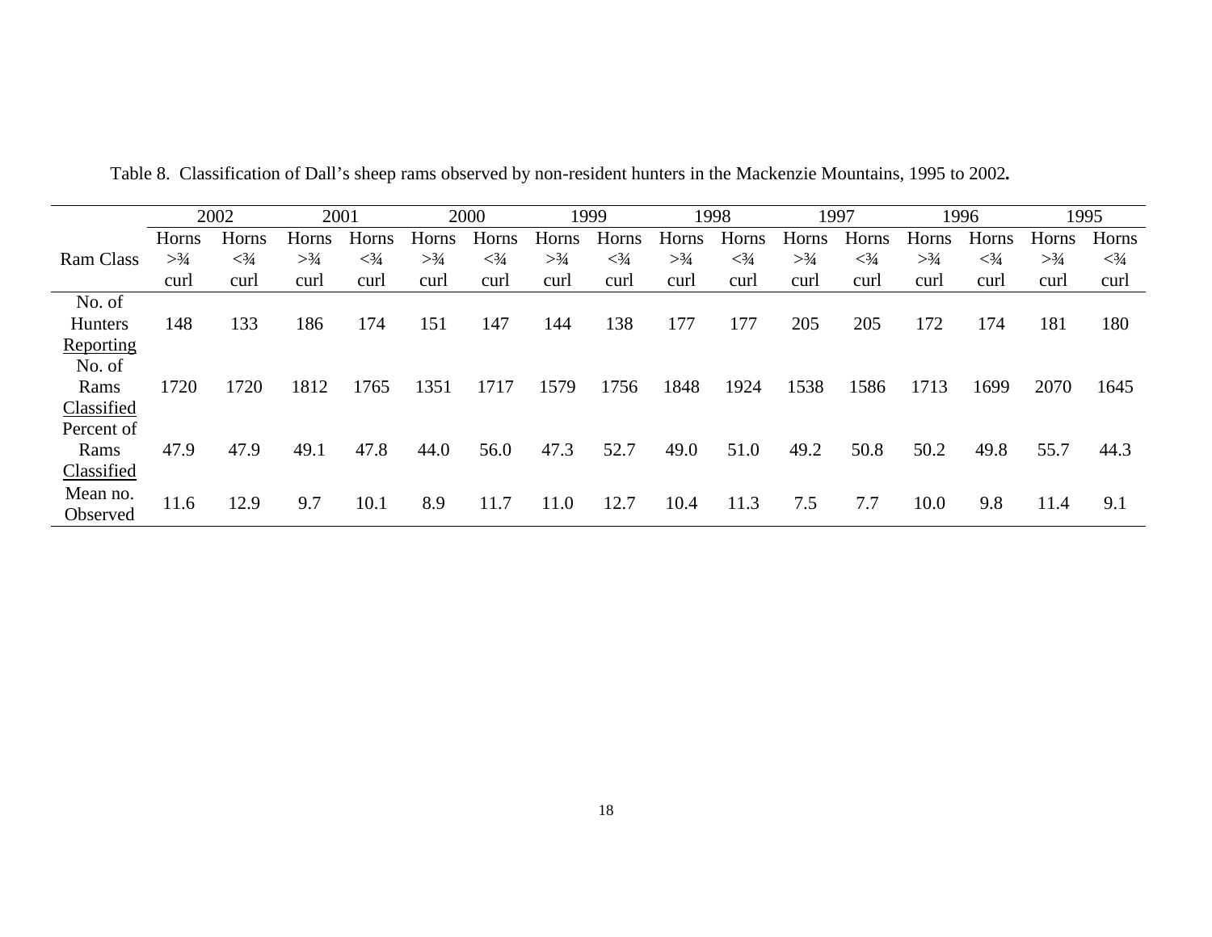Table 8. Classification of Dall's sheep rams observed by non-resident hunters in the Mackenzie Mountains, 1995 to 2002.

| Ram Class | 2002 | | 2001 | | 2000 | | 1999 | | 1998 | | 1997 | | 1996 | | 1995 | |
|---|---|---|---|---|---|---|---|---|---|---|---|---|---|---|---|---|
| | Horns >¾ curl | Horns <¾ curl | Horns >¾ curl | Horns <¾ curl | Horns >¾ curl | Horns <¾ curl | Horns >¾ curl | Horns <¾ curl | Horns >¾ curl | Horns <¾ curl | Horns >¾ curl | Horns <¾ curl | Horns >¾ curl | Horns <¾ curl | Horns >¾ curl | Horns <¾ curl |
| No. of Hunters Reporting | 148 | 133 | 186 | 174 | 151 | 147 | 144 | 138 | 177 | 177 | 205 | 205 | 172 | 174 | 181 | 180 |
| No. of Rams Classified | 1720 | 1720 | 1812 | 1765 | 1351 | 1717 | 1579 | 1756 | 1848 | 1924 | 1538 | 1586 | 1713 | 1699 | 2070 | 1645 |
| Percent of Rams Classified | 47.9 | 47.9 | 49.1 | 47.8 | 44.0 | 56.0 | 47.3 | 52.7 | 49.0 | 51.0 | 49.2 | 50.8 | 50.2 | 49.8 | 55.7 | 44.3 |
| Mean no. Observed | 11.6 | 12.9 | 9.7 | 10.1 | 8.9 | 11.7 | 11.0 | 12.7 | 10.4 | 11.3 | 7.5 | 7.7 | 10.0 | 9.8 | 11.4 | 9.1 |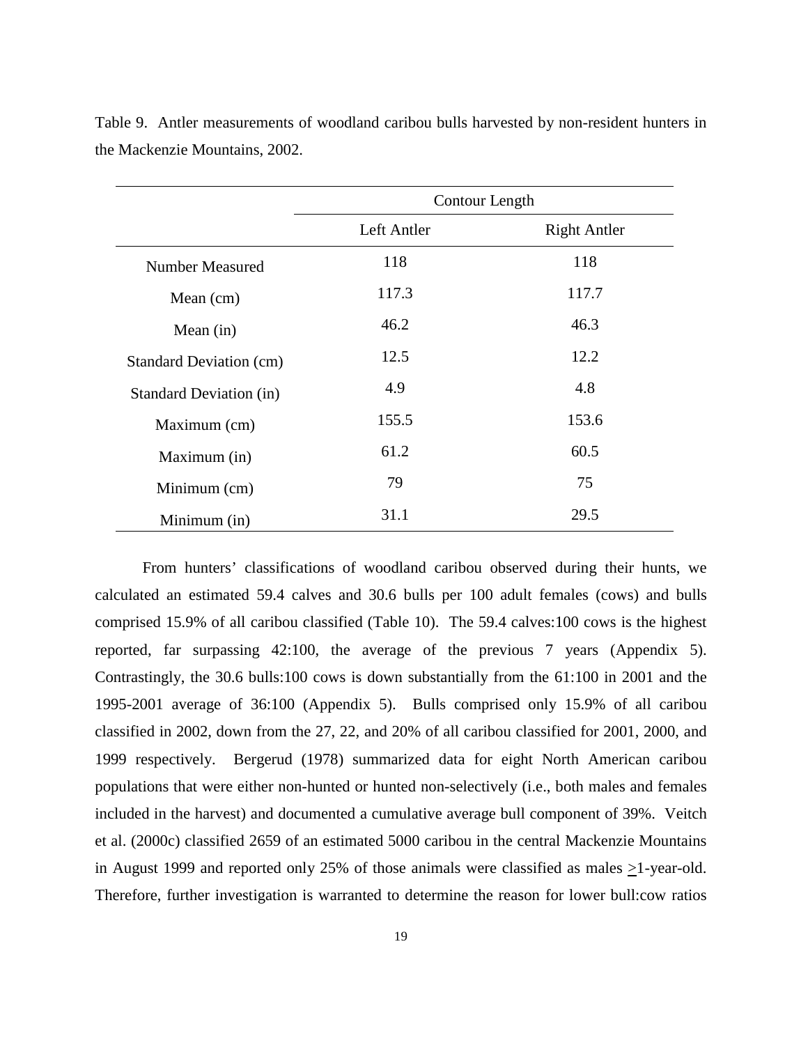Table 9. Antler measurements of woodland caribou bulls harvested by non-resident hunters in the Mackenzie Mountains, 2002.

| | Contour Length | |
|---|---|---|
| | Left Antler | Right Antler |
| Number Measured | 118 | 118 |
| Mean (cm) | 117.3 | 117.7 |
| Mean (in) | 46.2 | 46.3 |
| Standard Deviation (cm) | 12.5 | 12.2 |
| Standard Deviation (in) | 4.9 | 4.8 |
| Maximum (cm) | 155.5 | 153.6 |
| Maximum (in) | 61.2 | 60.5 |
| Minimum (cm) | 79 | 75 |
| Minimum (in) | 31.1 | 29.5 |

From hunters' classifications of woodland caribou observed during their hunts, we calculated an estimated 59.4 calves and 30.6 bulls per 100 adult females (cows) and bulls comprised 15.9% of all caribou classified (Table 10). The 59.4 calves:100 cows is the highest reported, far surpassing 42:100, the average of the previous 7 years (Appendix 5). Contrastingly, the 30.6 bulls:100 cows is down substantially from the 61:100 in 2001 and the 1995-2001 average of 36:100 (Appendix 5). Bulls comprised only 15.9% of all caribou classified in 2002, down from the 27, 22, and 20% of all caribou classified for 2001, 2000, and 1999 respectively. Bergerud (1978) summarized data for eight North American caribou populations that were either non-hunted or hunted non-selectively (i.e., both males and females included in the harvest) and documented a cumulative average bull component of 39%. Veitch et al. (2000c) classified 2659 of an estimated 5000 caribou in the central Mackenzie Mountains in August 1999 and reported only 25% of those animals were classified as males ≥1-year-old. Therefore, further investigation is warranted to determine the reason for lower bull:cow ratios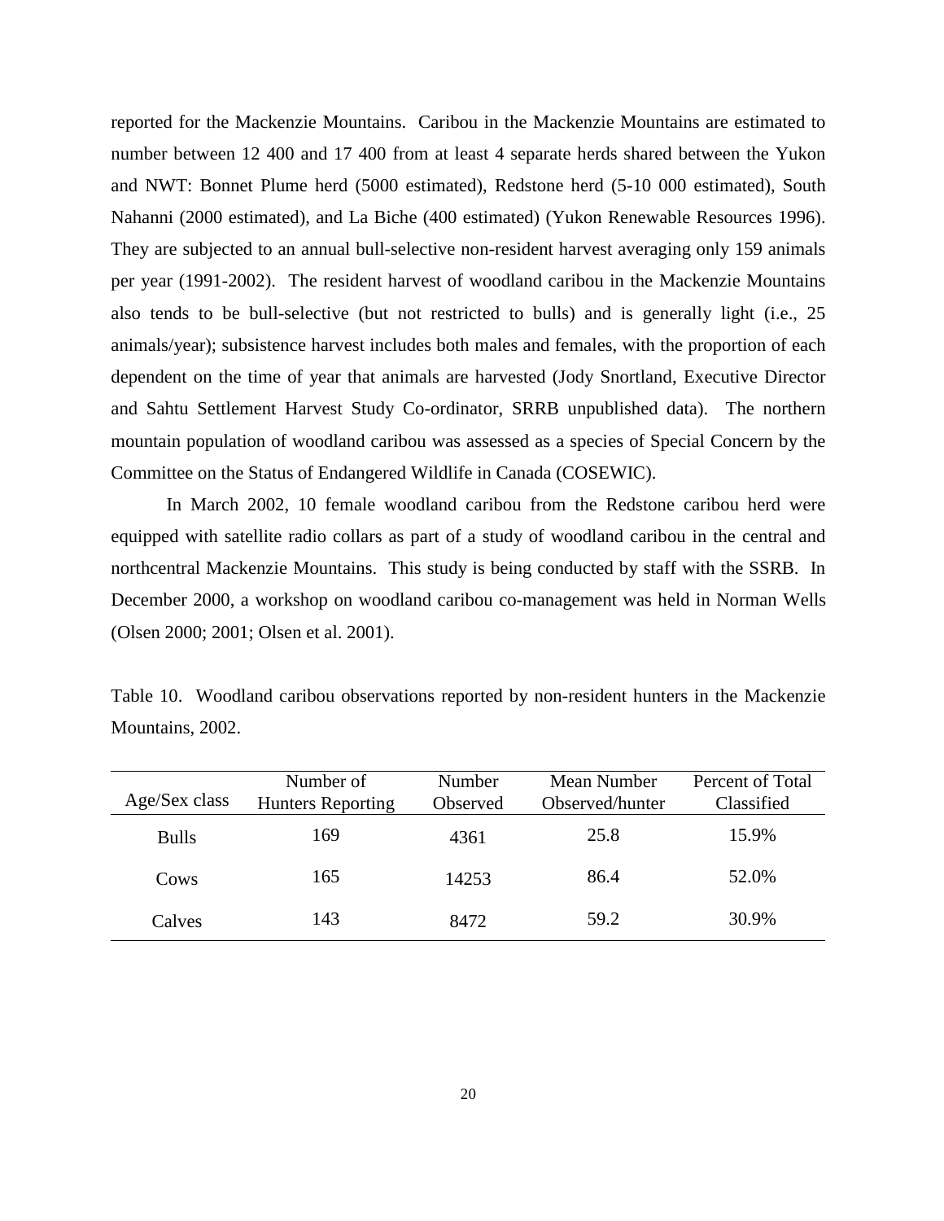reported for the Mackenzie Mountains. Caribou in the Mackenzie Mountains are estimated to number between 12 400 and 17 400 from at least 4 separate herds shared between the Yukon and NWT: Bonnet Plume herd (5000 estimated), Redstone herd (5-10 000 estimated), South Nahanni (2000 estimated), and La Biche (400 estimated) (Yukon Renewable Resources 1996). They are subjected to an annual bull-selective non-resident harvest averaging only 159 animals per year (1991-2002). The resident harvest of woodland caribou in the Mackenzie Mountains also tends to be bull-selective (but not restricted to bulls) and is generally light (i.e., 25 animals/year); subsistence harvest includes both males and females, with the proportion of each dependent on the time of year that animals are harvested (Jody Snortland, Executive Director and Sahtu Settlement Harvest Study Co-ordinator, SRRB unpublished data). The northern mountain population of woodland caribou was assessed as a species of Special Concern by the Committee on the Status of Endangered Wildlife in Canada (COSEWIC).

In March 2002, 10 female woodland caribou from the Redstone caribou herd were equipped with satellite radio collars as part of a study of woodland caribou in the central and northcentral Mackenzie Mountains. This study is being conducted by staff with the SSRB. In December 2000, a workshop on woodland caribou co-management was held in Norman Wells (Olsen 2000; 2001; Olsen et al. 2001).

Table 10. Woodland caribou observations reported by non-resident hunters in the Mackenzie Mountains, 2002.

| Age/Sex class | Number of Hunters Reporting | Number Observed | Mean Number Observed/hunter | Percent of Total Classified |
|---|---|---|---|---|
| Bulls | 169 | 4361 | 25.8 | 15.9% |
| Cows | 165 | 14253 | 86.4 | 52.0% |
| Calves | 143 | 8472 | 59.2 | 30.9% |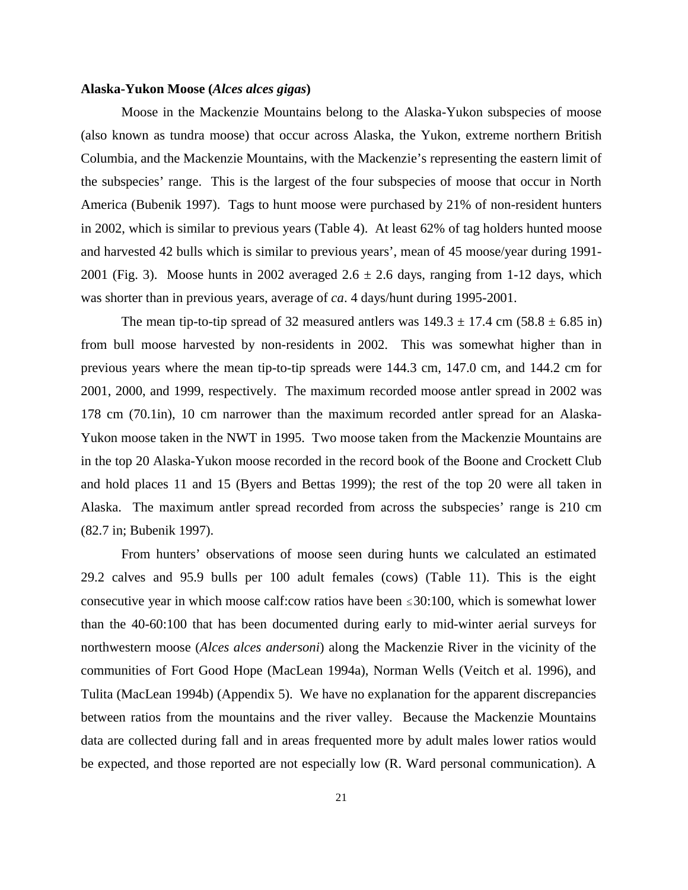### Alaska-Yukon Moose (*Alces alces gigas*)

Moose in the Mackenzie Mountains belong to the Alaska-Yukon subspecies of moose (also known as tundra moose) that occur across Alaska, the Yukon, extreme northern British Columbia, and the Mackenzie Mountains, with the Mackenzie's representing the eastern limit of the subspecies' range. This is the largest of the four subspecies of moose that occur in North America (Bubenik 1997). Tags to hunt moose were purchased by 21% of non-resident hunters in 2002, which is similar to previous years (Table 4). At least 62% of tag holders hunted moose and harvested 42 bulls which is similar to previous years', mean of 45 moose/year during 1991-2001 (Fig. 3). Moose hunts in 2002 averaged $2.6 \pm 2.6$ days, ranging from 1-12 days, which was shorter than in previous years, average of *ca*. 4 days/hunt during 1995-2001.

The mean tip-to-tip spread of 32 measured antlers was $149.3 \pm 17.4$ cm ($58.8 \pm 6.85$ in) from bull moose harvested by non-residents in 2002. This was somewhat higher than in previous years where the mean tip-to-tip spreads were 144.3 cm, 147.0 cm, and 144.2 cm for 2001, 2000, and 1999, respectively. The maximum recorded moose antler spread in 2002 was 178 cm (70.1in), 10 cm narrower than the maximum recorded antler spread for an Alaska-Yukon moose taken in the NWT in 1995. Two moose taken from the Mackenzie Mountains are in the top 20 Alaska-Yukon moose recorded in the record book of the Boone and Crockett Club and hold places 11 and 15 (Byers and Bettas 1999); the rest of the top 20 were all taken in Alaska. The maximum antler spread recorded from across the subspecies' range is 210 cm (82.7 in; Bubenik 1997).

From hunters' observations of moose seen during hunts we calculated an estimated 29.2 calves and 95.9 bulls per 100 adult females (cows) (Table 11). This is the eight consecutive year in which moose calf:cow ratios have been $\leq$30:100, which is somewhat lower than the 40-60:100 that has been documented during early to mid-winter aerial surveys for northwestern moose (*Alces alces andersoni*) along the Mackenzie River in the vicinity of the communities of Fort Good Hope (MacLean 1994a), Norman Wells (Veitch et al. 1996), and Tulita (MacLean 1994b) (Appendix 5). We have no explanation for the apparent discrepancies between ratios from the mountains and the river valley. Because the Mackenzie Mountains data are collected during fall and in areas frequented more by adult males lower ratios would be expected, and those reported are not especially low (R. Ward personal communication). A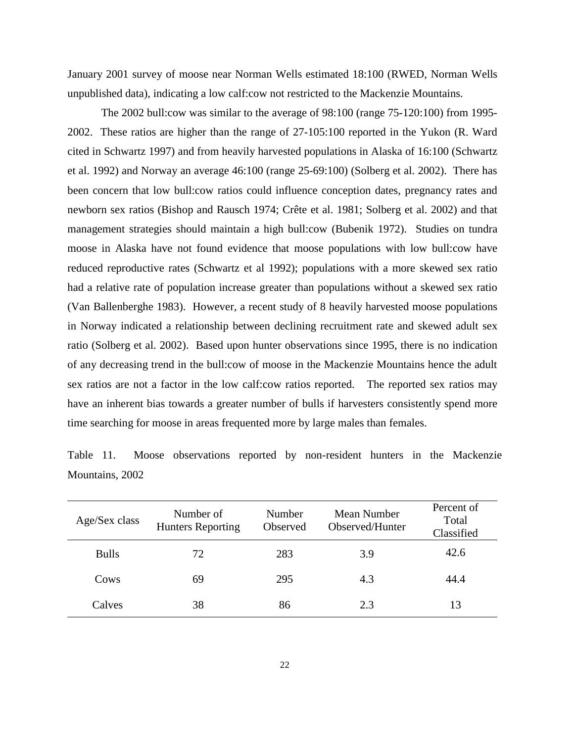January 2001 survey of moose near Norman Wells estimated 18:100 (RWED, Norman Wells unpublished data), indicating a low calf:cow not restricted to the Mackenzie Mountains.

The 2002 bull:cow was similar to the average of 98:100 (range 75-120:100) from 1995-2002. These ratios are higher than the range of 27-105:100 reported in the Yukon (R. Ward cited in Schwartz 1997) and from heavily harvested populations in Alaska of 16:100 (Schwartz et al. 1992) and Norway an average 46:100 (range 25-69:100) (Solberg et al. 2002). There has been concern that low bull:cow ratios could influence conception dates, pregnancy rates and newborn sex ratios (Bishop and Rausch 1974; Crête et al. 1981; Solberg et al. 2002) and that management strategies should maintain a high bull:cow (Bubenik 1972). Studies on tundra moose in Alaska have not found evidence that moose populations with low bull:cow have reduced reproductive rates (Schwartz et al 1992); populations with a more skewed sex ratio had a relative rate of population increase greater than populations without a skewed sex ratio (Van Ballenberghe 1983). However, a recent study of 8 heavily harvested moose populations in Norway indicated a relationship between declining recruitment rate and skewed adult sex ratio (Solberg et al. 2002). Based upon hunter observations since 1995, there is no indication of any decreasing trend in the bull:cow of moose in the Mackenzie Mountains hence the adult sex ratios are not a factor in the low calf:cow ratios reported. The reported sex ratios may have an inherent bias towards a greater number of bulls if harvesters consistently spend more time searching for moose in areas frequented more by large males than females.

Table 11. Moose observations reported by non-resident hunters in the Mackenzie Mountains, 2002

| Age/Sex class | Number of Hunters Reporting | Number Observed | Mean Number Observed/Hunter | Percent of Total Classified |
|---|---|---|---|---|
| Bulls | 72 | 283 | 3.9 | 42.6 |
| Cows | 69 | 295 | 4.3 | 44.4 |
| Calves | 38 | 86 | 2.3 | 13 |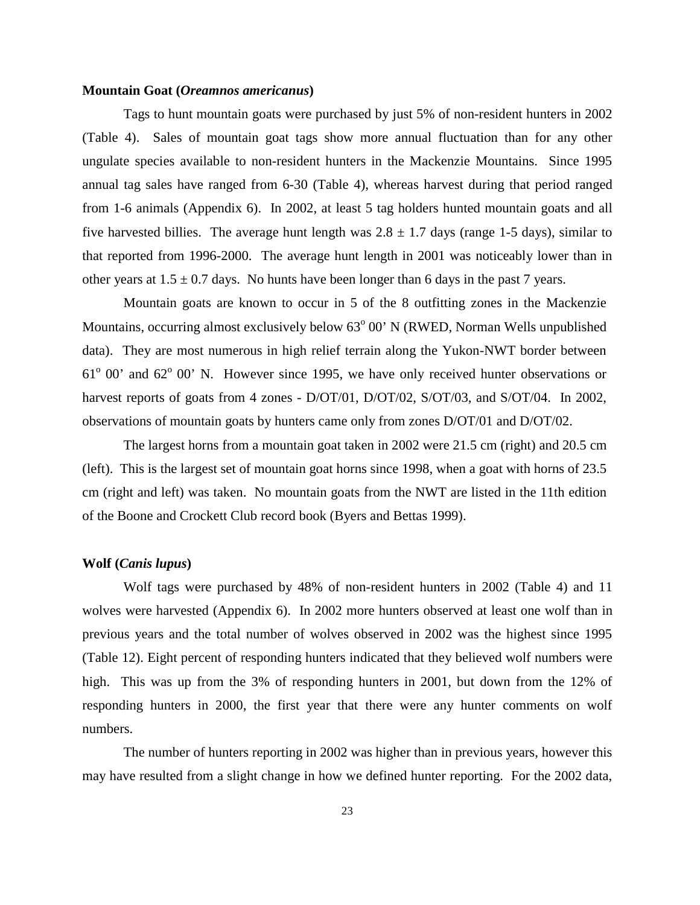**Mountain Goat (*Oreamnos americanus*)**

Tags to hunt mountain goats were purchased by just 5% of non-resident hunters in 2002 (Table 4). Sales of mountain goat tags show more annual fluctuation than for any other ungulate species available to non-resident hunters in the Mackenzie Mountains. Since 1995 annual tag sales have ranged from 6-30 (Table 4), whereas harvest during that period ranged from 1-6 animals (Appendix 6). In 2002, at least 5 tag holders hunted mountain goats and all five harvested billies. The average hunt length was $2.8 \pm 1.7$ days (range 1-5 days), similar to that reported from 1996-2000. The average hunt length in 2001 was noticeably lower than in other years at $1.5 \pm 0.7$ days. No hunts have been longer than 6 days in the past 7 years.

Mountain goats are known to occur in 5 of the 8 outfitting zones in the Mackenzie Mountains, occurring almost exclusively below 63$^{o}$ 00' N (RWED, Norman Wells unpublished data). They are most numerous in high relief terrain along the Yukon-NWT border between 61$^{o}$ 00' and 62$^{o}$ 00' N. However since 1995, we have only received hunter observations or harvest reports of goats from 4 zones - D/OT/01, D/OT/02, S/OT/03, and S/OT/04. In 2002, observations of mountain goats by hunters came only from zones D/OT/01 and D/OT/02.

The largest horns from a mountain goat taken in 2002 were 21.5 cm (right) and 20.5 cm (left). This is the largest set of mountain goat horns since 1998, when a goat with horns of 23.5 cm (right and left) was taken. No mountain goats from the NWT are listed in the 11th edition of the Boone and Crockett Club record book (Byers and Bettas 1999).

**Wolf (*Canis lupus*)**

Wolf tags were purchased by 48% of non-resident hunters in 2002 (Table 4) and 11 wolves were harvested (Appendix 6). In 2002 more hunters observed at least one wolf than in previous years and the total number of wolves observed in 2002 was the highest since 1995 (Table 12). Eight percent of responding hunters indicated that they believed wolf numbers were high. This was up from the 3% of responding hunters in 2001, but down from the 12% of responding hunters in 2000, the first year that there were any hunter comments on wolf numbers.

The number of hunters reporting in 2002 was higher than in previous years, however this may have resulted from a slight change in how we defined hunter reporting. For the 2002 data,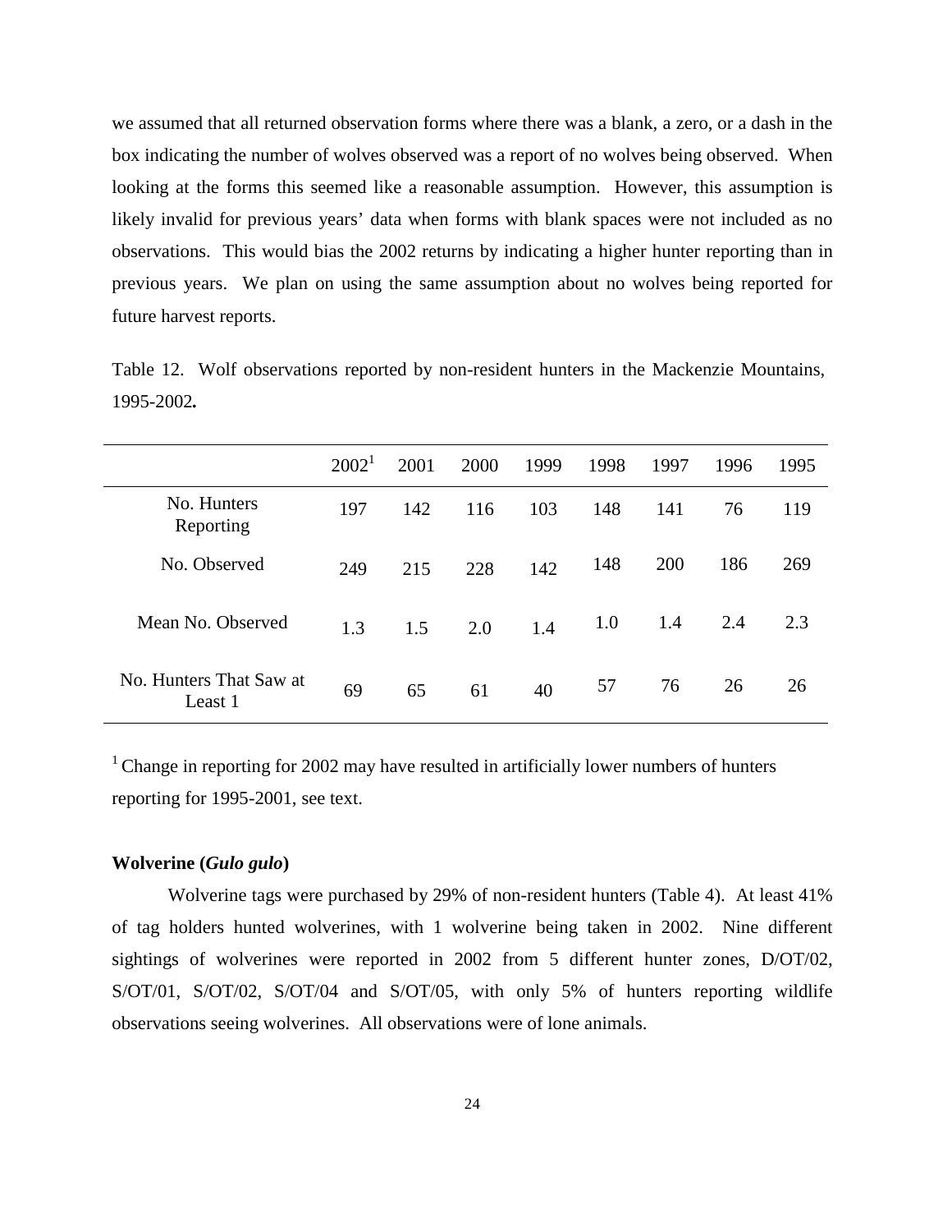we assumed that all returned observation forms where there was a blank, a zero, or a dash in the box indicating the number of wolves observed was a report of no wolves being observed. When looking at the forms this seemed like a reasonable assumption. However, this assumption is likely invalid for previous years' data when forms with blank spaces were not included as no observations. This would bias the 2002 returns by indicating a higher hunter reporting than in previous years. We plan on using the same assumption about no wolves being reported for future harvest reports.

Table 12. Wolf observations reported by non-resident hunters in the Mackenzie Mountains, 1995-2002**.**

| | 2002[1] | 2001 | 2000 | 1999 | 1998 | 1997 | 1996 | 1995 |
|---|---|---|---|---|---|---|---|---|
| No. Hunters Reporting | 197 | 142 | 116 | 103 | 148 | 141 | 76 | 119 |
| No. Observed | 249 | 215 | 228 | 142 | 148 | 200 | 186 | 269 |
| Mean No. Observed | 1.3 | 1.5 | 2.0 | 1.4 | 1.0 | 1.4 | 2.4 | 2.3 |
| No. Hunters That Saw at Least 1 | 69 | 65 | 61 | 40 | 57 | 76 | 26 | 26 |

[1] Change in reporting for 2002 may have resulted in artificially lower numbers of hunters reporting for 1995-2001, see text.

### Wolverine (*Gulo gulo*)

Wolverine tags were purchased by 29% of non-resident hunters (Table 4). At least 41% of tag holders hunted wolverines, with 1 wolverine being taken in 2002. Nine different sightings of wolverines were reported in 2002 from 5 different hunter zones, D/OT/02, S/OT/01, S/OT/02, S/OT/04 and S/OT/05, with only 5% of hunters reporting wildlife observations seeing wolverines. All observations were of lone animals.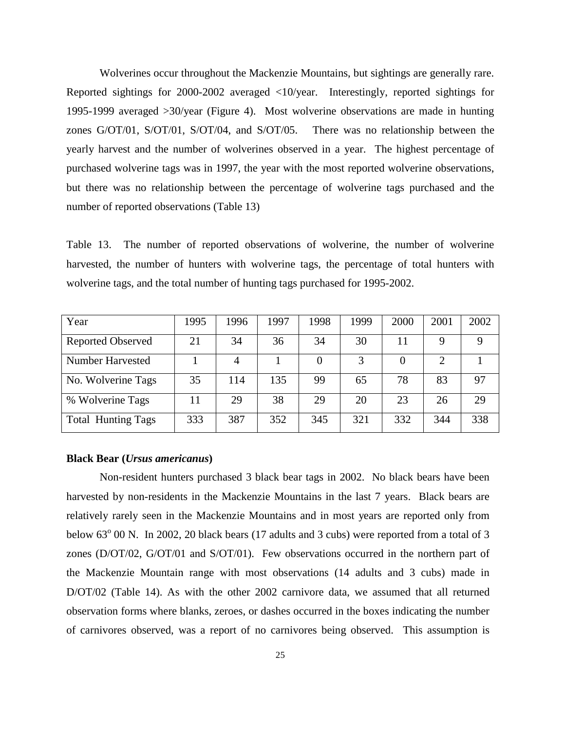Wolverines occur throughout the Mackenzie Mountains, but sightings are generally rare. Reported sightings for 2000-2002 averaged <10/year. Interestingly, reported sightings for 1995-1999 averaged >30/year (Figure 4). Most wolverine observations are made in hunting zones G/OT/01, S/OT/01, S/OT/04, and S/OT/05. There was no relationship between the yearly harvest and the number of wolverines observed in a year. The highest percentage of purchased wolverine tags was in 1997, the year with the most reported wolverine observations, but there was no relationship between the percentage of wolverine tags purchased and the number of reported observations (Table 13)

Table 13. The number of reported observations of wolverine, the number of wolverine harvested, the number of hunters with wolverine tags, the percentage of total hunters with wolverine tags, and the total number of hunting tags purchased for 1995-2002.

| Year | 1995 | 1996 | 1997 | 1998 | 1999 | 2000 | 2001 | 2002 |
|---|---|---|---|---|---|---|---|---|
| Reported Observed | 21 | 34 | 36 | 34 | 30 | 11 | 9 | 9 |
| Number Harvested | 1 | 4 | 1 | 0 | 3 | 0 | 2 | 1 |
| No. Wolverine Tags | 35 | 114 | 135 | 99 | 65 | 78 | 83 | 97 |
| % Wolverine Tags | 11 | 29 | 38 | 29 | 20 | 23 | 26 | 29 |
| Total Hunting Tags | 333 | 387 | 352 | 345 | 321 | 332 | 344 | 338 |

**Black Bear (*Ursus americanus*)**

Non-resident hunters purchased 3 black bear tags in 2002. No black bears have been harvested by non-residents in the Mackenzie Mountains in the last 7 years. Black bears are relatively rarely seen in the Mackenzie Mountains and in most years are reported only from below 63$^{o}$ 00 N. In 2002, 20 black bears (17 adults and 3 cubs) were reported from a total of 3 zones (D/OT/02, G/OT/01 and S/OT/01). Few observations occurred in the northern part of the Mackenzie Mountain range with most observations (14 adults and 3 cubs) made in D/OT/02 (Table 14). As with the other 2002 carnivore data, we assumed that all returned observation forms where blanks, zeroes, or dashes occurred in the boxes indicating the number of carnivores observed, was a report of no carnivores being observed. This assumption is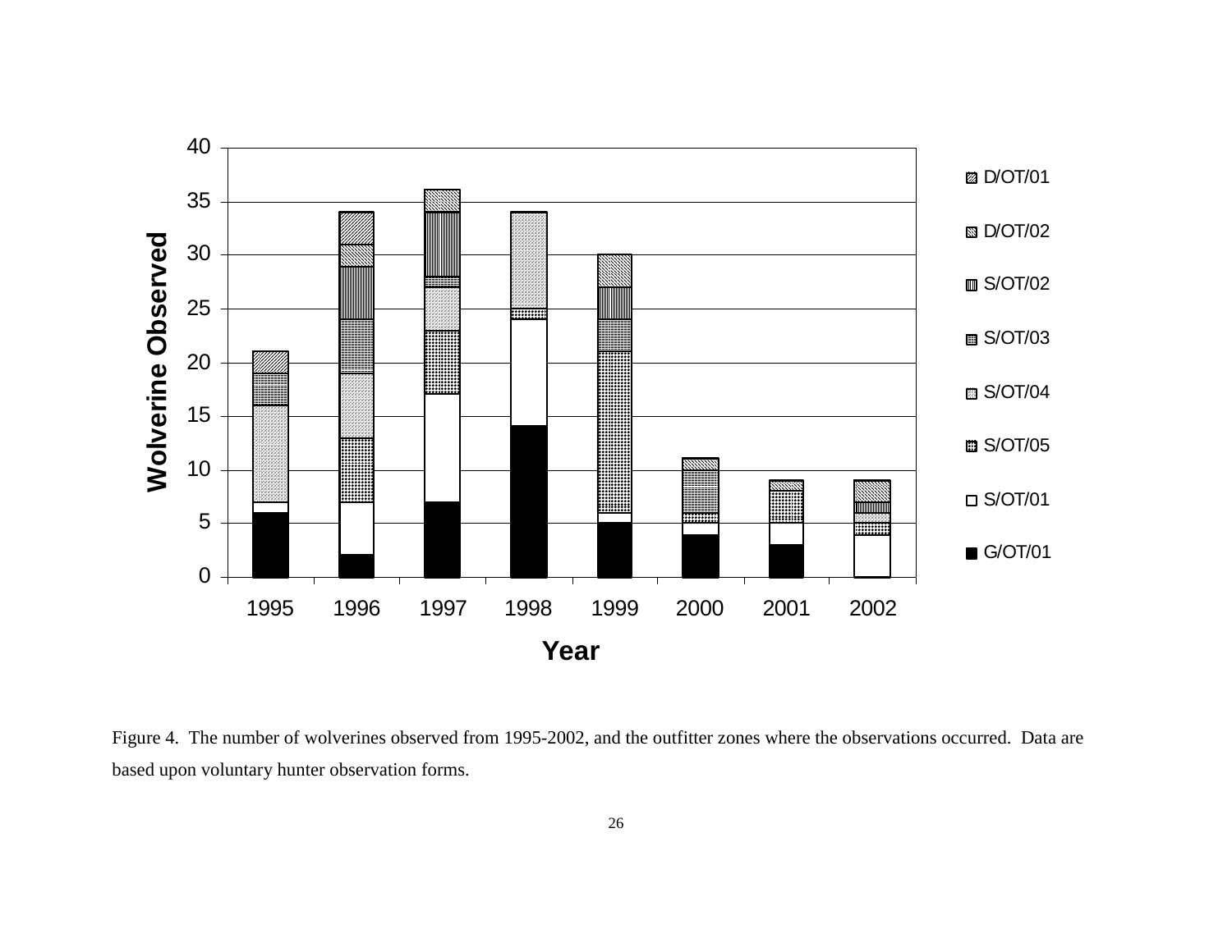Figure 4. The number of wolverines observed from 1995-2002, and the outfitter zones where the observations occurred. Data are based upon voluntary hunter observation forms.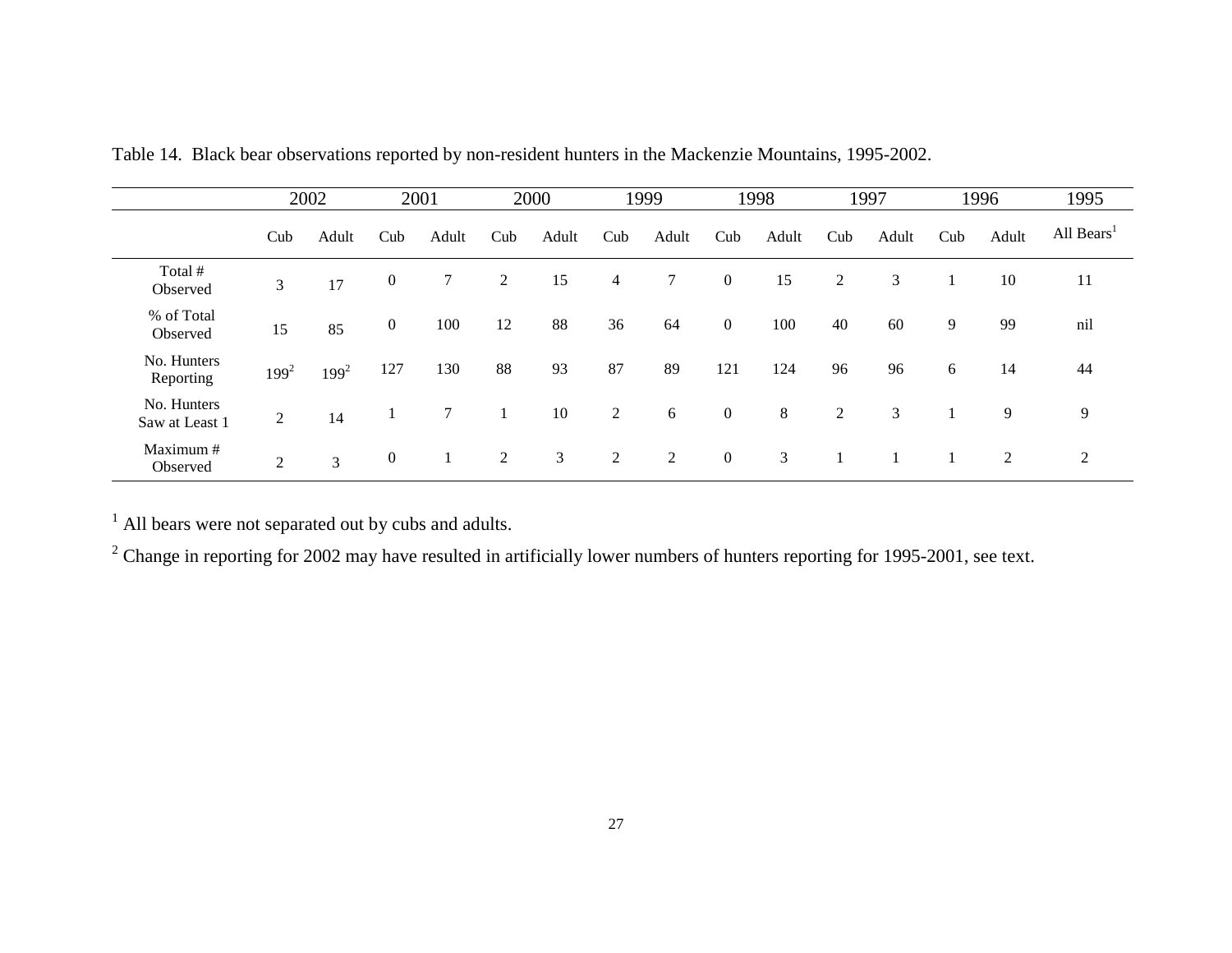Table 14. Black bear observations reported by non-resident hunters in the Mackenzie Mountains, 1995-2002.

| | 2002 | | 2001 | | 2000 | | 1999 | | 1998 | | 1997 | | 1996 | | 1995 |
|---|---|---|---|---|---|---|---|---|---|---|---|---|---|---|---|
| | Cub | Adult | Cub | Adult | Cub | Adult | Cub | Adult | Cub | Adult | Cub | Adult | Cub | Adult | All Bears[1] |
| Total # Observed | 3 | 17 | 0 | 7 | 2 | 15 | 4 | 7 | 0 | 15 | 2 | 3 | 1 | 10 | 11 |
| % of Total Observed | 15 | 85 | 0 | 100 | 12 | 88 | 36 | 64 | 0 | 100 | 40 | 60 | 9 | 99 | nil |
| No. Hunters Reporting | 199[2] | 199[2] | 127 | 130 | 88 | 93 | 87 | 89 | 121 | 124 | 96 | 96 | 6 | 14 | 44 |
| No. Hunters Saw at Least 1 | 2 | 14 | 1 | 7 | 1 | 10 | 2 | 6 | 0 | 8 | 2 | 3 | 1 | 9 | 9 |
| Maximum # Observed | 2 | 3 | 0 | 1 | 2 | 3 | 2 | 2 | 0 | 3 | 1 | 1 | 1 | 2 | 2 |

[1] All bears were not separated out by cubs and adults.

[2] Change in reporting for 2002 may have resulted in artificially lower numbers of hunters reporting for 1995-2001, see text.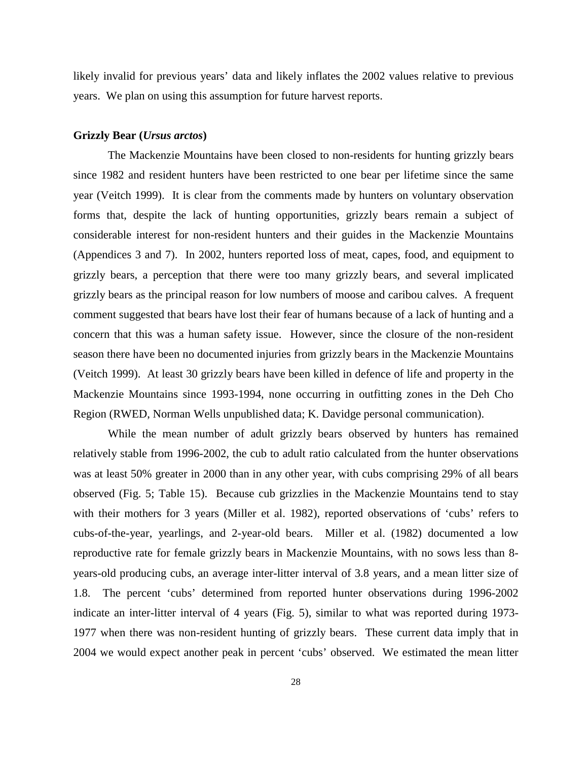likely invalid for previous years' data and likely inflates the 2002 values relative to previous years. We plan on using this assumption for future harvest reports.

### Grizzly Bear (*Ursus arctos*)

The Mackenzie Mountains have been closed to non-residents for hunting grizzly bears since 1982 and resident hunters have been restricted to one bear per lifetime since the same year (Veitch 1999). It is clear from the comments made by hunters on voluntary observation forms that, despite the lack of hunting opportunities, grizzly bears remain a subject of considerable interest for non-resident hunters and their guides in the Mackenzie Mountains (Appendices 3 and 7). In 2002, hunters reported loss of meat, capes, food, and equipment to grizzly bears, a perception that there were too many grizzly bears, and several implicated grizzly bears as the principal reason for low numbers of moose and caribou calves. A frequent comment suggested that bears have lost their fear of humans because of a lack of hunting and a concern that this was a human safety issue. However, since the closure of the non-resident season there have been no documented injuries from grizzly bears in the Mackenzie Mountains (Veitch 1999). At least 30 grizzly bears have been killed in defence of life and property in the Mackenzie Mountains since 1993-1994, none occurring in outfitting zones in the Deh Cho Region (RWED, Norman Wells unpublished data; K. Davidge personal communication).

While the mean number of adult grizzly bears observed by hunters has remained relatively stable from 1996-2002, the cub to adult ratio calculated from the hunter observations was at least 50% greater in 2000 than in any other year, with cubs comprising 29% of all bears observed (Fig. 5; Table 15). Because cub grizzlies in the Mackenzie Mountains tend to stay with their mothers for 3 years (Miller et al. 1982), reported observations of 'cubs' refers to cubs-of-the-year, yearlings, and 2-year-old bears. Miller et al. (1982) documented a low reproductive rate for female grizzly bears in Mackenzie Mountains, with no sows less than 8-years-old producing cubs, an average inter-litter interval of 3.8 years, and a mean litter size of 1.8. The percent 'cubs' determined from reported hunter observations during 1996-2002 indicate an inter-litter interval of 4 years (Fig. 5), similar to what was reported during 1973-1977 when there was non-resident hunting of grizzly bears. These current data imply that in 2004 we would expect another peak in percent 'cubs' observed. We estimated the mean litter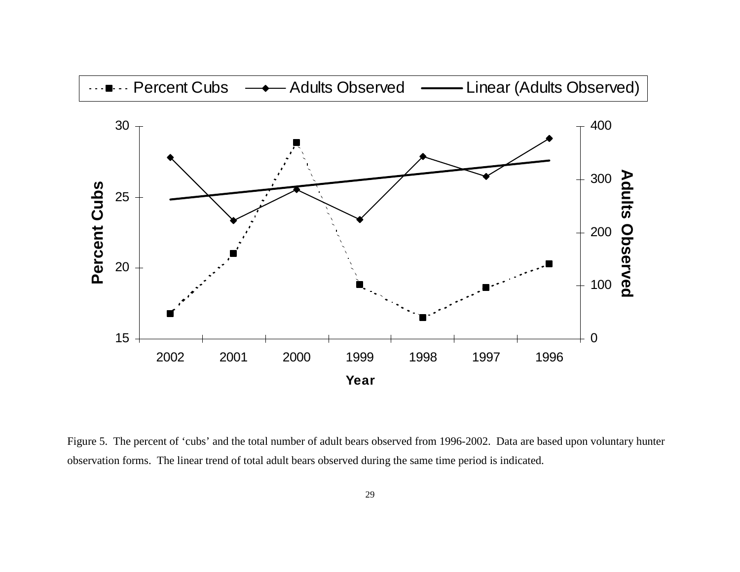Figure 5. The percent of 'cubs' and the total number of adult bears observed from 1996-2002. Data are based upon voluntary hunter observation forms. The linear trend of total adult bears observed during the same time period is indicated.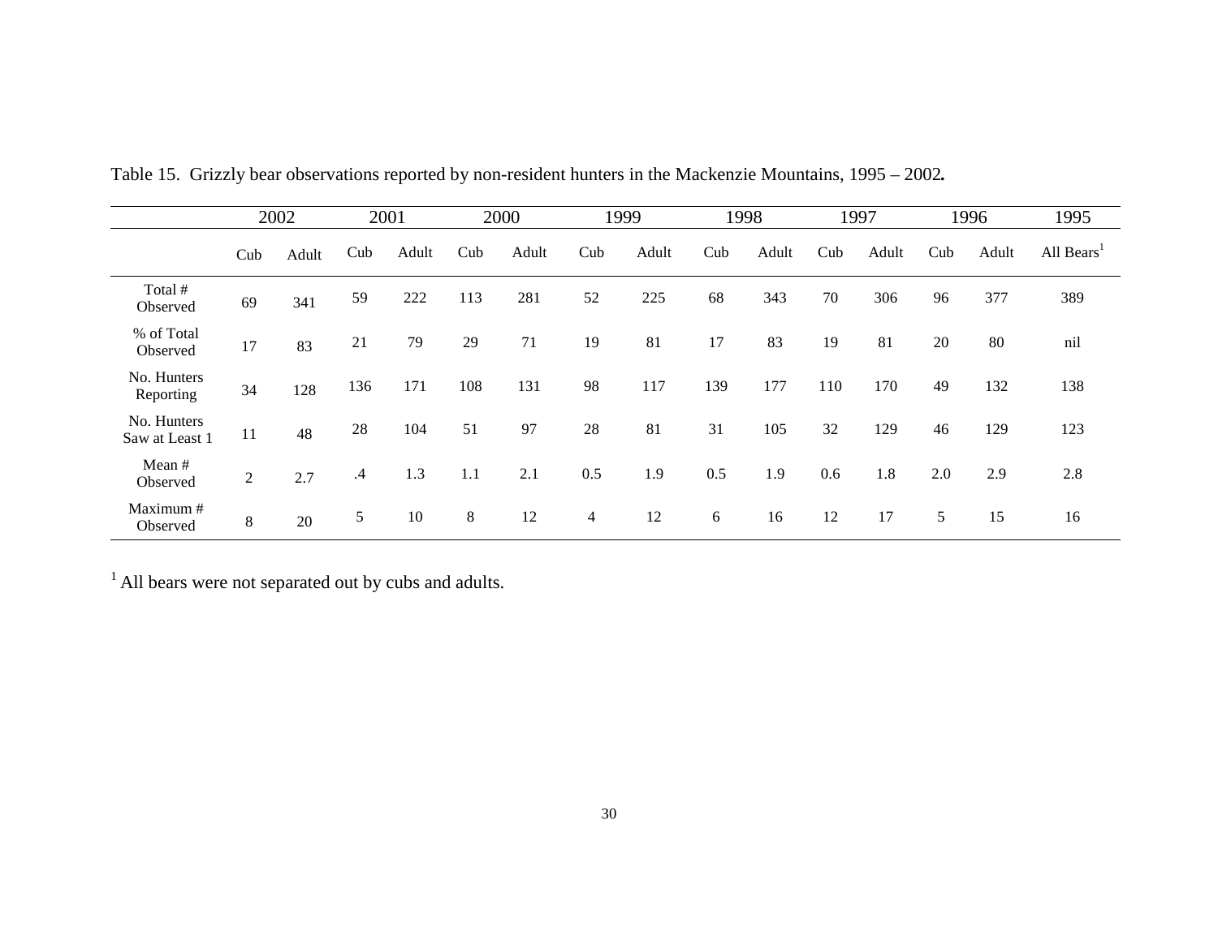Table 15. Grizzly bear observations reported by non-resident hunters in the Mackenzie Mountains, 1995 – 2002**.**

| | 2002 | | 2001 | | 2000 | | 1999 | | 1998 | | 1997 | | 1996 | | 1995 |
|---|---|---|---|---|---|---|---|---|---|---|---|---|---|---|---|
| | Cub | Adult | Cub | Adult | Cub | Adult | Cub | Adult | Cub | Adult | Cub | Adult | Cub | Adult | All Bears[1] |
| Total # Observed | 69 | 341 | 59 | 222 | 113 | 281 | 52 | 225 | 68 | 343 | 70 | 306 | 96 | 377 | 389 |
| % of Total Observed | 17 | 83 | 21 | 79 | 29 | 71 | 19 | 81 | 17 | 83 | 19 | 81 | 20 | 80 | nil |
| No. Hunters Reporting | 34 | 128 | 136 | 171 | 108 | 131 | 98 | 117 | 139 | 177 | 110 | 170 | 49 | 132 | 138 |
| No. Hunters Saw at Least 1 | 11 | 48 | 28 | 104 | 51 | 97 | 28 | 81 | 31 | 105 | 32 | 129 | 46 | 129 | 123 |
| Mean # Observed | 2 | 2.7 | .4 | 1.3 | 1.1 | 2.1 | 0.5 | 1.9 | 0.5 | 1.9 | 0.6 | 1.8 | 2.0 | 2.9 | 2.8 |
| Maximum # Observed | 8 | 20 | 5 | 10 | 8 | 12 | 4 | 12 | 6 | 16 | 12 | 17 | 5 | 15 | 16 |

[1] All bears were not separated out by cubs and adults.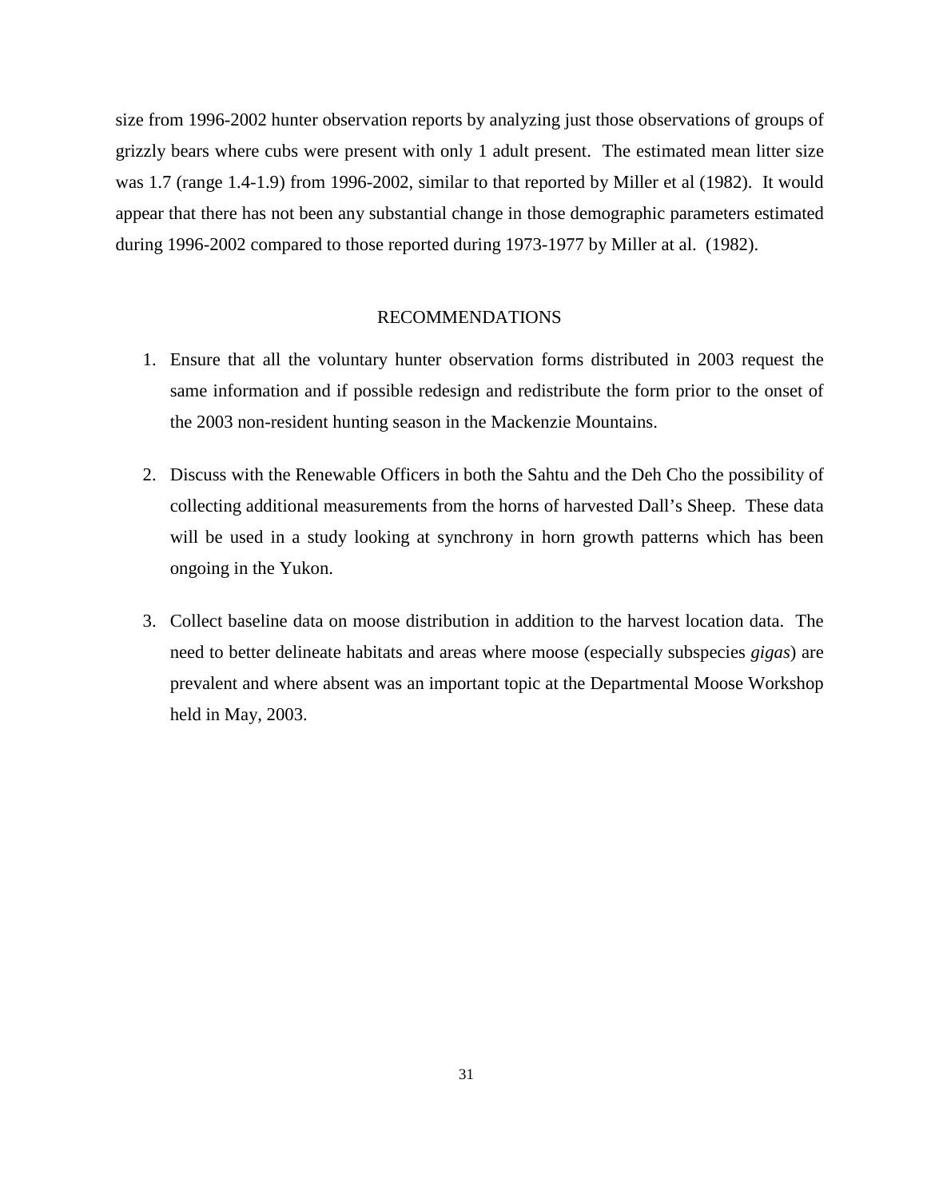size from 1996-2002 hunter observation reports by analyzing just those observations of groups of grizzly bears where cubs were present with only 1 adult present. The estimated mean litter size was 1.7 (range 1.4-1.9) from 1996-2002, similar to that reported by Miller et al (1982). It would appear that there has not been any substantial change in those demographic parameters estimated during 1996-2002 compared to those reported during 1973-1977 by Miller at al. (1982).

## RECOMMENDATIONS

1. Ensure that all the voluntary hunter observation forms distributed in 2003 request the same information and if possible redesign and redistribute the form prior to the onset of the 2003 non-resident hunting season in the Mackenzie Mountains.

2. Discuss with the Renewable Officers in both the Sahtu and the Deh Cho the possibility of collecting additional measurements from the horns of harvested Dall's Sheep. These data will be used in a study looking at synchrony in horn growth patterns which has been ongoing in the Yukon.

3. Collect baseline data on moose distribution in addition to the harvest location data. The need to better delineate habitats and areas where moose (especially subspecies *gigas*) are prevalent and where absent was an important topic at the Departmental Moose Workshop held in May, 2003.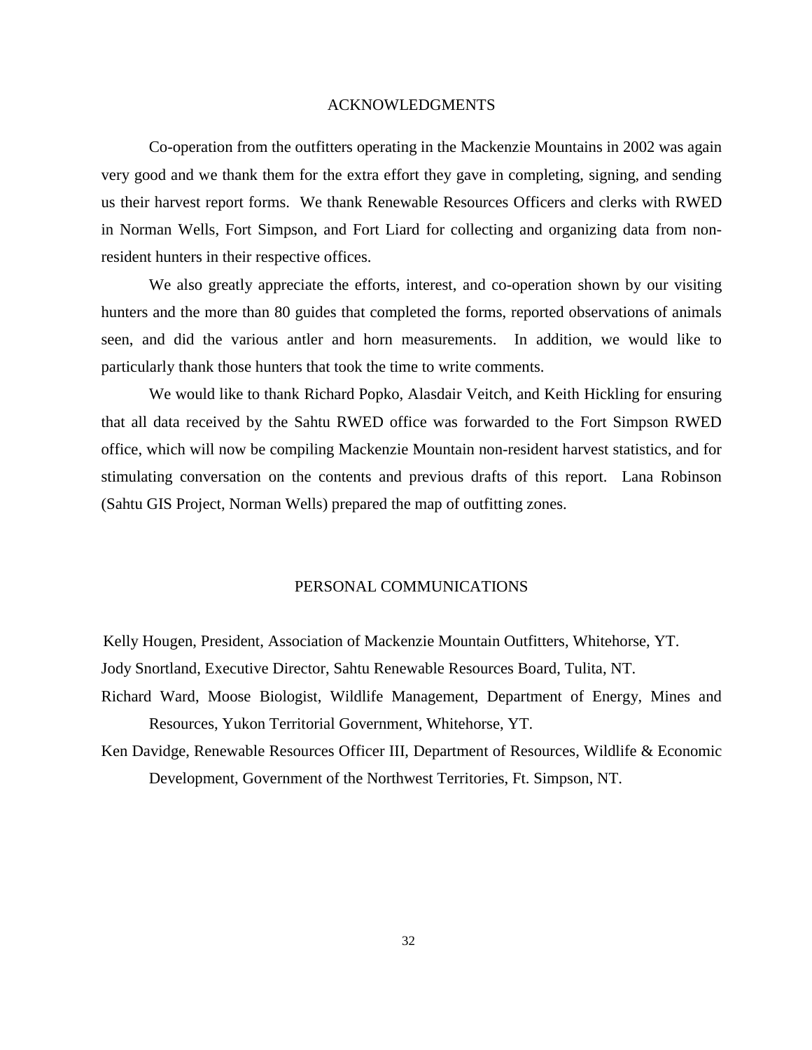## ACKNOWLEDGMENTS

Co-operation from the outfitters operating in the Mackenzie Mountains in 2002 was again very good and we thank them for the extra effort they gave in completing, signing, and sending us their harvest report forms. We thank Renewable Resources Officers and clerks with RWED in Norman Wells, Fort Simpson, and Fort Liard for collecting and organizing data from non-resident hunters in their respective offices.

We also greatly appreciate the efforts, interest, and co-operation shown by our visiting hunters and the more than 80 guides that completed the forms, reported observations of animals seen, and did the various antler and horn measurements. In addition, we would like to particularly thank those hunters that took the time to write comments.

We would like to thank Richard Popko, Alasdair Veitch, and Keith Hickling for ensuring that all data received by the Sahtu RWED office was forwarded to the Fort Simpson RWED office, which will now be compiling Mackenzie Mountain non-resident harvest statistics, and for stimulating conversation on the contents and previous drafts of this report. Lana Robinson (Sahtu GIS Project, Norman Wells) prepared the map of outfitting zones.

## PERSONAL COMMUNICATIONS

Kelly Hougen, President, Association of Mackenzie Mountain Outfitters, Whitehorse, YT.

Jody Snortland, Executive Director, Sahtu Renewable Resources Board, Tulita, NT.

Richard Ward, Moose Biologist, Wildlife Management, Department of Energy, Mines and Resources, Yukon Territorial Government, Whitehorse, YT.

Ken Davidge, Renewable Resources Officer III, Department of Resources, Wildlife & Economic Development, Government of the Northwest Territories, Ft. Simpson, NT.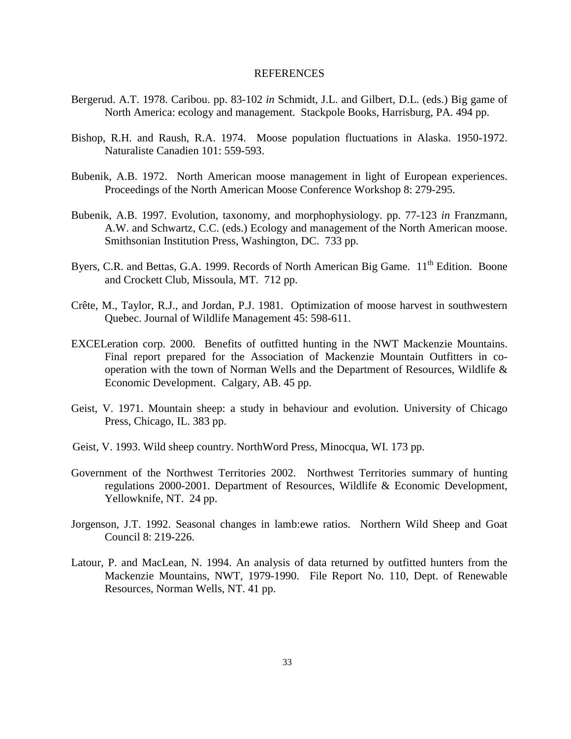# REFERENCES

Bergerud. A.T. 1978. Caribou. pp. 83-102 *in* Schmidt, J.L. and Gilbert, D.L. (eds.) Big game of North America: ecology and management. Stackpole Books, Harrisburg, PA. 494 pp.

Bishop, R.H. and Raush, R.A. 1974. Moose population fluctuations in Alaska. 1950-1972. Naturaliste Canadien 101: 559-593.

Bubenik, A.B. 1972. North American moose management in light of European experiences. Proceedings of the North American Moose Conference Workshop 8: 279-295.

Bubenik, A.B. 1997. Evolution, taxonomy, and morphophysiology. pp. 77-123 *in* Franzmann, A.W. and Schwartz, C.C. (eds.) Ecology and management of the North American moose. Smithsonian Institution Press, Washington, DC. 733 pp.

Byers, C.R. and Bettas, G.A. 1999. Records of North American Big Game. 11th Edition. Boone and Crockett Club, Missoula, MT. 712 pp.

Crête, M., Taylor, R.J., and Jordan, P.J. 1981. Optimization of moose harvest in southwestern Quebec. Journal of Wildlife Management 45: 598-611.

EXCELeration corp. 2000. Benefits of outfitted hunting in the NWT Mackenzie Mountains. Final report prepared for the Association of Mackenzie Mountain Outfitters in co-operation with the town of Norman Wells and the Department of Resources, Wildlife & Economic Development. Calgary, AB. 45 pp.

Geist, V. 1971. Mountain sheep: a study in behaviour and evolution. University of Chicago Press, Chicago, IL. 383 pp.

Geist, V. 1993. Wild sheep country. NorthWord Press, Minocqua, WI. 173 pp.

Government of the Northwest Territories 2002. Northwest Territories summary of hunting regulations 2000-2001. Department of Resources, Wildlife & Economic Development, Yellowknife, NT. 24 pp.

Jorgenson, J.T. 1992. Seasonal changes in lamb:ewe ratios. Northern Wild Sheep and Goat Council 8: 219-226.

Latour, P. and MacLean, N. 1994. An analysis of data returned by outfitted hunters from the Mackenzie Mountains, NWT, 1979-1990. File Report No. 110, Dept. of Renewable Resources, Norman Wells, NT. 41 pp.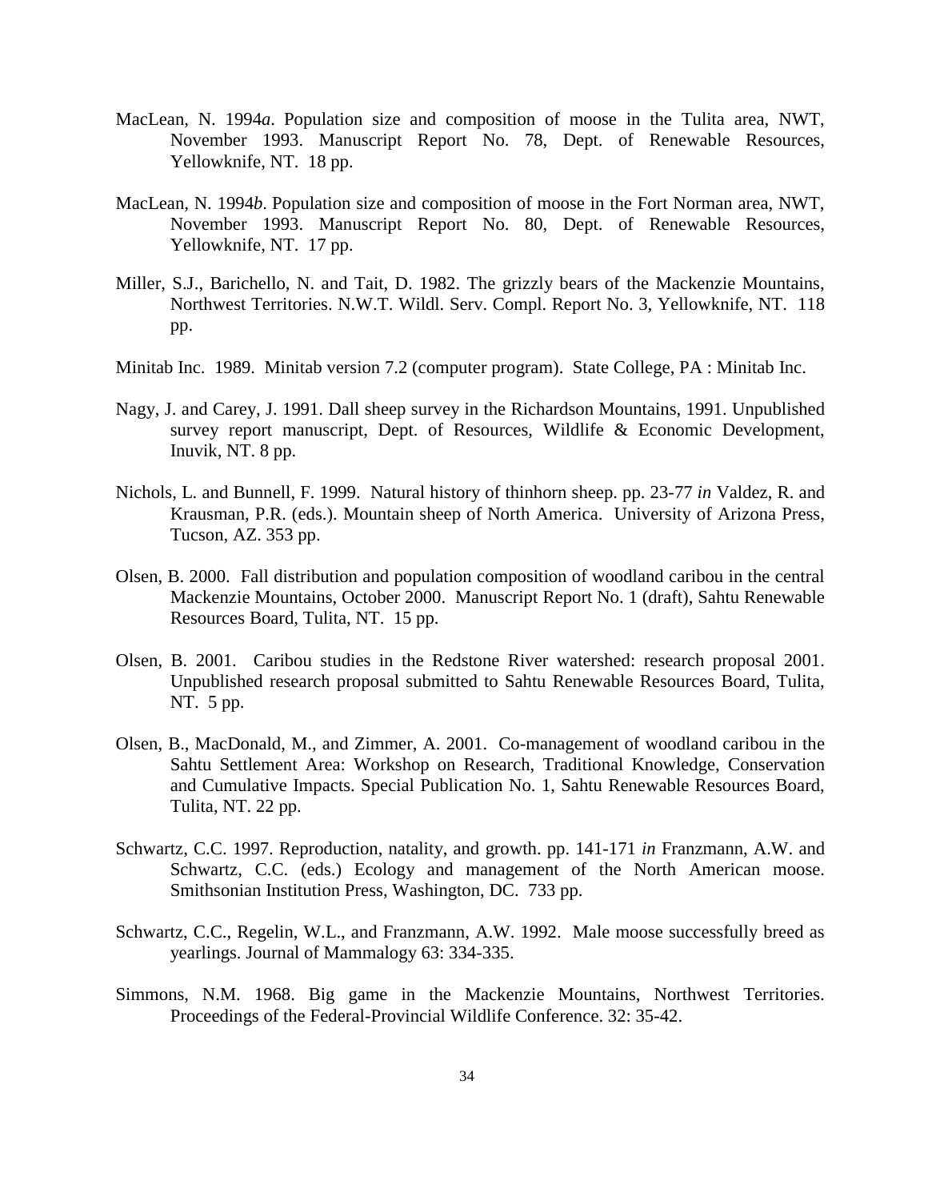MacLean, N. 1994*a*. Population size and composition of moose in the Tulita area, NWT, November 1993. Manuscript Report No. 78, Dept. of Renewable Resources, Yellowknife, NT. 18 pp.

MacLean, N. 1994*b*. Population size and composition of moose in the Fort Norman area, NWT, November 1993. Manuscript Report No. 80, Dept. of Renewable Resources, Yellowknife, NT. 17 pp.

Miller, S.J., Barichello, N. and Tait, D. 1982. The grizzly bears of the Mackenzie Mountains, Northwest Territories. N.W.T. Wildl. Serv. Compl. Report No. 3, Yellowknife, NT. 118 pp.

Minitab Inc. 1989. Minitab version 7.2 (computer program). State College, PA : Minitab Inc.

Nagy, J. and Carey, J. 1991. Dall sheep survey in the Richardson Mountains, 1991. Unpublished survey report manuscript, Dept. of Resources, Wildlife & Economic Development, Inuvik, NT. 8 pp.

Nichols, L. and Bunnell, F. 1999. Natural history of thinhorn sheep. pp. 23-77 *in* Valdez, R. and Krausman, P.R. (eds.). Mountain sheep of North America. University of Arizona Press, Tucson, AZ. 353 pp.

Olsen, B. 2000. Fall distribution and population composition of woodland caribou in the central Mackenzie Mountains, October 2000. Manuscript Report No. 1 (draft), Sahtu Renewable Resources Board, Tulita, NT. 15 pp.

Olsen, B. 2001. Caribou studies in the Redstone River watershed: research proposal 2001. Unpublished research proposal submitted to Sahtu Renewable Resources Board, Tulita, NT. 5 pp.

Olsen, B., MacDonald, M., and Zimmer, A. 2001. Co-management of woodland caribou in the Sahtu Settlement Area: Workshop on Research, Traditional Knowledge, Conservation and Cumulative Impacts. Special Publication No. 1, Sahtu Renewable Resources Board, Tulita, NT. 22 pp.

Schwartz, C.C. 1997. Reproduction, natality, and growth. pp. 141-171 *in* Franzmann, A.W. and Schwartz, C.C. (eds.) Ecology and management of the North American moose. Smithsonian Institution Press, Washington, DC. 733 pp.

Schwartz, C.C., Regelin, W.L., and Franzmann, A.W. 1992. Male moose successfully breed as yearlings. Journal of Mammalogy 63: 334-335.

Simmons, N.M. 1968. Big game in the Mackenzie Mountains, Northwest Territories. Proceedings of the Federal-Provincial Wildlife Conference. 32: 35-42.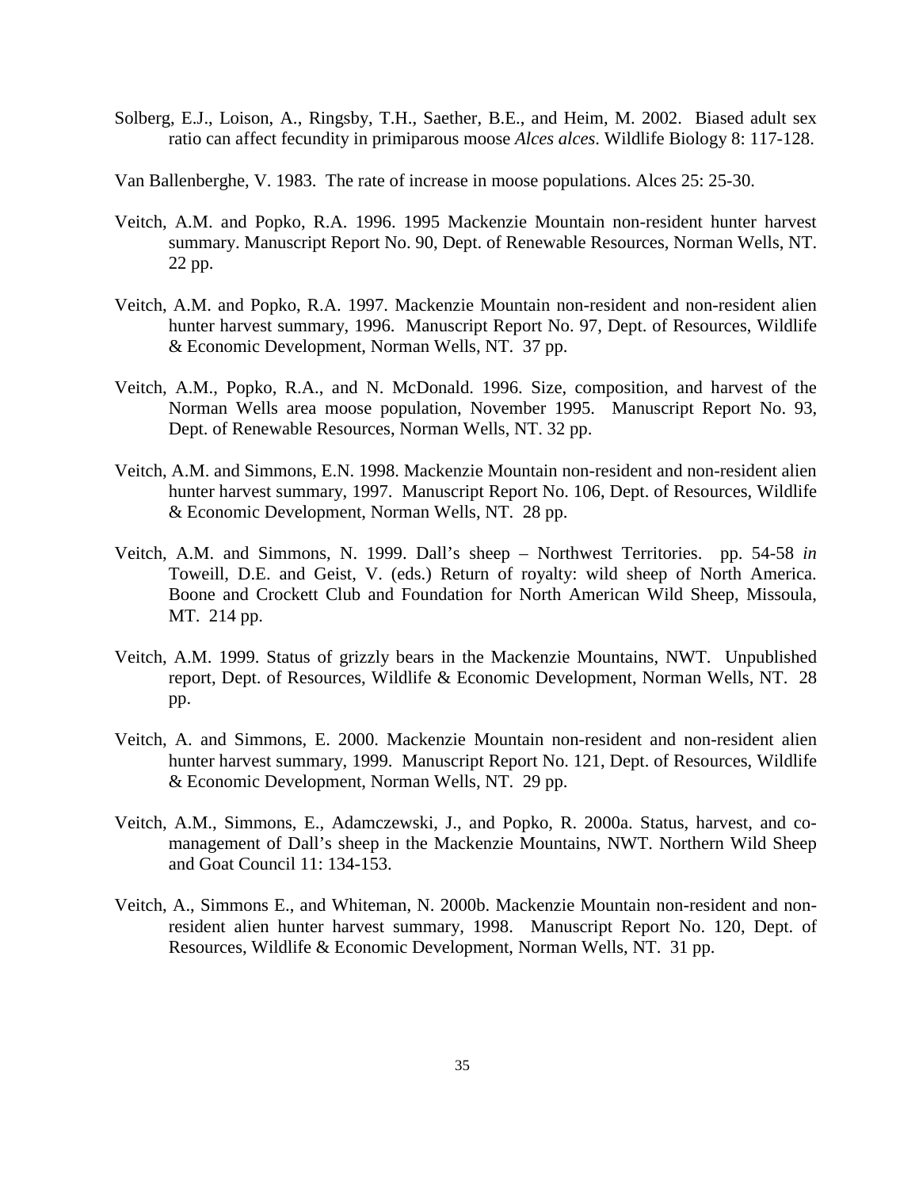Solberg, E.J., Loison, A., Ringsby, T.H., Saether, B.E., and Heim, M. 2002. Biased adult sex ratio can affect fecundity in primiparous moose *Alces alces*. Wildlife Biology 8: 117-128.

Van Ballenberghe, V. 1983. The rate of increase in moose populations. Alces 25: 25-30.

Veitch, A.M. and Popko, R.A. 1996. 1995 Mackenzie Mountain non-resident hunter harvest summary. Manuscript Report No. 90, Dept. of Renewable Resources, Norman Wells, NT. 22 pp.

Veitch, A.M. and Popko, R.A. 1997. Mackenzie Mountain non-resident and non-resident alien hunter harvest summary, 1996. Manuscript Report No. 97, Dept. of Resources, Wildlife & Economic Development, Norman Wells, NT. 37 pp.

Veitch, A.M., Popko, R.A., and N. McDonald. 1996. Size, composition, and harvest of the Norman Wells area moose population, November 1995. Manuscript Report No. 93, Dept. of Renewable Resources, Norman Wells, NT. 32 pp.

Veitch, A.M. and Simmons, E.N. 1998. Mackenzie Mountain non-resident and non-resident alien hunter harvest summary, 1997. Manuscript Report No. 106, Dept. of Resources, Wildlife & Economic Development, Norman Wells, NT. 28 pp.

Veitch, A.M. and Simmons, N. 1999. Dall's sheep – Northwest Territories. pp. 54-58 *in* Toweill, D.E. and Geist, V. (eds.) Return of royalty: wild sheep of North America. Boone and Crockett Club and Foundation for North American Wild Sheep, Missoula, MT. 214 pp.

Veitch, A.M. 1999. Status of grizzly bears in the Mackenzie Mountains, NWT. Unpublished report, Dept. of Resources, Wildlife & Economic Development, Norman Wells, NT. 28 pp.

Veitch, A. and Simmons, E. 2000. Mackenzie Mountain non-resident and non-resident alien hunter harvest summary, 1999. Manuscript Report No. 121, Dept. of Resources, Wildlife & Economic Development, Norman Wells, NT. 29 pp.

Veitch, A.M., Simmons, E., Adamczewski, J., and Popko, R. 2000a. Status, harvest, and co-management of Dall's sheep in the Mackenzie Mountains, NWT. Northern Wild Sheep and Goat Council 11: 134-153.

Veitch, A., Simmons E., and Whiteman, N. 2000b. Mackenzie Mountain non-resident and non-resident alien hunter harvest summary, 1998. Manuscript Report No. 120, Dept. of Resources, Wildlife & Economic Development, Norman Wells, NT. 31 pp.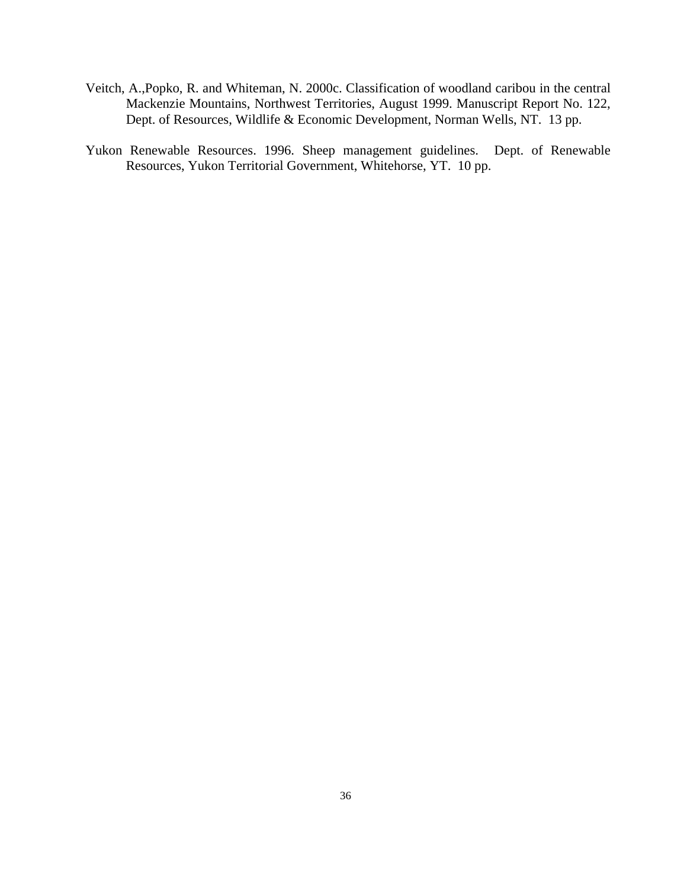Veitch, A.,Popko, R. and Whiteman, N. 2000c. Classification of woodland caribou in the central Mackenzie Mountains, Northwest Territories, August 1999. Manuscript Report No. 122, Dept. of Resources, Wildlife & Economic Development, Norman Wells, NT. 13 pp.

Yukon Renewable Resources. 1996. Sheep management guidelines. Dept. of Renewable Resources, Yukon Territorial Government, Whitehorse, YT. 10 pp.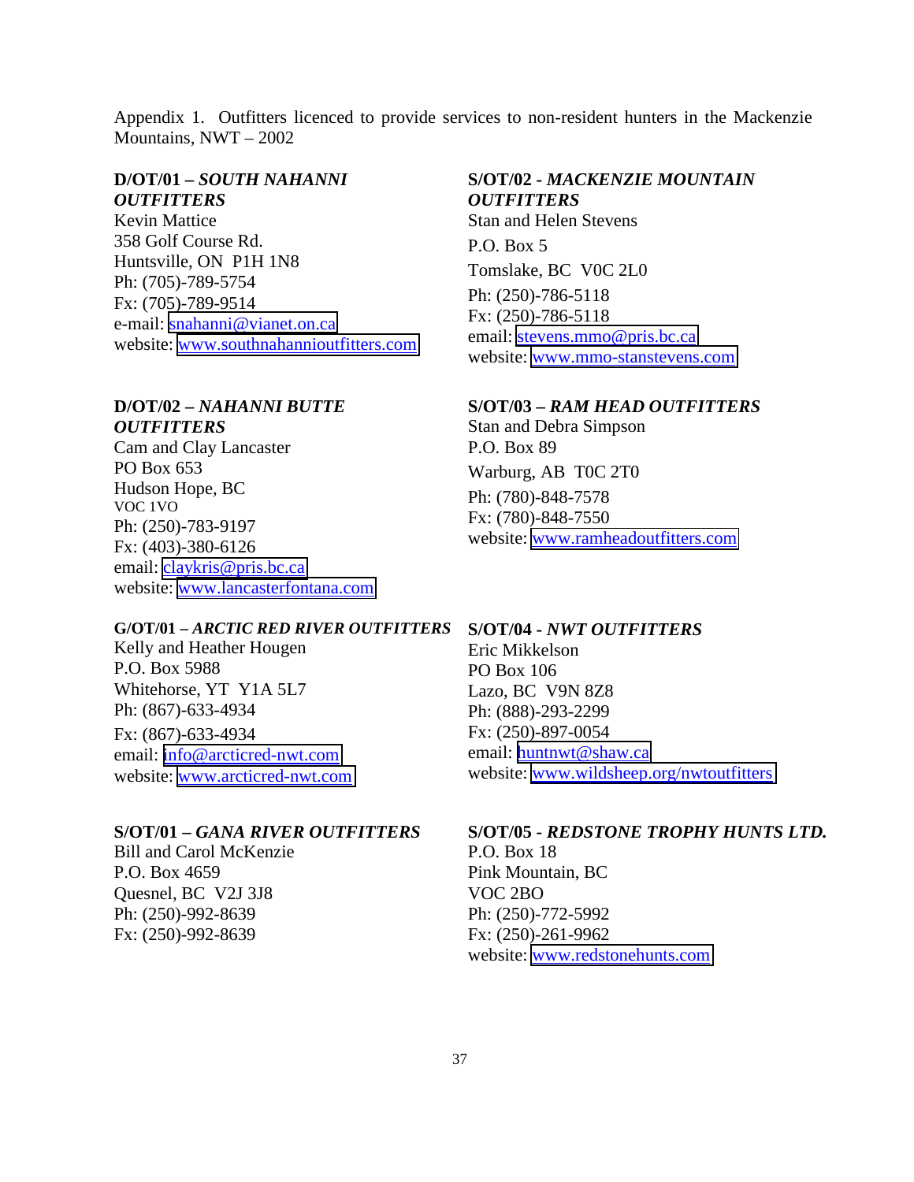Appendix 1. Outfitters licenced to provide services to non-resident hunters in the Mackenzie Mountains, NWT – 2002

**D/OT/01 – *SOUTH NAHANNI OUTFITTERS***
Kevin Mattice
358 Golf Course Rd.
Huntsville, ON P1H 1N8
Ph: (705)-789-5754
Fx: (705)-789-9514
e-mail: snahanni@vianet.on.ca
website: www.southnahannioutfitters.com

**D/OT/02 – *NAHANNI BUTTE OUTFITTERS***
Cam and Clay Lancaster
PO Box 653
Hudson Hope, BC
VOC 1VO
Ph: (250)-783-9197
Fx: (403)-380-6126
email: claykris@pris.bc.ca
website: www.lancasterfontana.com

**G/OT/01 – *ARCTIC RED RIVER OUTFITTERS***
Kelly and Heather Hougen
P.O. Box 5988
Whitehorse, YT Y1A 5L7
Ph: (867)-633-4934
Fx: (867)-633-4934
email: info@arcticred-nwt.com
website: www.arcticred-nwt.com

**S/OT/01 – *GANA RIVER OUTFITTERS***
Bill and Carol McKenzie
P.O. Box 4659
Quesnel, BC V2J 3J8
Ph: (250)-992-8639
Fx: (250)-992-8639

**S/OT/02 - *MACKENZIE MOUNTAIN OUTFITTERS***
Stan and Helen Stevens
P.O. Box 5
Tomslake, BC V0C 2L0
Ph: (250)-786-5118
Fx: (250)-786-5118
email: stevens.mmo@pris.bc.ca
website: www.mmo-stanstevens.com

**S/OT/03 – *RAM HEAD OUTFITTERS***
Stan and Debra Simpson
P.O. Box 89
Warburg, AB T0C 2T0
Ph: (780)-848-7578
Fx: (780)-848-7550
website: www.ramheadoutfitters.com

**S/OT/04 - *NWT OUTFITTERS***
Eric Mikkelson
PO Box 106
Lazo, BC V9N 8Z8
Ph: (888)-293-2299
Fx: (250)-897-0054
email: huntnwt@shaw.ca
website: www.wildsheep.org/nwtoutfitters

**S/OT/05 - *REDSTONE TROPHY HUNTS LTD.***
P.O. Box 18
Pink Mountain, BC
VOC 2BO
Ph: (250)-772-5992
Fx: (250)-261-9962
website: www.redstonehunts.com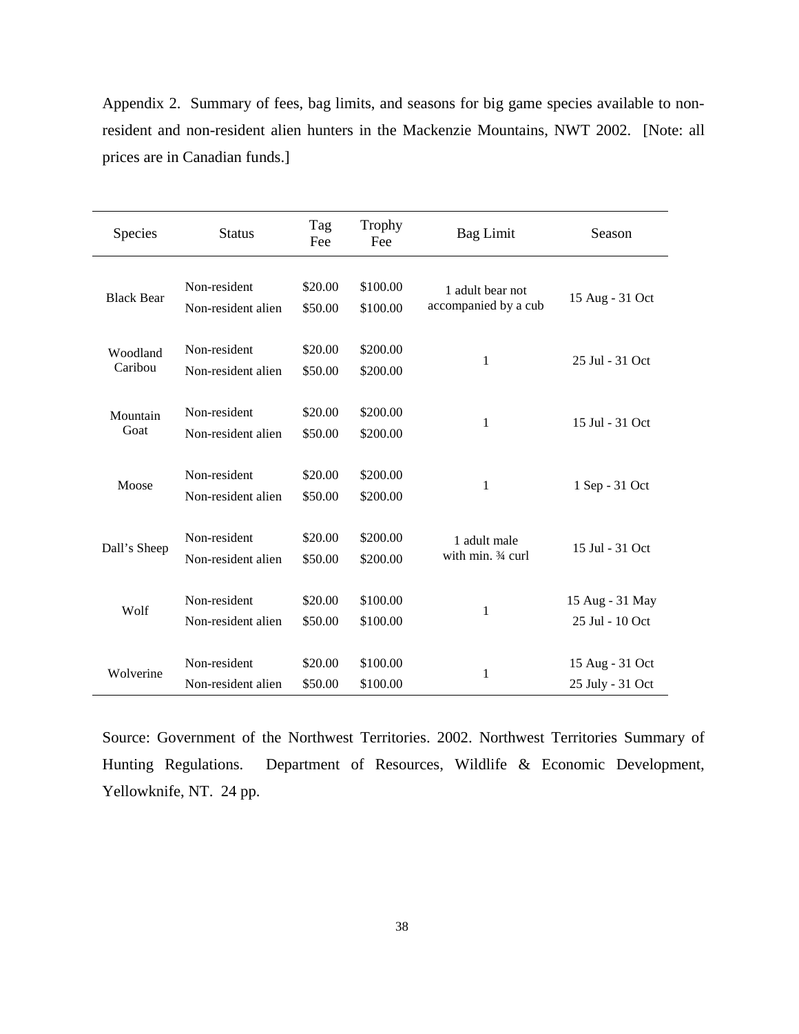Appendix 2. Summary of fees, bag limits, and seasons for big game species available to non-resident and non-resident alien hunters in the Mackenzie Mountains, NWT 2002. [Note: all prices are in Canadian funds.]

| Species | Status | Tag Fee | Trophy Fee | Bag Limit | Season |
|---|---|---|---|---|---|
| Black Bear | Non-resident | $20.00 | $100.00 | 1 adult bear not accompanied by a cub | 15 Aug - 31 Oct |
| | Non-resident alien | $50.00 | $100.00 | | |
| Woodland Caribou | Non-resident | $20.00 | $200.00 | 1 | 25 Jul - 31 Oct |
| | Non-resident alien | $50.00 | $200.00 | | |
| Mountain Goat | Non-resident | $20.00 | $200.00 | 1 | 15 Jul - 31 Oct |
| | Non-resident alien | $50.00 | $200.00 | | |
| Moose | Non-resident | $20.00 | $200.00 | 1 | 1 Sep - 31 Oct |
| | Non-resident alien | $50.00 | $200.00 | | |
| Dall's Sheep | Non-resident | $20.00 | $200.00 | 1 adult male with min. ¾ curl | 15 Jul - 31 Oct |
| | Non-resident alien | $50.00 | $200.00 | | |
| Wolf | Non-resident | $20.00 | $100.00 | 1 | 15 Aug - 31 May |
| | Non-resident alien | $50.00 | $100.00 | | 25 Jul - 10 Oct |
| Wolverine | Non-resident | $20.00 | $100.00 | 1 | 15 Aug - 31 Oct |
| | Non-resident alien | $50.00 | $100.00 | | 25 July - 31 Oct |

Source: Government of the Northwest Territories. 2002. Northwest Territories Summary of Hunting Regulations. Department of Resources, Wildlife & Economic Development, Yellowknife, NT. 24 pp.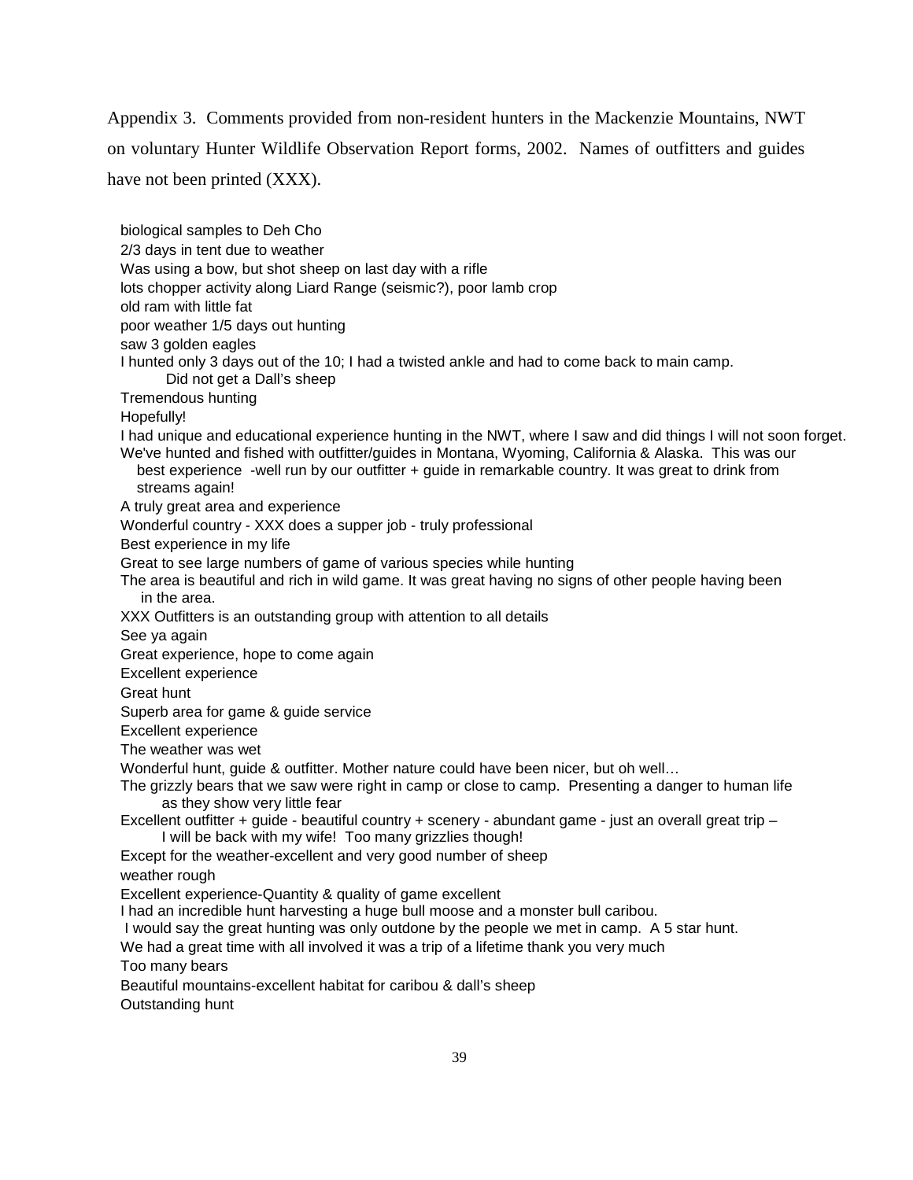Appendix 3. Comments provided from non-resident hunters in the Mackenzie Mountains, NWT on voluntary Hunter Wildlife Observation Report forms, 2002. Names of outfitters and guides have not been printed (XXX).

biological samples to Deh Cho

2/3 days in tent due to weather

Was using a bow, but shot sheep on last day with a rifle

lots chopper activity along Liard Range (seismic?), poor lamb crop

old ram with little fat

poor weather 1/5 days out hunting

saw 3 golden eagles

I hunted only 3 days out of the 10; I had a twisted ankle and had to come back to main camp. Did not get a Dall's sheep

Tremendous hunting

Hopefully!

I had unique and educational experience hunting in the NWT, where I saw and did things I will not soon forget.

We've hunted and fished with outfitter/guides in Montana, Wyoming, California & Alaska. This was our best experience -well run by our outfitter + guide in remarkable country. It was great to drink from streams again!

A truly great area and experience

Wonderful country - XXX does a supper job - truly professional

Best experience in my life

Great to see large numbers of game of various species while hunting

The area is beautiful and rich in wild game. It was great having no signs of other people having been in the area.

XXX Outfitters is an outstanding group with attention to all details

See ya again

Great experience, hope to come again

Excellent experience

Great hunt

Superb area for game & guide service

Excellent experience

The weather was wet

Wonderful hunt, guide & outfitter. Mother nature could have been nicer, but oh well…

The grizzly bears that we saw were right in camp or close to camp. Presenting a danger to human life as they show very little fear

Excellent outfitter + guide - beautiful country + scenery - abundant game - just an overall great trip – I will be back with my wife! Too many grizzlies though!

Except for the weather-excellent and very good number of sheep

weather rough

Excellent experience-Quantity & quality of game excellent

I had an incredible hunt harvesting a huge bull moose and a monster bull caribou.

I would say the great hunting was only outdone by the people we met in camp. A 5 star hunt.

We had a great time with all involved it was a trip of a lifetime thank you very much

Too many bears

Beautiful mountains-excellent habitat for caribou & dall's sheep

Outstanding hunt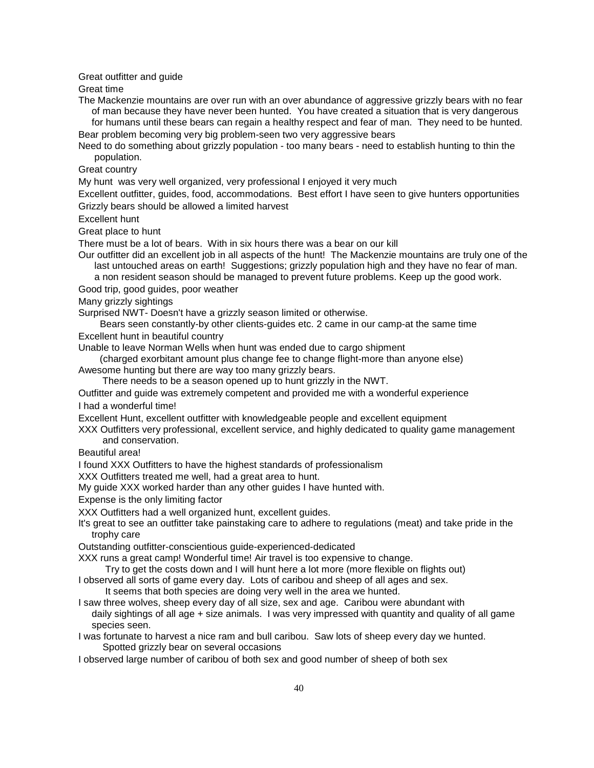Great outfitter and guide

Great time

The Mackenzie mountains are over run with an over abundance of aggressive grizzly bears with no fear of man because they have never been hunted. You have created a situation that is very dangerous for humans until these bears can regain a healthy respect and fear of man. They need to be hunted.

Bear problem becoming very big problem-seen two very aggressive bears

Need to do something about grizzly population - too many bears - need to establish hunting to thin the population.

Great country

My hunt was very well organized, very professional I enjoyed it very much

Excellent outfitter, guides, food, accommodations. Best effort I have seen to give hunters opportunities

Grizzly bears should be allowed a limited harvest

Excellent hunt

Great place to hunt

There must be a lot of bears. With in six hours there was a bear on our kill

Our outfitter did an excellent job in all aspects of the hunt! The Mackenzie mountains are truly one of the last untouched areas on earth! Suggestions; grizzly population high and they have no fear of man. a non resident season should be managed to prevent future problems. Keep up the good work.

Good trip, good guides, poor weather

Many grizzly sightings

Surprised NWT- Doesn't have a grizzly season limited or otherwise.
Bears seen constantly-by other clients-guides etc. 2 came in our camp-at the same time

Excellent hunt in beautiful country

Unable to leave Norman Wells when hunt was ended due to cargo shipment
(charged exorbitant amount plus change fee to change flight-more than anyone else)

Awesome hunting but there are way too many grizzly bears.
There needs to be a season opened up to hunt grizzly in the NWT.

Outfitter and guide was extremely competent and provided me with a wonderful experience

I had a wonderful time!

Excellent Hunt, excellent outfitter with knowledgeable people and excellent equipment

XXX Outfitters very professional, excellent service, and highly dedicated to quality game management and conservation.

Beautiful area!

I found XXX Outfitters to have the highest standards of professionalism

XXX Outfitters treated me well, had a great area to hunt.

My guide XXX worked harder than any other guides I have hunted with.

Expense is the only limiting factor

XXX Outfitters had a well organized hunt, excellent guides.

It's great to see an outfitter take painstaking care to adhere to regulations (meat) and take pride in the trophy care

Outstanding outfitter-conscientious guide-experienced-dedicated

XXX runs a great camp! Wonderful time! Air travel is too expensive to change.
Try to get the costs down and I will hunt here a lot more (more flexible on flights out)

I observed all sorts of game every day. Lots of caribou and sheep of all ages and sex.
It seems that both species are doing very well in the area we hunted.

I saw three wolves, sheep every day of all size, sex and age. Caribou were abundant with daily sightings of all age + size animals. I was very impressed with quantity and quality of all game species seen.

I was fortunate to harvest a nice ram and bull caribou. Saw lots of sheep every day we hunted.
Spotted grizzly bear on several occasions

I observed large number of caribou of both sex and good number of sheep of both sex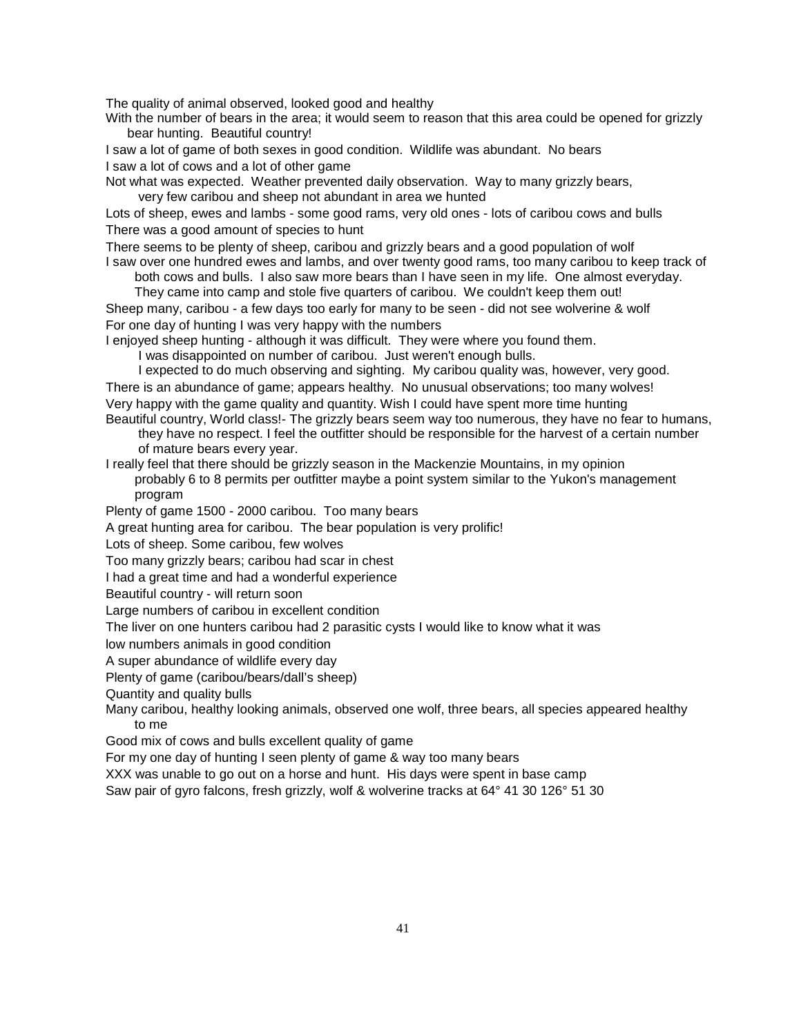The quality of animal observed, looked good and healthy

With the number of bears in the area; it would seem to reason that this area could be opened for grizzly bear hunting. Beautiful country!

I saw a lot of game of both sexes in good condition. Wildlife was abundant. No bears

I saw a lot of cows and a lot of other game

Not what was expected. Weather prevented daily observation. Way to many grizzly bears, very few caribou and sheep not abundant in area we hunted

Lots of sheep, ewes and lambs - some good rams, very old ones - lots of caribou cows and bulls

There was a good amount of species to hunt

There seems to be plenty of sheep, caribou and grizzly bears and a good population of wolf

I saw over one hundred ewes and lambs, and over twenty good rams, too many caribou to keep track of both cows and bulls. I also saw more bears than I have seen in my life. One almost everyday. They came into camp and stole five quarters of caribou. We couldn't keep them out!

Sheep many, caribou - a few days too early for many to be seen - did not see wolverine & wolf

For one day of hunting I was very happy with the numbers

I enjoyed sheep hunting - although it was difficult. They were where you found them. I was disappointed on number of caribou. Just weren't enough bulls. I expected to do much observing and sighting. My caribou quality was, however, very good.

There is an abundance of game; appears healthy. No unusual observations; too many wolves!

Very happy with the game quality and quantity. Wish I could have spent more time hunting

Beautiful country, World class!- The grizzly bears seem way too numerous, they have no fear to humans, they have no respect. I feel the outfitter should be responsible for the harvest of a certain number of mature bears every year.

I really feel that there should be grizzly season in the Mackenzie Mountains, in my opinion probably 6 to 8 permits per outfitter maybe a point system similar to the Yukon's management program

Plenty of game 1500 - 2000 caribou. Too many bears

A great hunting area for caribou. The bear population is very prolific!

Lots of sheep. Some caribou, few wolves

Too many grizzly bears; caribou had scar in chest

I had a great time and had a wonderful experience

Beautiful country - will return soon

Large numbers of caribou in excellent condition

The liver on one hunters caribou had 2 parasitic cysts I would like to know what it was

low numbers animals in good condition

A super abundance of wildlife every day

Plenty of game (caribou/bears/dall's sheep)

Quantity and quality bulls

Many caribou, healthy looking animals, observed one wolf, three bears, all species appeared healthy to me

Good mix of cows and bulls excellent quality of game

For my one day of hunting I seen plenty of game & way too many bears

XXX was unable to go out on a horse and hunt. His days were spent in base camp

Saw pair of gyro falcons, fresh grizzly, wolf & wolverine tracks at 64° 41 30 126° 51 30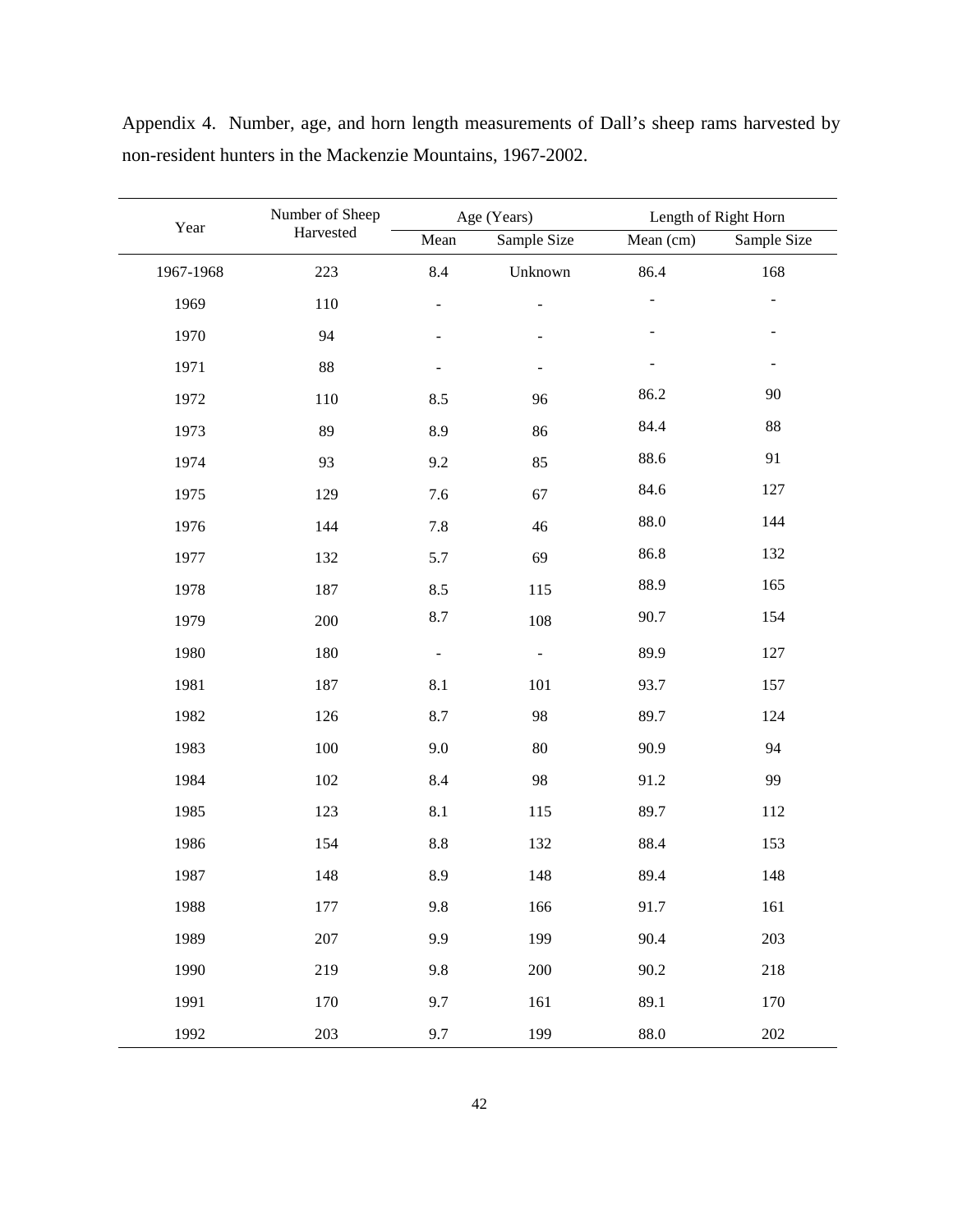Appendix 4. Number, age, and horn length measurements of Dall's sheep rams harvested by non-resident hunters in the Mackenzie Mountains, 1967-2002.

| Year | Number of Sheep Harvested | Age (Years) | | Length of Right Horn | |
|---|---|---|---|---|---|
| | | Mean | Sample Size | Mean (cm) | Sample Size |
| 1967-1968 | 223 | 8.4 | Unknown | 86.4 | 168 |
| 1969 | 110 | - | - | - | - |
| 1970 | 94 | - | - | - | - |
| 1971 | 88 | - | - | - | - |
| 1972 | 110 | 8.5 | 96 | 86.2 | 90 |
| 1973 | 89 | 8.9 | 86 | 84.4 | 88 |
| 1974 | 93 | 9.2 | 85 | 88.6 | 91 |
| 1975 | 129 | 7.6 | 67 | 84.6 | 127 |
| 1976 | 144 | 7.8 | 46 | 88.0 | 144 |
| 1977 | 132 | 5.7 | 69 | 86.8 | 132 |
| 1978 | 187 | 8.5 | 115 | 88.9 | 165 |
| 1979 | 200 | 8.7 | 108 | 90.7 | 154 |
| 1980 | 180 | - | - | 89.9 | 127 |
| 1981 | 187 | 8.1 | 101 | 93.7 | 157 |
| 1982 | 126 | 8.7 | 98 | 89.7 | 124 |
| 1983 | 100 | 9.0 | 80 | 90.9 | 94 |
| 1984 | 102 | 8.4 | 98 | 91.2 | 99 |
| 1985 | 123 | 8.1 | 115 | 89.7 | 112 |
| 1986 | 154 | 8.8 | 132 | 88.4 | 153 |
| 1987 | 148 | 8.9 | 148 | 89.4 | 148 |
| 1988 | 177 | 9.8 | 166 | 91.7 | 161 |
| 1989 | 207 | 9.9 | 199 | 90.4 | 203 |
| 1990 | 219 | 9.8 | 200 | 90.2 | 218 |
| 1991 | 170 | 9.7 | 161 | 89.1 | 170 |
| 1992 | 203 | 9.7 | 199 | 88.0 | 202 |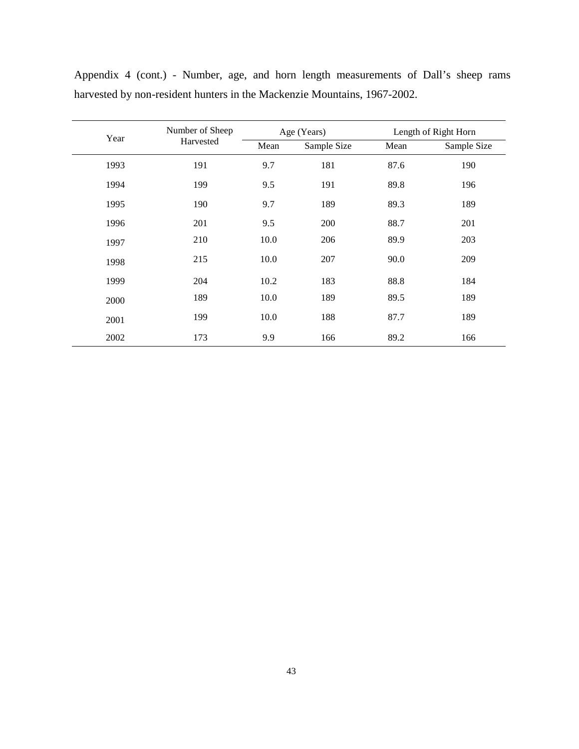Appendix 4 (cont.) - Number, age, and horn length measurements of Dall's sheep rams harvested by non-resident hunters in the Mackenzie Mountains, 1967-2002.

| Year | Number of Sheep Harvested | Age (Years) | | Length of Right Horn | |
|---|---|---|---|---|---|
| | | Mean | Sample Size | Mean | Sample Size |
| 1993 | 191 | 9.7 | 181 | 87.6 | 190 |
| 1994 | 199 | 9.5 | 191 | 89.8 | 196 |
| 1995 | 190 | 9.7 | 189 | 89.3 | 189 |
| 1996 | 201 | 9.5 | 200 | 88.7 | 201 |
| 1997 | 210 | 10.0 | 206 | 89.9 | 203 |
| 1998 | 215 | 10.0 | 207 | 90.0 | 209 |
| 1999 | 204 | 10.2 | 183 | 88.8 | 184 |
| 2000 | 189 | 10.0 | 189 | 89.5 | 189 |
| 2001 | 199 | 10.0 | 188 | 87.7 | 189 |
| 2002 | 173 | 9.9 | 166 | 89.2 | 166 |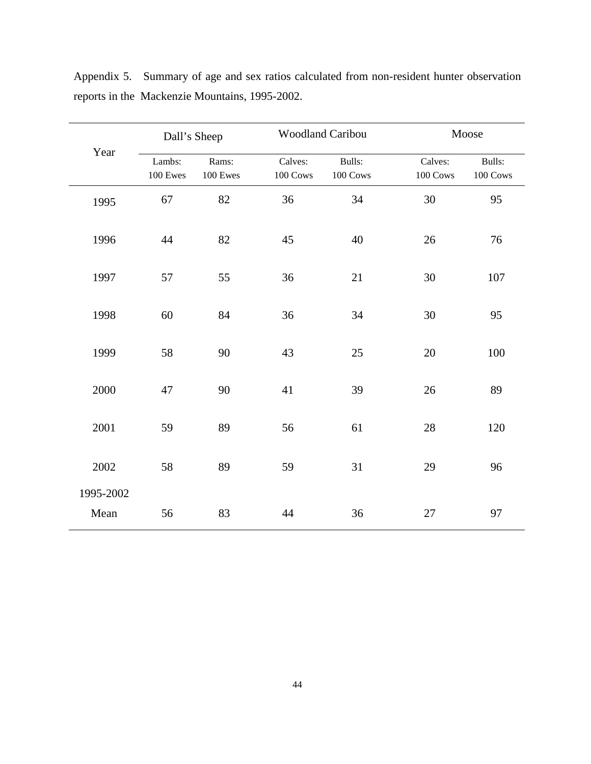Appendix 5. Summary of age and sex ratios calculated from non-resident hunter observation reports in the Mackenzie Mountains, 1995-2002.

| Year | Dall's Sheep | | Woodland Caribou | | Moose | |
|---|---|---|---|---|---|---|
| | Lambs: 100 Ewes | Rams: 100 Ewes | Calves: 100 Cows | Bulls: 100 Cows | Calves: 100 Cows | Bulls: 100 Cows |
| 1995 | 67 | 82 | 36 | 34 | 30 | 95 |
| 1996 | 44 | 82 | 45 | 40 | 26 | 76 |
| 1997 | 57 | 55 | 36 | 21 | 30 | 107 |
| 1998 | 60 | 84 | 36 | 34 | 30 | 95 |
| 1999 | 58 | 90 | 43 | 25 | 20 | 100 |
| 2000 | 47 | 90 | 41 | 39 | 26 | 89 |
| 2001 | 59 | 89 | 56 | 61 | 28 | 120 |
| 2002 | 58 | 89 | 59 | 31 | 29 | 96 |
| 1995-2002 Mean | 56 | 83 | 44 | 36 | 27 | 97 |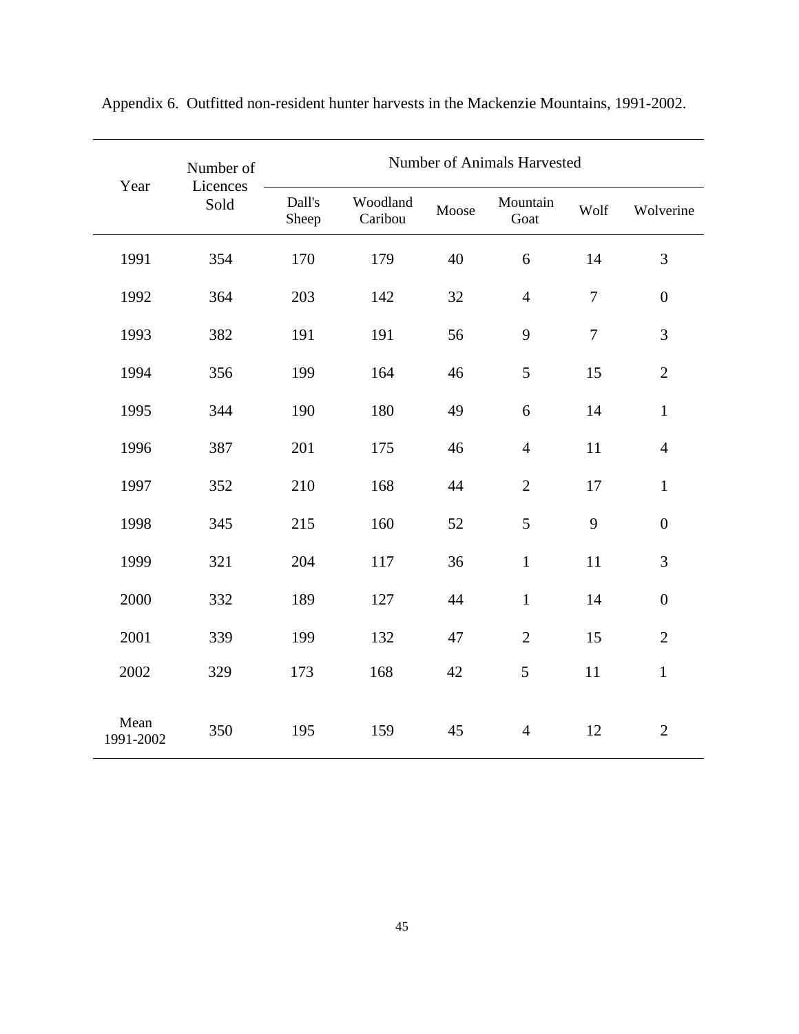Appendix 6. Outfitted non-resident hunter harvests in the Mackenzie Mountains, 1991-2002.

| Year | Number of Licences Sold | Number of Animals Harvested | | | | | |
|---|---|---|---|---|---|---|---|
| | | Dall's Sheep | Woodland Caribou | Moose | Mountain Goat | Wolf | Wolverine |
| 1991 | 354 | 170 | 179 | 40 | 6 | 14 | 3 |
| 1992 | 364 | 203 | 142 | 32 | 4 | 7 | 0 |
| 1993 | 382 | 191 | 191 | 56 | 9 | 7 | 3 |
| 1994 | 356 | 199 | 164 | 46 | 5 | 15 | 2 |
| 1995 | 344 | 190 | 180 | 49 | 6 | 14 | 1 |
| 1996 | 387 | 201 | 175 | 46 | 4 | 11 | 4 |
| 1997 | 352 | 210 | 168 | 44 | 2 | 17 | 1 |
| 1998 | 345 | 215 | 160 | 52 | 5 | 9 | 0 |
| 1999 | 321 | 204 | 117 | 36 | 1 | 11 | 3 |
| 2000 | 332 | 189 | 127 | 44 | 1 | 14 | 0 |
| 2001 | 339 | 199 | 132 | 47 | 2 | 15 | 2 |
| 2002 | 329 | 173 | 168 | 42 | 5 | 11 | 1 |
| Mean 1991-2002 | 350 | 195 | 159 | 45 | 4 | 12 | 2 |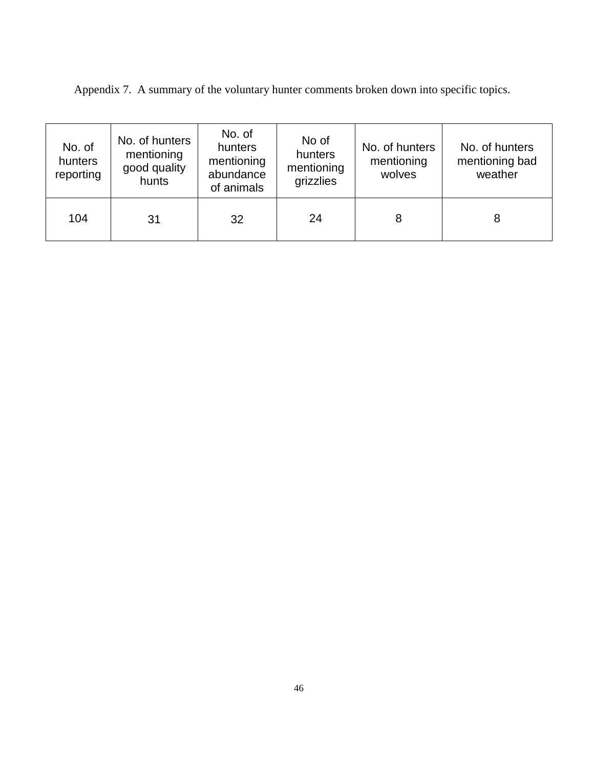Appendix 7. A summary of the voluntary hunter comments broken down into specific topics.

| No. of hunters reporting | No. of hunters mentioning good quality hunts | No. of hunters mentioning abundance of animals | No of hunters mentioning grizzlies | No. of hunters mentioning wolves | No. of hunters mentioning bad weather |
|---|---|---|---|---|---|
| 104 | 31 | 32 | 24 | 8 | 8 |